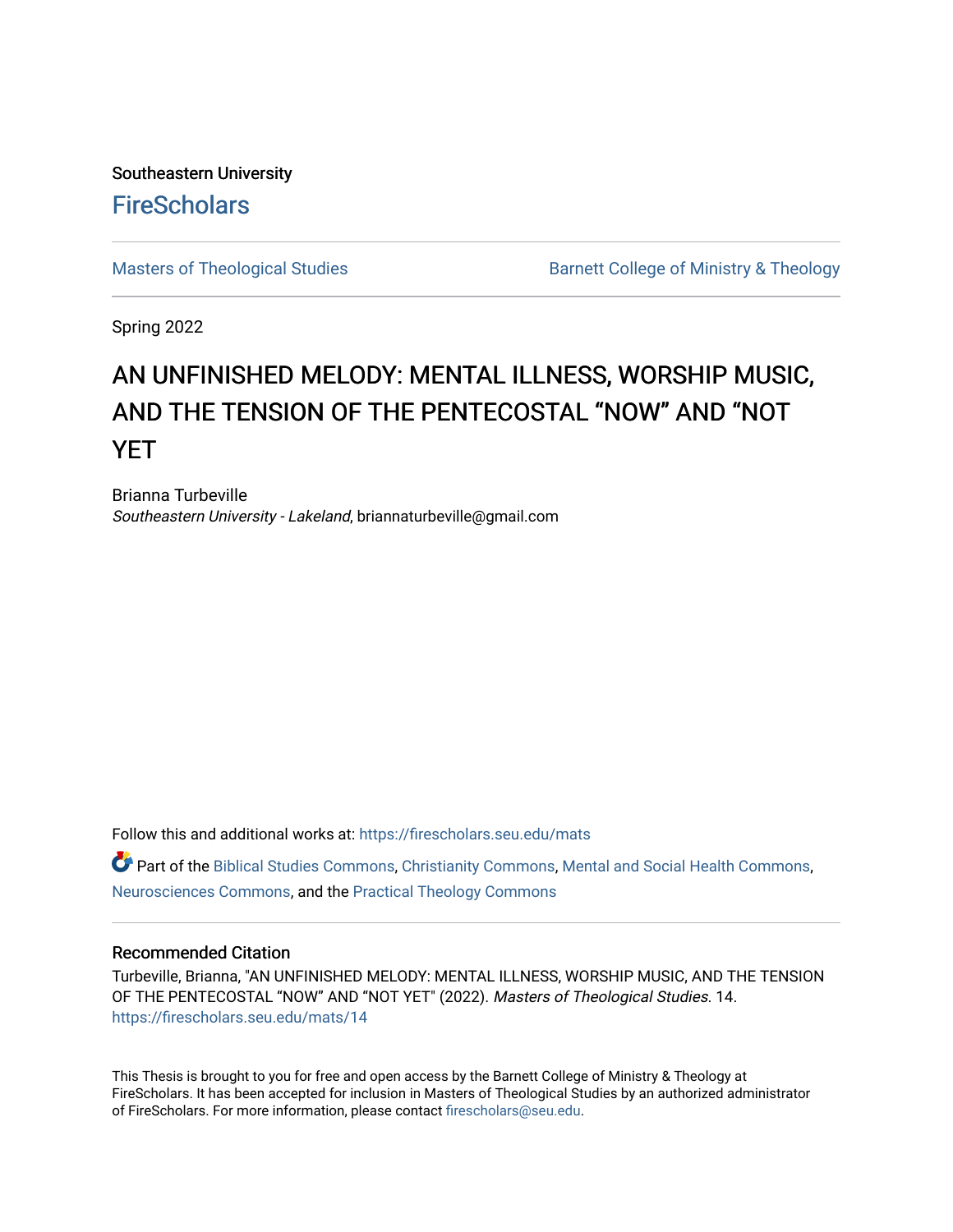Southeastern University

FireScholars

Masters of Theological Studies | Barnett College of Ministry & Theology

Spring 2022

# AN UNFINISHED MELODY: MENTAL ILLNESS, WORSHIP MUSIC, AND THE TENSION OF THE PENTECOSTAL “NOW” AND “NOT YET

Brianna Turbeville
*Southeastern University - Lakeland*, briannaturbeville@gmail.com

Follow this and additional works at: https://firescholars.seu.edu/mats

Part of the Biblical Studies Commons, Christianity Commons, Mental and Social Health Commons, Neurosciences Commons, and the Practical Theology Commons

## Recommended Citation

Turbeville, Brianna, "AN UNFINISHED MELODY: MENTAL ILLNESS, WORSHIP MUSIC, AND THE TENSION OF THE PENTECOSTAL “NOW” AND “NOT YET" (2022). *Masters of Theological Studies*. 14. https://firescholars.seu.edu/mats/14

This Thesis is brought to you for free and open access by the Barnett College of Ministry & Theology at FireScholars. It has been accepted for inclusion in Masters of Theological Studies by an authorized administrator of FireScholars. For more information, please contact firescholars@seu.edu.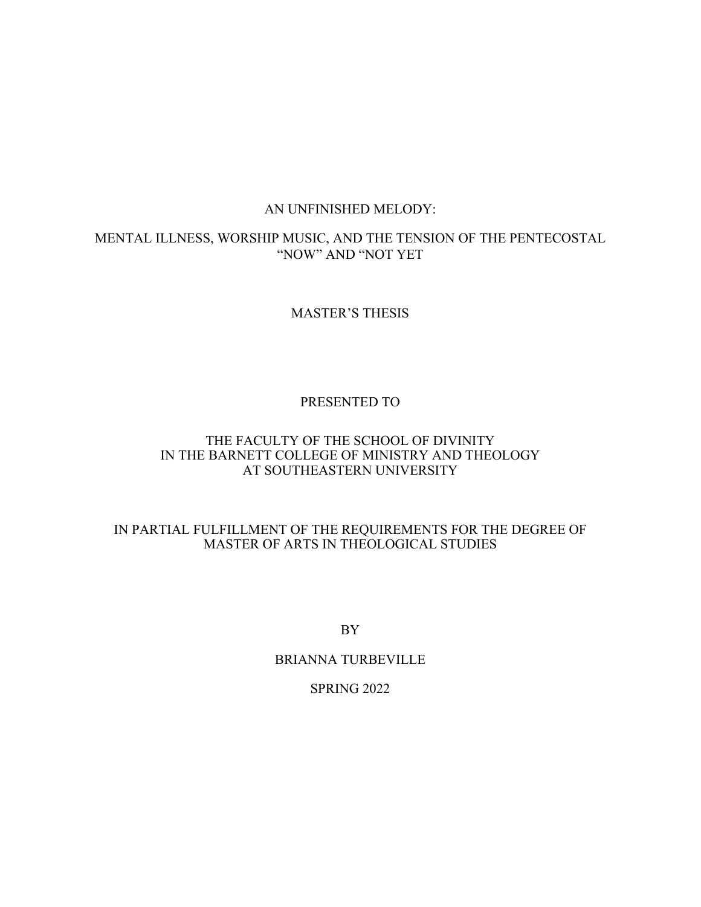# AN UNFINISHED MELODY:

## MENTAL ILLNESS, WORSHIP MUSIC, AND THE TENSION OF THE PENTECOSTAL "NOW" AND "NOT YET

MASTER'S THESIS

PRESENTED TO

THE FACULTY OF THE SCHOOL OF DIVINITY
IN THE BARNETT COLLEGE OF MINISTRY AND THEOLOGY
AT SOUTHEASTERN UNIVERSITY

IN PARTIAL FULFILLMENT OF THE REQUIREMENTS FOR THE DEGREE OF
MASTER OF ARTS IN THEOLOGICAL STUDIES

BY

BRIANNA TURBEVILLE

SPRING 2022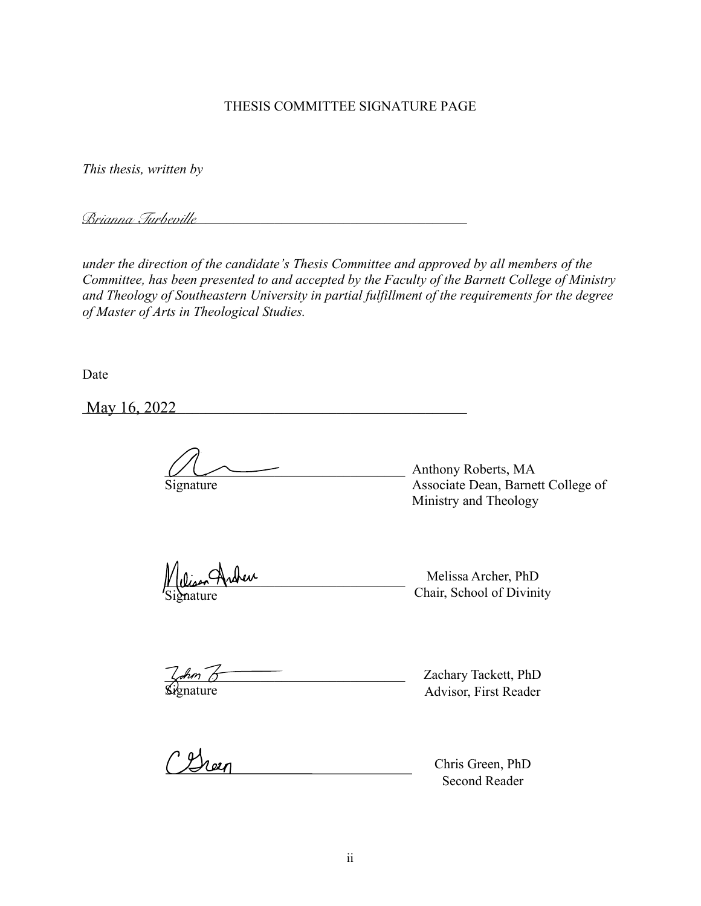THESIS COMMITTEE SIGNATURE PAGE

*This thesis, written by*

*Brianna Turbeville*

*under the direction of the candidate's Thesis Committee and approved by all members of the Committee, has been presented to and accepted by the Faculty of the Barnett College of Ministry and Theology of Southeastern University in partial fulfillment of the requirements for the degree of Master of Arts in Theological Studies.*

Date

May 16, 2022

Signature — Anthony Roberts, MA
Associate Dean, Barnett College of Ministry and Theology

Signature — Melissa Archer, PhD
Chair, School of Divinity

Signature — Zachary Tackett, PhD
Advisor, First Reader

Chris Green, PhD
Second Reader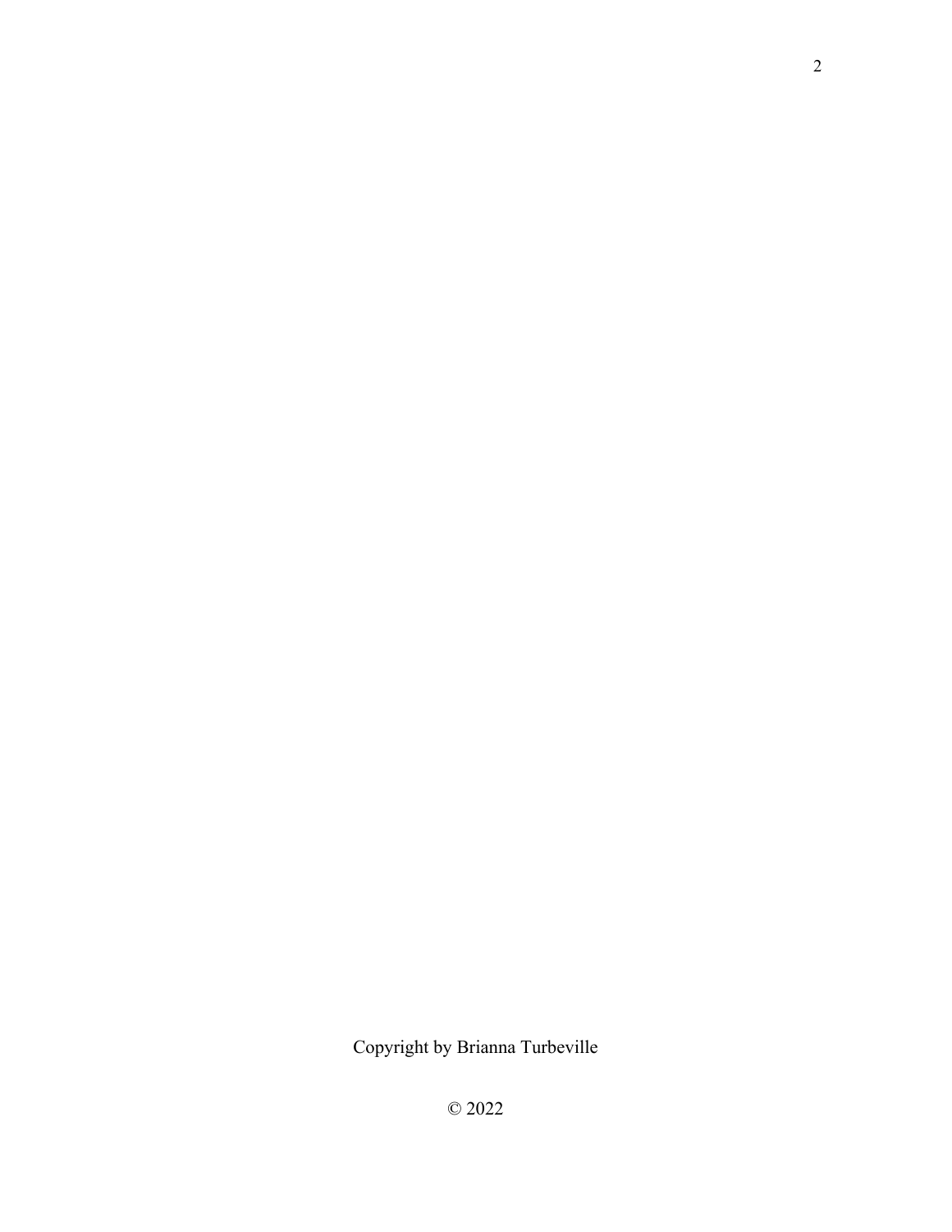Copyright by Brianna Turbeville

© 2022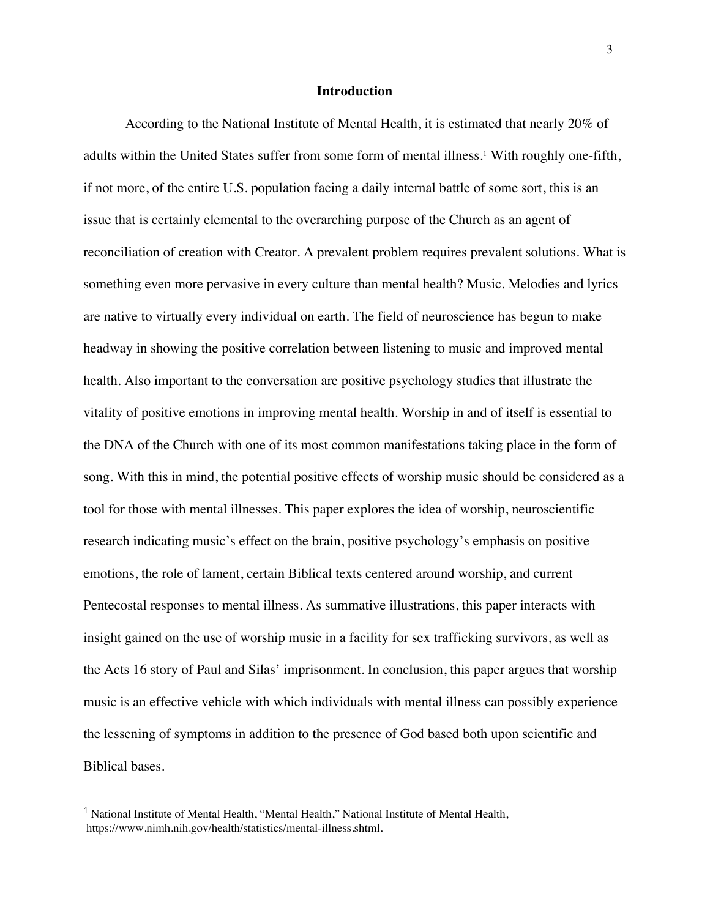## Introduction

According to the National Institute of Mental Health, it is estimated that nearly 20% of adults within the United States suffer from some form of mental illness.[1] With roughly one-fifth, if not more, of the entire U.S. population facing a daily internal battle of some sort, this is an issue that is certainly elemental to the overarching purpose of the Church as an agent of reconciliation of creation with Creator. A prevalent problem requires prevalent solutions. What is something even more pervasive in every culture than mental health? Music. Melodies and lyrics are native to virtually every individual on earth. The field of neuroscience has begun to make headway in showing the positive correlation between listening to music and improved mental health. Also important to the conversation are positive psychology studies that illustrate the vitality of positive emotions in improving mental health. Worship in and of itself is essential to the DNA of the Church with one of its most common manifestations taking place in the form of song. With this in mind, the potential positive effects of worship music should be considered as a tool for those with mental illnesses. This paper explores the idea of worship, neuroscientific research indicating music's effect on the brain, positive psychology's emphasis on positive emotions, the role of lament, certain Biblical texts centered around worship, and current Pentecostal responses to mental illness. As summative illustrations, this paper interacts with insight gained on the use of worship music in a facility for sex trafficking survivors, as well as the Acts 16 story of Paul and Silas' imprisonment. In conclusion, this paper argues that worship music is an effective vehicle with which individuals with mental illness can possibly experience the lessening of symptoms in addition to the presence of God based both upon scientific and Biblical bases.

[1] National Institute of Mental Health, "Mental Health," National Institute of Mental Health, https://www.nimh.nih.gov/health/statistics/mental-illness.shtml.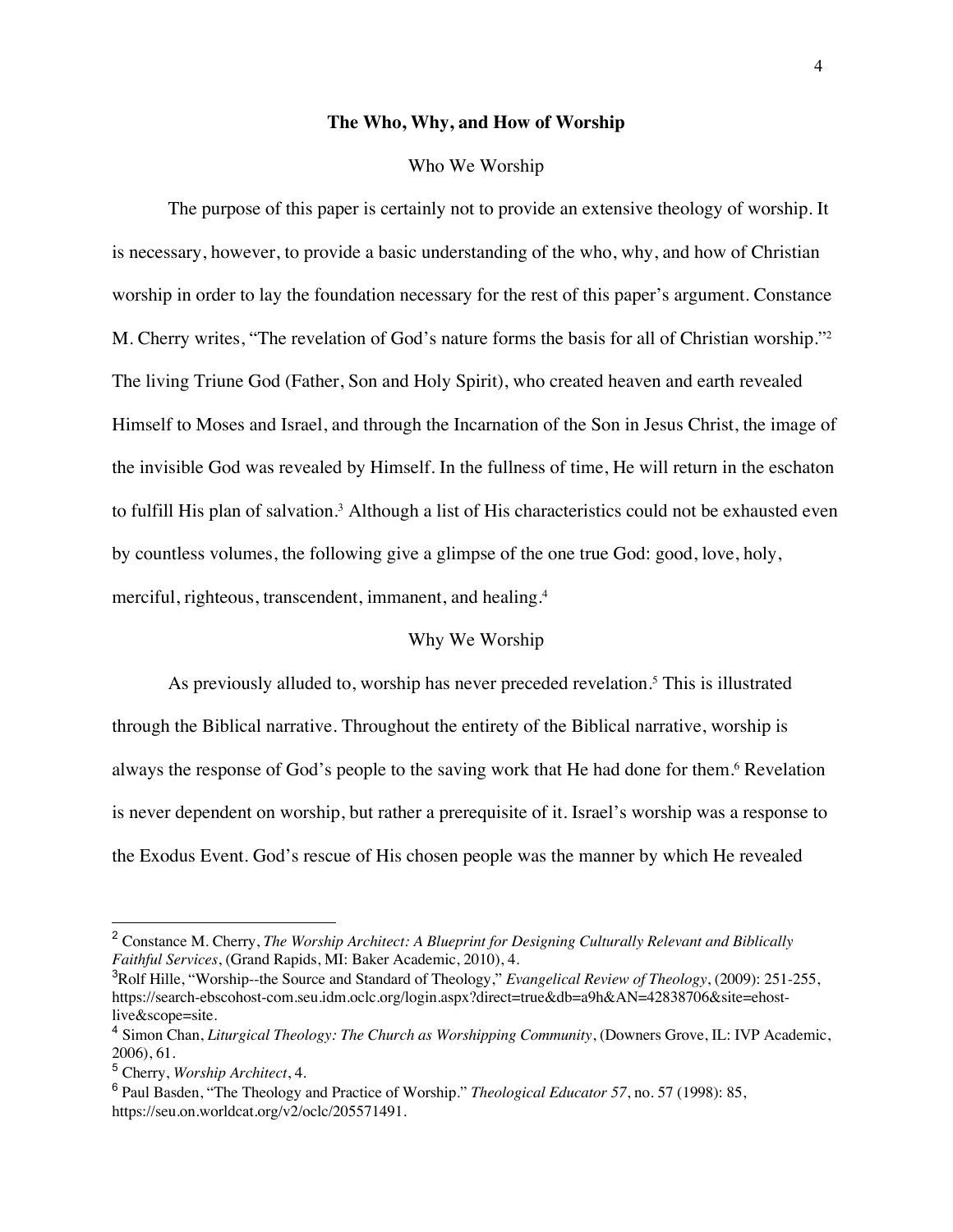## The Who, Why, and How of Worship

### Who We Worship

The purpose of this paper is certainly not to provide an extensive theology of worship. It is necessary, however, to provide a basic understanding of the who, why, and how of Christian worship in order to lay the foundation necessary for the rest of this paper's argument. Constance M. Cherry writes, "The revelation of God's nature forms the basis for all of Christian worship."[2] The living Triune God (Father, Son and Holy Spirit), who created heaven and earth revealed Himself to Moses and Israel, and through the Incarnation of the Son in Jesus Christ, the image of the invisible God was revealed by Himself. In the fullness of time, He will return in the eschaton to fulfill His plan of salvation.[3] Although a list of His characteristics could not be exhausted even by countless volumes, the following give a glimpse of the one true God: good, love, holy, merciful, righteous, transcendent, immanent, and healing.[4]

### Why We Worship

As previously alluded to, worship has never preceded revelation.[5] This is illustrated through the Biblical narrative. Throughout the entirety of the Biblical narrative, worship is always the response of God's people to the saving work that He had done for them.[6] Revelation is never dependent on worship, but rather a prerequisite of it. Israel's worship was a response to the Exodus Event. God's rescue of His chosen people was the manner by which He revealed

---

[2] Constance M. Cherry, *The Worship Architect: A Blueprint for Designing Culturally Relevant and Biblically Faithful Services*, (Grand Rapids, MI: Baker Academic, 2010), 4.

[3] Rolf Hille, "Worship--the Source and Standard of Theology," *Evangelical Review of Theology*, (2009): 251-255, https://search-ebscohost-com.seu.idm.oclc.org/login.aspx?direct=true&db=a9h&AN=42838706&site=ehost-live&scope=site.

[4] Simon Chan, *Liturgical Theology: The Church as Worshipping Community*, (Downers Grove, IL: IVP Academic, 2006), 61.

[5] Cherry, *Worship Architect*, 4.

[6] Paul Basden, "The Theology and Practice of Worship." *Theological Educator 57*, no. 57 (1998): 85, https://seu.on.worldcat.org/v2/oclc/205571491.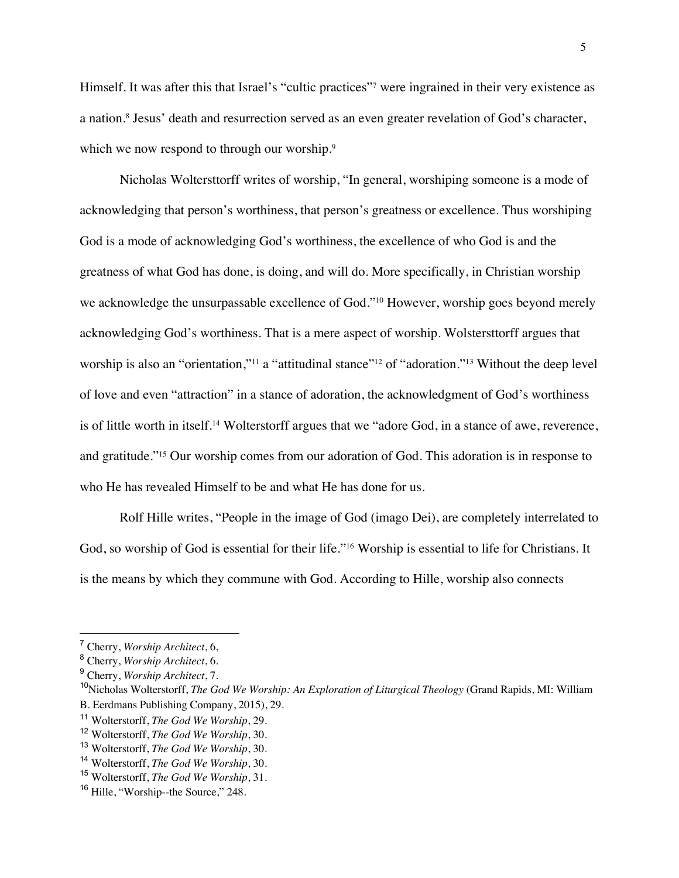Himself. It was after this that Israel's "cultic practices"[7] were ingrained in their very existence as a nation.[8] Jesus' death and resurrection served as an even greater revelation of God's character, which we now respond to through our worship.[9]

Nicholas Woltersttorff writes of worship, "In general, worshiping someone is a mode of acknowledging that person's worthiness, that person's greatness or excellence. Thus worshiping God is a mode of acknowledging God's worthiness, the excellence of who God is and the greatness of what God has done, is doing, and will do. More specifically, in Christian worship we acknowledge the unsurpassable excellence of God."[10] However, worship goes beyond merely acknowledging God's worthiness. That is a mere aspect of worship. Wolstersttorff argues that worship is also an "orientation,"[11] a "attitudinal stance"[12] of "adoration."[13] Without the deep level of love and even "attraction" in a stance of adoration, the acknowledgment of God's worthiness is of little worth in itself.[14] Wolterstorff argues that we "adore God, in a stance of awe, reverence, and gratitude."[15] Our worship comes from our adoration of God. This adoration is in response to who He has revealed Himself to be and what He has done for us.

Rolf Hille writes, "People in the image of God (imago Dei), are completely interrelated to God, so worship of God is essential for their life."[16] Worship is essential to life for Christians. It is the means by which they commune with God. According to Hille, worship also connects

---

[7] Cherry, *Worship Architect*, 6,

[8] Cherry, *Worship Architect*, 6.

[9] Cherry, *Worship Architect*, 7.

[10] Nicholas Wolterstorff, *The God We Worship: An Exploration of Liturgical Theology* (Grand Rapids, MI: William B. Eerdmans Publishing Company, 2015), 29.

[11] Wolterstorff, *The God We Worship*, 29.

[12] Wolterstorff, *The God We Worship*, 30.

[13] Wolterstorff, *The God We Worship*, 30.

[14] Wolterstorff, *The God We Worship*, 30.

[15] Wolterstorff, *The God We Worship*, 31.

[16] Hille, "Worship--the Source," 248.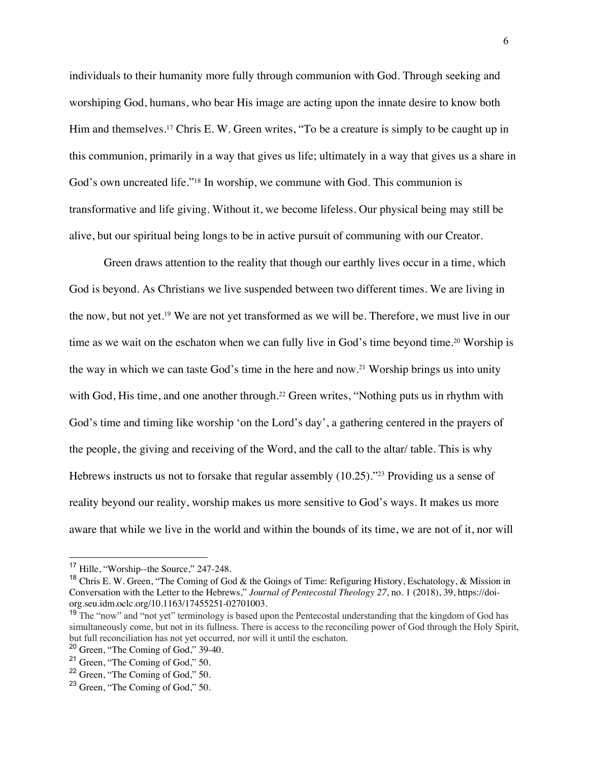individuals to their humanity more fully through communion with God. Through seeking and worshiping God, humans, who bear His image are acting upon the innate desire to know both Him and themselves.[17] Chris E. W. Green writes, "To be a creature is simply to be caught up in this communion, primarily in a way that gives us life; ultimately in a way that gives us a share in God's own uncreated life."[18] In worship, we commune with God. This communion is transformative and life giving. Without it, we become lifeless. Our physical being may still be alive, but our spiritual being longs to be in active pursuit of communing with our Creator.

Green draws attention to the reality that though our earthly lives occur in a time, which God is beyond. As Christians we live suspended between two different times. We are living in the now, but not yet.[19] We are not yet transformed as we will be. Therefore, we must live in our time as we wait on the eschaton when we can fully live in God's time beyond time.[20] Worship is the way in which we can taste God's time in the here and now.[21] Worship brings us into unity with God, His time, and one another through.[22] Green writes, "Nothing puts us in rhythm with God's time and timing like worship 'on the Lord's day', a gathering centered in the prayers of the people, the giving and receiving of the Word, and the call to the altar/ table. This is why Hebrews instructs us not to forsake that regular assembly (10.25)."[23] Providing us a sense of reality beyond our reality, worship makes us more sensitive to God's ways. It makes us more aware that while we live in the world and within the bounds of its time, we are not of it, nor will

---

[17] Hille, "Worship--the Source," 247-248.

[18] Chris E. W. Green, "The Coming of God & the Goings of Time: Refiguring History, Eschatology, & Mission in Conversation with the Letter to the Hebrews," *Journal of Pentecostal Theology 27*, no. 1 (2018), 39, https://doi-org.seu.idm.oclc.org/10.1163/17455251-02701003.

[19] The "now" and "not yet" terminology is based upon the Pentecostal understanding that the kingdom of God has simultaneously come, but not in its fullness. There is access to the reconciling power of God through the Holy Spirit, but full reconciliation has not yet occurred, nor will it until the eschaton.

[20] Green, "The Coming of God," 39-40.

[21] Green, "The Coming of God," 50.

[22] Green, "The Coming of God," 50.

[23] Green, "The Coming of God," 50.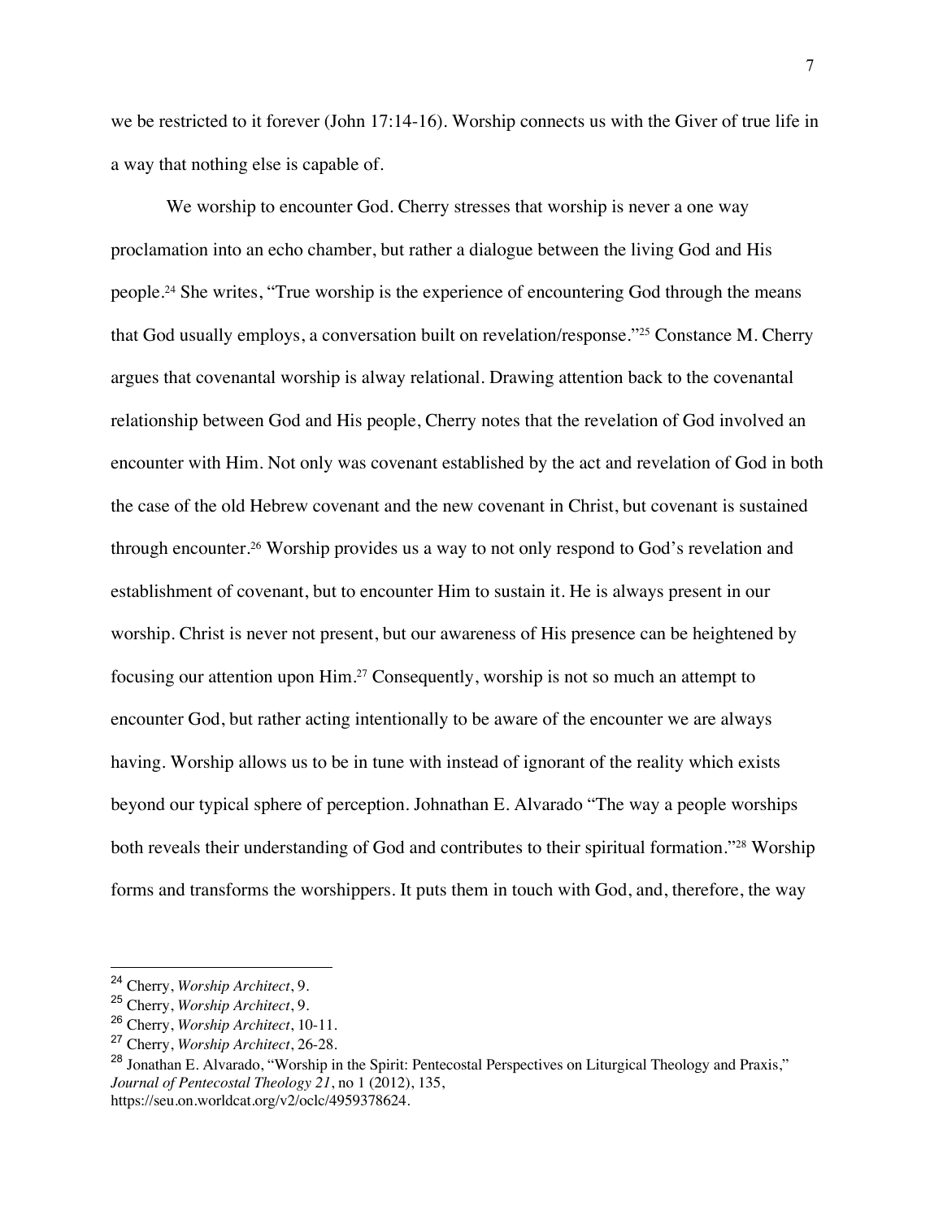we be restricted to it forever (John 17:14-16). Worship connects us with the Giver of true life in a way that nothing else is capable of.

We worship to encounter God. Cherry stresses that worship is never a one way proclamation into an echo chamber, but rather a dialogue between the living God and His people.[24] She writes, "True worship is the experience of encountering God through the means that God usually employs, a conversation built on revelation/response."[25] Constance M. Cherry argues that covenantal worship is alway relational. Drawing attention back to the covenantal relationship between God and His people, Cherry notes that the revelation of God involved an encounter with Him. Not only was covenant established by the act and revelation of God in both the case of the old Hebrew covenant and the new covenant in Christ, but covenant is sustained through encounter.[26] Worship provides us a way to not only respond to God's revelation and establishment of covenant, but to encounter Him to sustain it. He is always present in our worship. Christ is never not present, but our awareness of His presence can be heightened by focusing our attention upon Him.[27] Consequently, worship is not so much an attempt to encounter God, but rather acting intentionally to be aware of the encounter we are always having. Worship allows us to be in tune with instead of ignorant of the reality which exists beyond our typical sphere of perception. Johnathan E. Alvarado "The way a people worships both reveals their understanding of God and contributes to their spiritual formation."[28] Worship forms and transforms the worshippers. It puts them in touch with God, and, therefore, the way

---

[24] Cherry, *Worship Architect*, 9.

[25] Cherry, *Worship Architect*, 9.

[26] Cherry, *Worship Architect*, 10-11.

[27] Cherry, *Worship Architect*, 26-28.

[28] Jonathan E. Alvarado, "Worship in the Spirit: Pentecostal Perspectives on Liturgical Theology and Praxis," *Journal of Pentecostal Theology 21*, no 1 (2012), 135, https://seu.on.worldcat.org/v2/oclc/4959378624.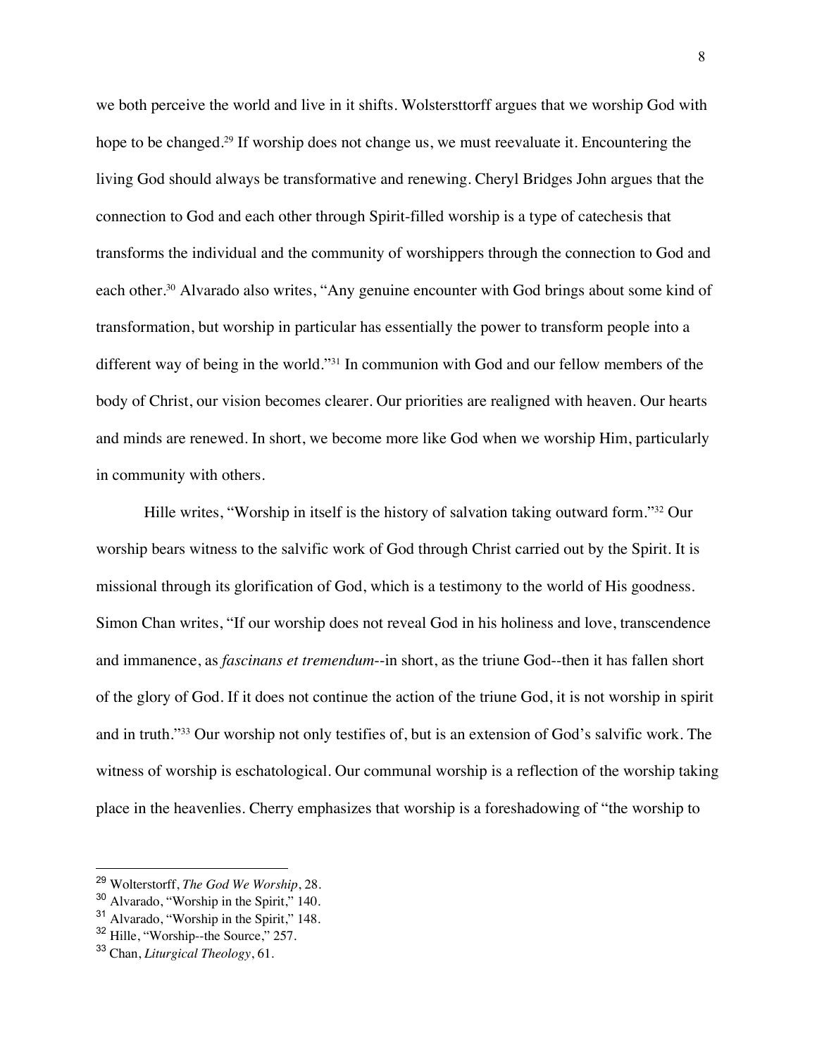we both perceive the world and live in it shifts. Wolstersttoff argues that we worship God with hope to be changed.[29] If worship does not change us, we must reevaluate it. Encountering the living God should always be transformative and renewing. Cheryl Bridges John argues that the connection to God and each other through Spirit-filled worship is a type of catechesis that transforms the individual and the community of worshippers through the connection to God and each other.[30] Alvarado also writes, "Any genuine encounter with God brings about some kind of transformation, but worship in particular has essentially the power to transform people into a different way of being in the world."[31] In communion with God and our fellow members of the body of Christ, our vision becomes clearer. Our priorities are realigned with heaven. Our hearts and minds are renewed. In short, we become more like God when we worship Him, particularly in community with others.

Hille writes, "Worship in itself is the history of salvation taking outward form."[32] Our worship bears witness to the salvific work of God through Christ carried out by the Spirit. It is missional through its glorification of God, which is a testimony to the world of His goodness. Simon Chan writes, "If our worship does not reveal God in his holiness and love, transcendence and immanence, as *fascinans et tremendum*--in short, as the triune God--then it has fallen short of the glory of God. If it does not continue the action of the triune God, it is not worship in spirit and in truth."[33] Our worship not only testifies of, but is an extension of God's salvific work. The witness of worship is eschatological. Our communal worship is a reflection of the worship taking place in the heavenlies. Cherry emphasizes that worship is a foreshadowing of "the worship to

---

[29] Wolterstorff, *The God We Worship*, 28.

[30] Alvarado, "Worship in the Spirit," 140.

[31] Alvarado, "Worship in the Spirit," 148.

[32] Hille, "Worship--the Source," 257.

[33] Chan, *Liturgical Theology*, 61.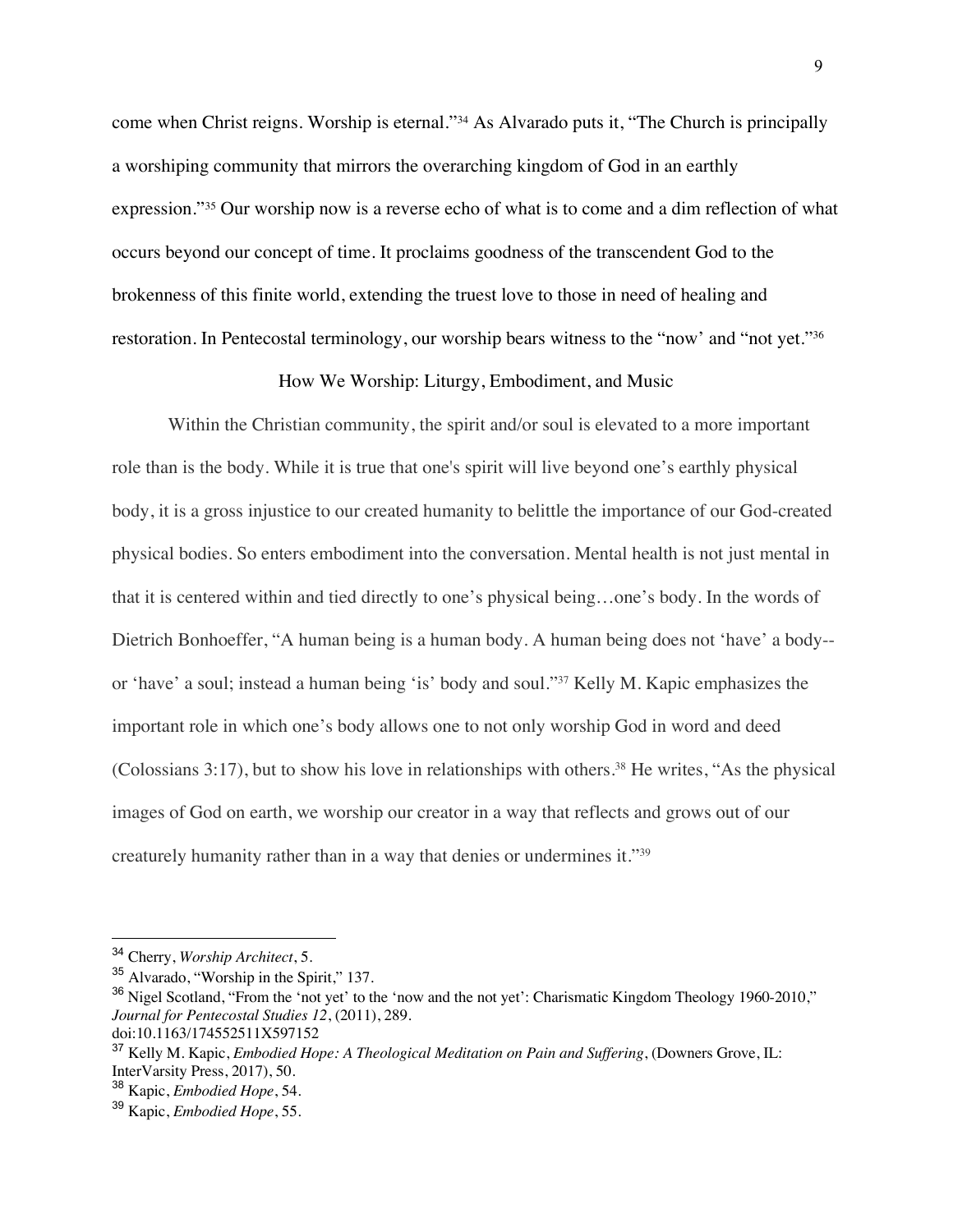come when Christ reigns. Worship is eternal."[34] As Alvarado puts it, "The Church is principally a worshiping community that mirrors the overarching kingdom of God in an earthly expression."[35] Our worship now is a reverse echo of what is to come and a dim reflection of what occurs beyond our concept of time. It proclaims goodness of the transcendent God to the brokenness of this finite world, extending the truest love to those in need of healing and restoration. In Pentecostal terminology, our worship bears witness to the "now' and "not yet."[36]

## How We Worship: Liturgy, Embodiment, and Music

Within the Christian community, the spirit and/or soul is elevated to a more important role than is the body. While it is true that one's spirit will live beyond one's earthly physical body, it is a gross injustice to our created humanity to belittle the importance of our God-created physical bodies. So enters embodiment into the conversation. Mental health is not just mental in that it is centered within and tied directly to one's physical being…one's body. In the words of Dietrich Bonhoeffer, "A human being is a human body. A human being does not 'have' a body--or 'have' a soul; instead a human being 'is' body and soul."[37] Kelly M. Kapic emphasizes the important role in which one's body allows one to not only worship God in word and deed (Colossians 3:17), but to show his love in relationships with others.[38] He writes, "As the physical images of God on earth, we worship our creator in a way that reflects and grows out of our creaturely humanity rather than in a way that denies or undermines it."[39]

---

[34] Cherry, *Worship Architect*, 5.

[35] Alvarado, "Worship in the Spirit," 137.

[36] Nigel Scotland, "From the 'not yet' to the 'now and the not yet': Charismatic Kingdom Theology 1960-2010," *Journal for Pentecostal Studies 12*, (2011), 289. doi:10.1163/174552511X597152

[37] Kelly M. Kapic, *Embodied Hope: A Theological Meditation on Pain and Suffering*, (Downers Grove, IL: InterVarsity Press, 2017), 50.

[38] Kapic, *Embodied Hope*, 54.

[39] Kapic, *Embodied Hope*, 55.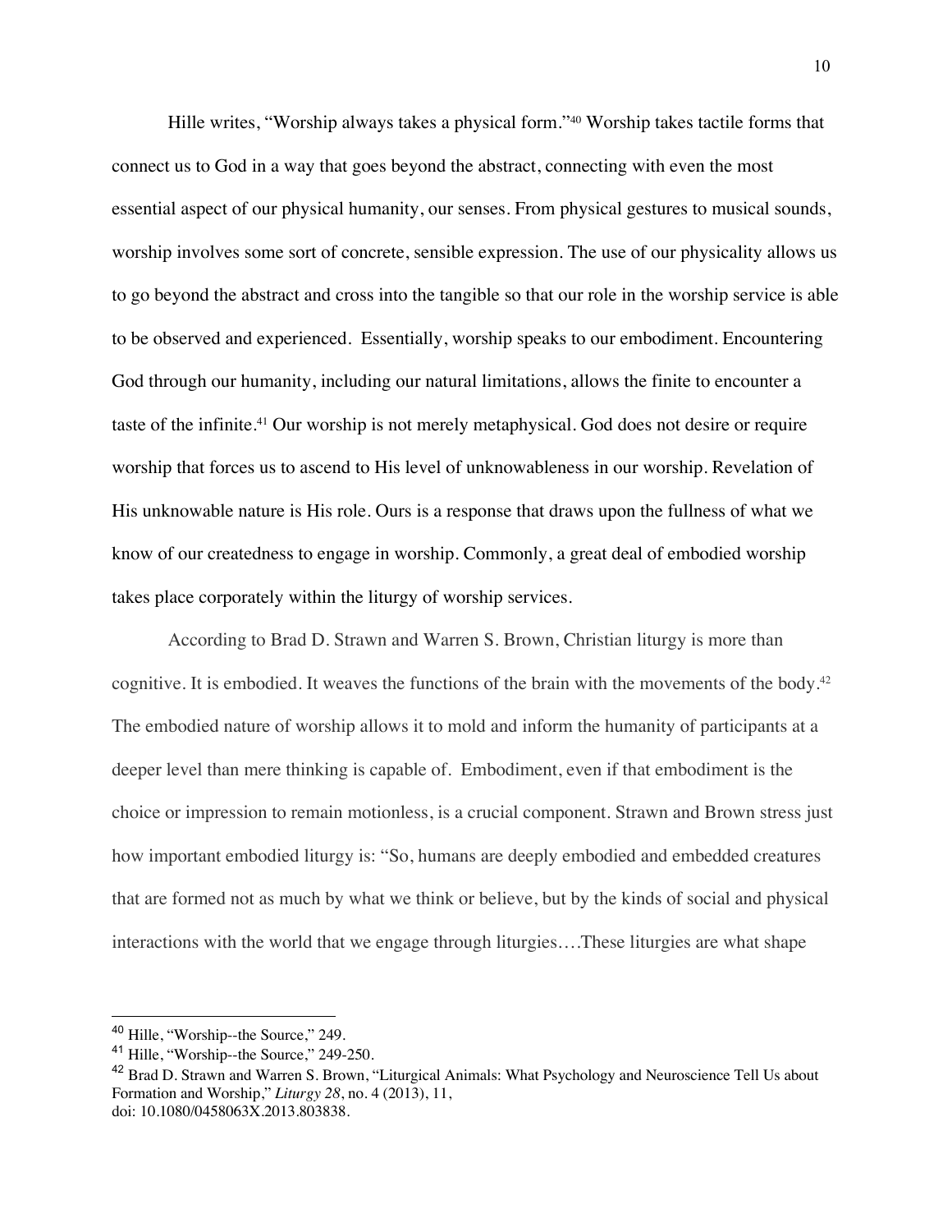Hille writes, “Worship always takes a physical form.”[40] Worship takes tactile forms that connect us to God in a way that goes beyond the abstract, connecting with even the most essential aspect of our physical humanity, our senses. From physical gestures to musical sounds, worship involves some sort of concrete, sensible expression. The use of our physicality allows us to go beyond the abstract and cross into the tangible so that our role in the worship service is able to be observed and experienced. Essentially, worship speaks to our embodiment. Encountering God through our humanity, including our natural limitations, allows the finite to encounter a taste of the infinite.[41] Our worship is not merely metaphysical. God does not desire or require worship that forces us to ascend to His level of unknowableness in our worship. Revelation of His unknowable nature is His role. Ours is a response that draws upon the fullness of what we know of our createdness to engage in worship. Commonly, a great deal of embodied worship takes place corporately within the liturgy of worship services.

According to Brad D. Strawn and Warren S. Brown, Christian liturgy is more than cognitive. It is embodied. It weaves the functions of the brain with the movements of the body.[42] The embodied nature of worship allows it to mold and inform the humanity of participants at a deeper level than mere thinking is capable of. Embodiment, even if that embodiment is the choice or impression to remain motionless, is a crucial component. Strawn and Brown stress just how important embodied liturgy is: “So, humans are deeply embodied and embedded creatures that are formed not as much by what we think or believe, but by the kinds of social and physical interactions with the world that we engage through liturgies….These liturgies are what shape

---

[40] Hille, “Worship--the Source,” 249.

[41] Hille, “Worship--the Source,” 249-250.

[42] Brad D. Strawn and Warren S. Brown, “Liturgical Animals: What Psychology and Neuroscience Tell Us about Formation and Worship,” *Liturgy 28*, no. 4 (2013), 11, doi: 10.1080/0458063X.2013.803838.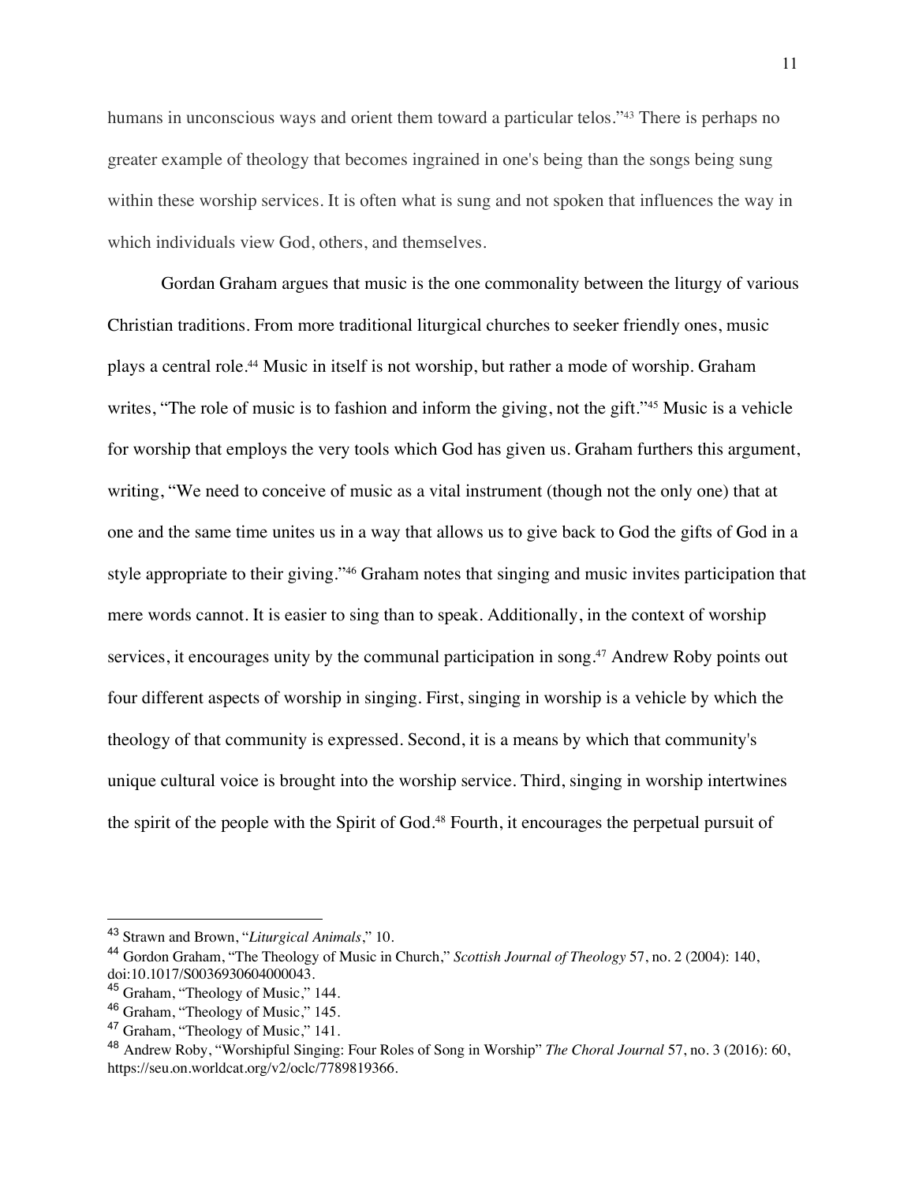humans in unconscious ways and orient them toward a particular telos."[43] There is perhaps no greater example of theology that becomes ingrained in one's being than the songs being sung within these worship services. It is often what is sung and not spoken that influences the way in which individuals view God, others, and themselves.

Gordan Graham argues that music is the one commonality between the liturgy of various Christian traditions. From more traditional liturgical churches to seeker friendly ones, music plays a central role.[44] Music in itself is not worship, but rather a mode of worship. Graham writes, "The role of music is to fashion and inform the giving, not the gift."[45] Music is a vehicle for worship that employs the very tools which God has given us. Graham furthers this argument, writing, "We need to conceive of music as a vital instrument (though not the only one) that at one and the same time unites us in a way that allows us to give back to God the gifts of God in a style appropriate to their giving."[46] Graham notes that singing and music invites participation that mere words cannot. It is easier to sing than to speak. Additionally, in the context of worship services, it encourages unity by the communal participation in song.[47] Andrew Roby points out four different aspects of worship in singing. First, singing in worship is a vehicle by which the theology of that community is expressed. Second, it is a means by which that community's unique cultural voice is brought into the worship service. Third, singing in worship intertwines the spirit of the people with the Spirit of God.[48] Fourth, it encourages the perpetual pursuit of

---

[43] Strawn and Brown, "*Liturgical Animals*," 10.

[44] Gordon Graham, "The Theology of Music in Church," *Scottish Journal of Theology* 57, no. 2 (2004): 140, doi:10.1017/S0036930604000043.

[45] Graham, "Theology of Music," 144.

[46] Graham, "Theology of Music," 145.

[47] Graham, "Theology of Music," 141.

[48] Andrew Roby, "Worshipful Singing: Four Roles of Song in Worship" *The Choral Journal* 57, no. 3 (2016): 60, https://seu.on.worldcat.org/v2/oclc/7789819366.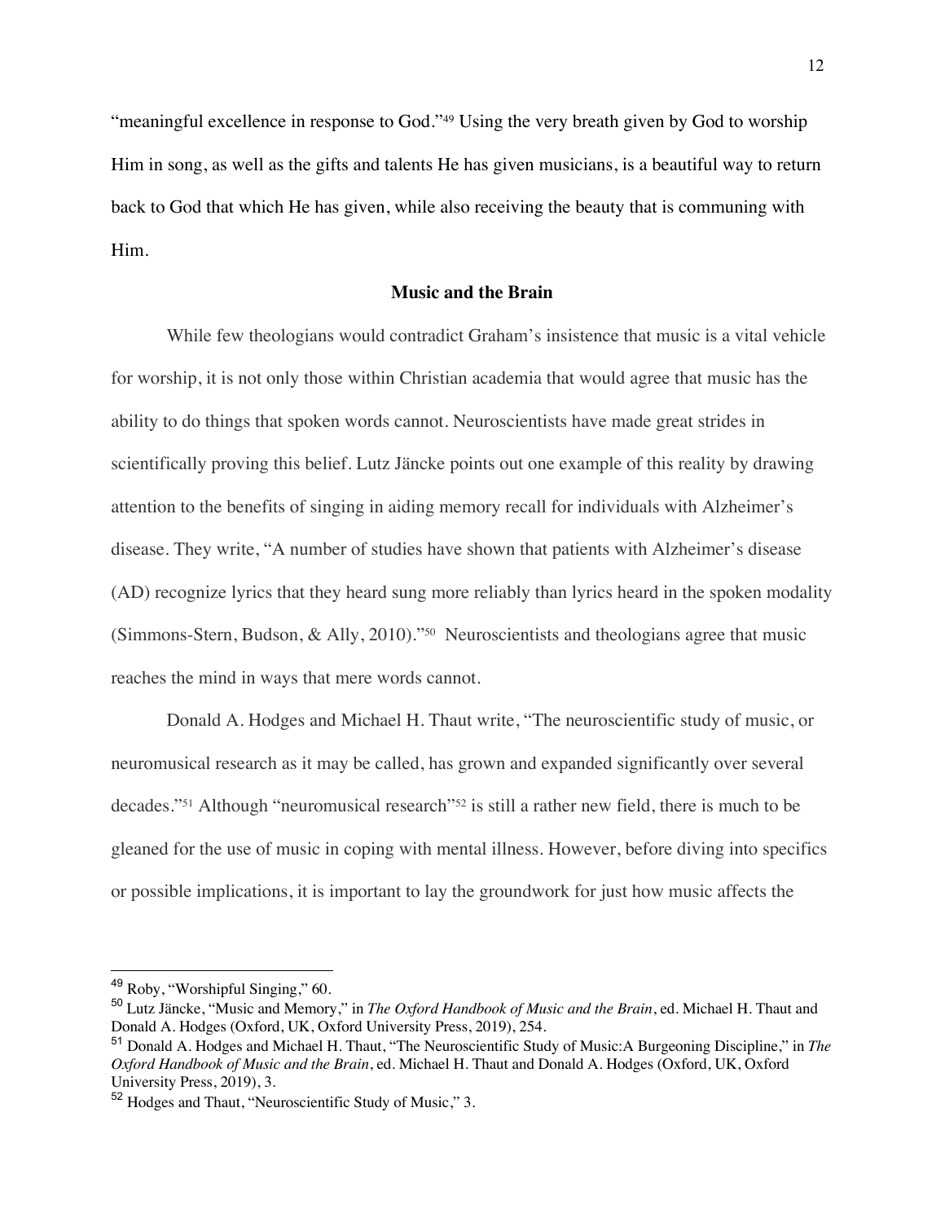"meaningful excellence in response to God."[49] Using the very breath given by God to worship Him in song, as well as the gifts and talents He has given musicians, is a beautiful way to return back to God that which He has given, while also receiving the beauty that is communing with Him.

## Music and the Brain

While few theologians would contradict Graham's insistence that music is a vital vehicle for worship, it is not only those within Christian academia that would agree that music has the ability to do things that spoken words cannot. Neuroscientists have made great strides in scientifically proving this belief. Lutz Jäncke points out one example of this reality by drawing attention to the benefits of singing in aiding memory recall for individuals with Alzheimer's disease. They write, "A number of studies have shown that patients with Alzheimer's disease (AD) recognize lyrics that they heard sung more reliably than lyrics heard in the spoken modality (Simmons-Stern, Budson, & Ally, 2010)."[50] Neuroscientists and theologians agree that music reaches the mind in ways that mere words cannot.

Donald A. Hodges and Michael H. Thaut write, "The neuroscientific study of music, or neuromusical research as it may be called, has grown and expanded significantly over several decades."[51] Although "neuromusical research"[52] is still a rather new field, there is much to be gleaned for the use of music in coping with mental illness. However, before diving into specifics or possible implications, it is important to lay the groundwork for just how music affects the

---

[49] Roby, "Worshipful Singing," 60.

[50] Lutz Jäncke, "Music and Memory," in *The Oxford Handbook of Music and the Brain*, ed. Michael H. Thaut and Donald A. Hodges (Oxford, UK, Oxford University Press, 2019), 254.

[51] Donald A. Hodges and Michael H. Thaut, "The Neuroscientific Study of Music:A Burgeoning Discipline," in *The Oxford Handbook of Music and the Brain*, ed. Michael H. Thaut and Donald A. Hodges (Oxford, UK, Oxford University Press, 2019), 3.

[52] Hodges and Thaut, "Neuroscientific Study of Music," 3.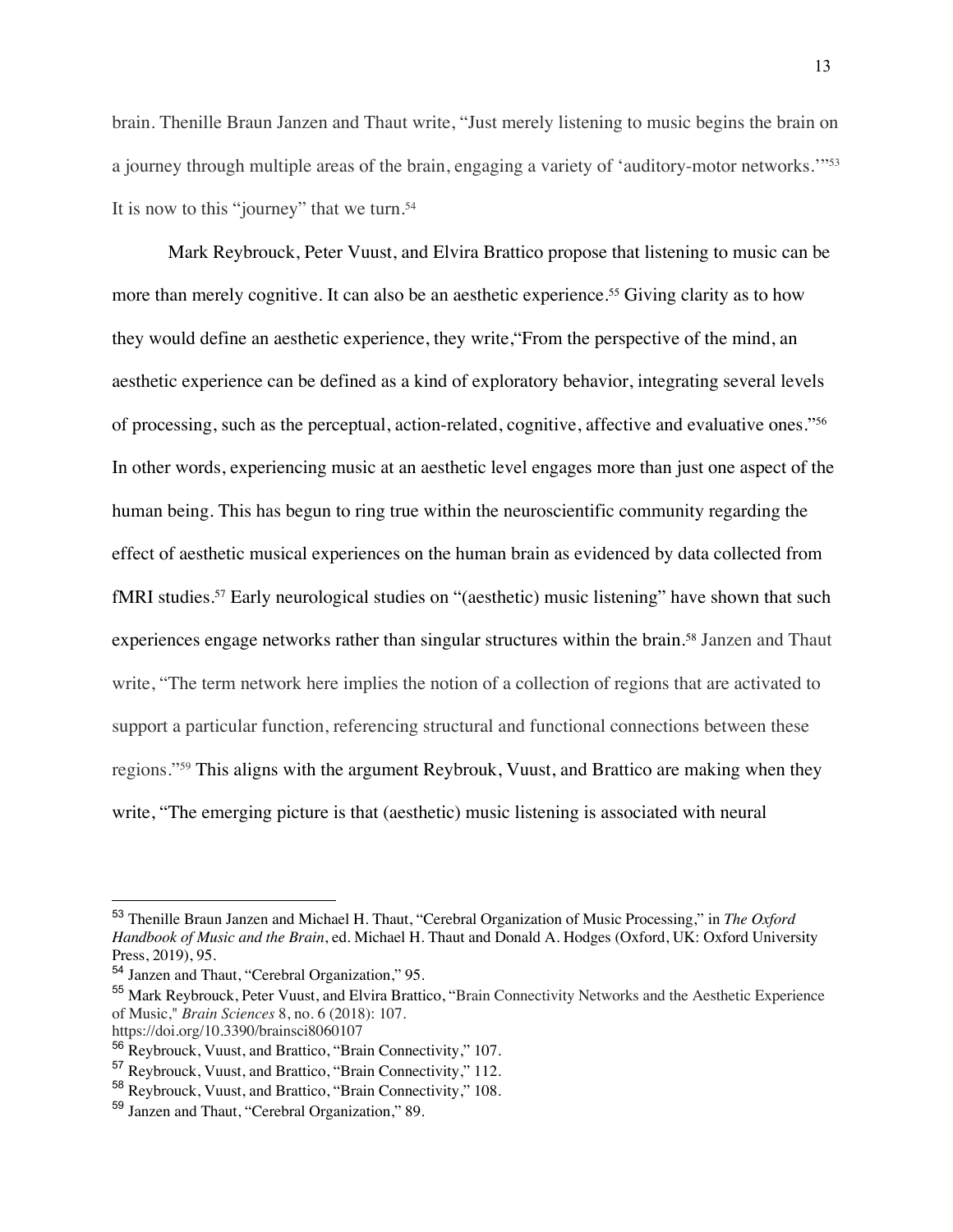brain. Thenille Braun Janzen and Thaut write, "Just merely listening to music begins the brain on a journey through multiple areas of the brain, engaging a variety of 'auditory-motor networks.'"[53] It is now to this "journey" that we turn.[54]

Mark Reybrouck, Peter Vuust, and Elvira Brattico propose that listening to music can be more than merely cognitive. It can also be an aesthetic experience.[55] Giving clarity as to how they would define an aesthetic experience, they write,"From the perspective of the mind, an aesthetic experience can be defined as a kind of exploratory behavior, integrating several levels of processing, such as the perceptual, action-related, cognitive, affective and evaluative ones."[56] In other words, experiencing music at an aesthetic level engages more than just one aspect of the human being. This has begun to ring true within the neuroscientific community regarding the effect of aesthetic musical experiences on the human brain as evidenced by data collected from fMRI studies.[57] Early neurological studies on "(aesthetic) music listening" have shown that such experiences engage networks rather than singular structures within the brain.[58] Janzen and Thaut write, "The term network here implies the notion of a collection of regions that are activated to support a particular function, referencing structural and functional connections between these regions."[59] This aligns with the argument Reybrouk, Vuust, and Brattico are making when they write, "The emerging picture is that (aesthetic) music listening is associated with neural

---

[53] Thenille Braun Janzen and Michael H. Thaut, "Cerebral Organization of Music Processing," in *The Oxford Handbook of Music and the Brain*, ed. Michael H. Thaut and Donald A. Hodges (Oxford, UK: Oxford University Press, 2019), 95.

[54] Janzen and Thaut, "Cerebral Organization," 95.

[55] Mark Reybrouck, Peter Vuust, and Elvira Brattico, "Brain Connectivity Networks and the Aesthetic Experience of Music," *Brain Sciences* 8, no. 6 (2018): 107. https://doi.org/10.3390/brainsci8060107

[56] Reybrouck, Vuust, and Brattico, "Brain Connectivity," 107.

[57] Reybrouck, Vuust, and Brattico, "Brain Connectivity," 112.

[58] Reybrouck, Vuust, and Brattico, "Brain Connectivity," 108.

[59] Janzen and Thaut, "Cerebral Organization," 89.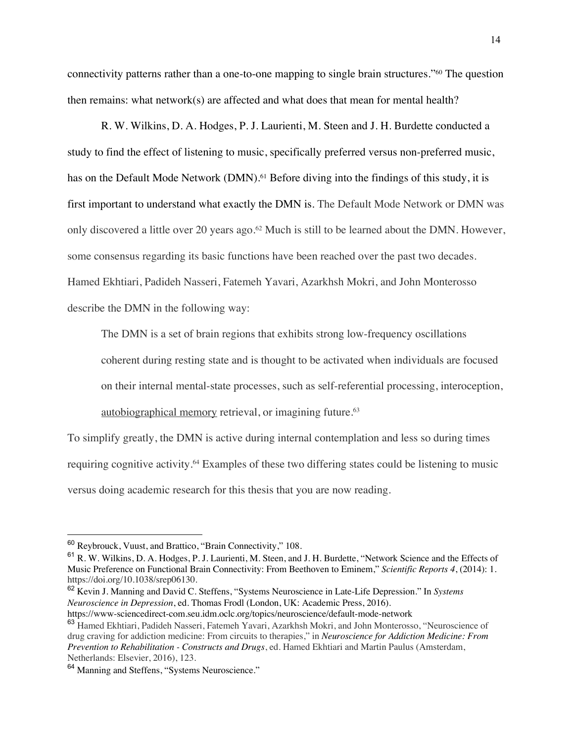connectivity patterns rather than a one-to-one mapping to single brain structures."[60] The question then remains: what network(s) are affected and what does that mean for mental health?

R. W. Wilkins, D. A. Hodges, P. J. Laurienti, M. Steen and J. H. Burdette conducted a study to find the effect of listening to music, specifically preferred versus non-preferred music, has on the Default Mode Network (DMN).[61] Before diving into the findings of this study, it is first important to understand what exactly the DMN is. The Default Mode Network or DMN was only discovered a little over 20 years ago.[62] Much is still to be learned about the DMN. However, some consensus regarding its basic functions have been reached over the past two decades. Hamed Ekhtiari, Padideh Nasseri, Fatemeh Yavari, Azarkhsh Mokri, and John Monterosso describe the DMN in the following way:

> The DMN is a set of brain regions that exhibits strong low-frequency oscillations coherent during resting state and is thought to be activated when individuals are focused on their internal mental-state processes, such as self-referential processing, interoception, autobiographical memory retrieval, or imagining future.[63]

To simplify greatly, the DMN is active during internal contemplation and less so during times requiring cognitive activity.[64] Examples of these two differing states could be listening to music versus doing academic research for this thesis that you are now reading.

---

[60] Reybrouck, Vuust, and Brattico, "Brain Connectivity," 108.

[61] R. W. Wilkins, D. A. Hodges, P. J. Laurienti, M. Steen, and J. H. Burdette, "Network Science and the Effects of Music Preference on Functional Brain Connectivity: From Beethoven to Eminem," *Scientific Reports 4*, (2014): 1. https://doi.org/10.1038/srep06130.

[62] Kevin J. Manning and David C. Steffens, "Systems Neuroscience in Late-Life Depression." In *Systems Neuroscience in Depression*, ed. Thomas Frodl (London, UK: Academic Press, 2016). https://www-sciencedirect-com.seu.idm.oclc.org/topics/neuroscience/default-mode-network

[63] Hamed Ekhtiari, Padideh Nasseri, Fatemeh Yavari, Azarkhsh Mokri, and John Monterosso, "Neuroscience of drug craving for addiction medicine: From circuits to therapies," in *Neuroscience for Addiction Medicine: From Prevention to Rehabilitation - Constructs and Drugs*, ed. Hamed Ekhtiari and Martin Paulus (Amsterdam, Netherlands: Elsevier, 2016), 123.

[64] Manning and Steffens, "Systems Neuroscience."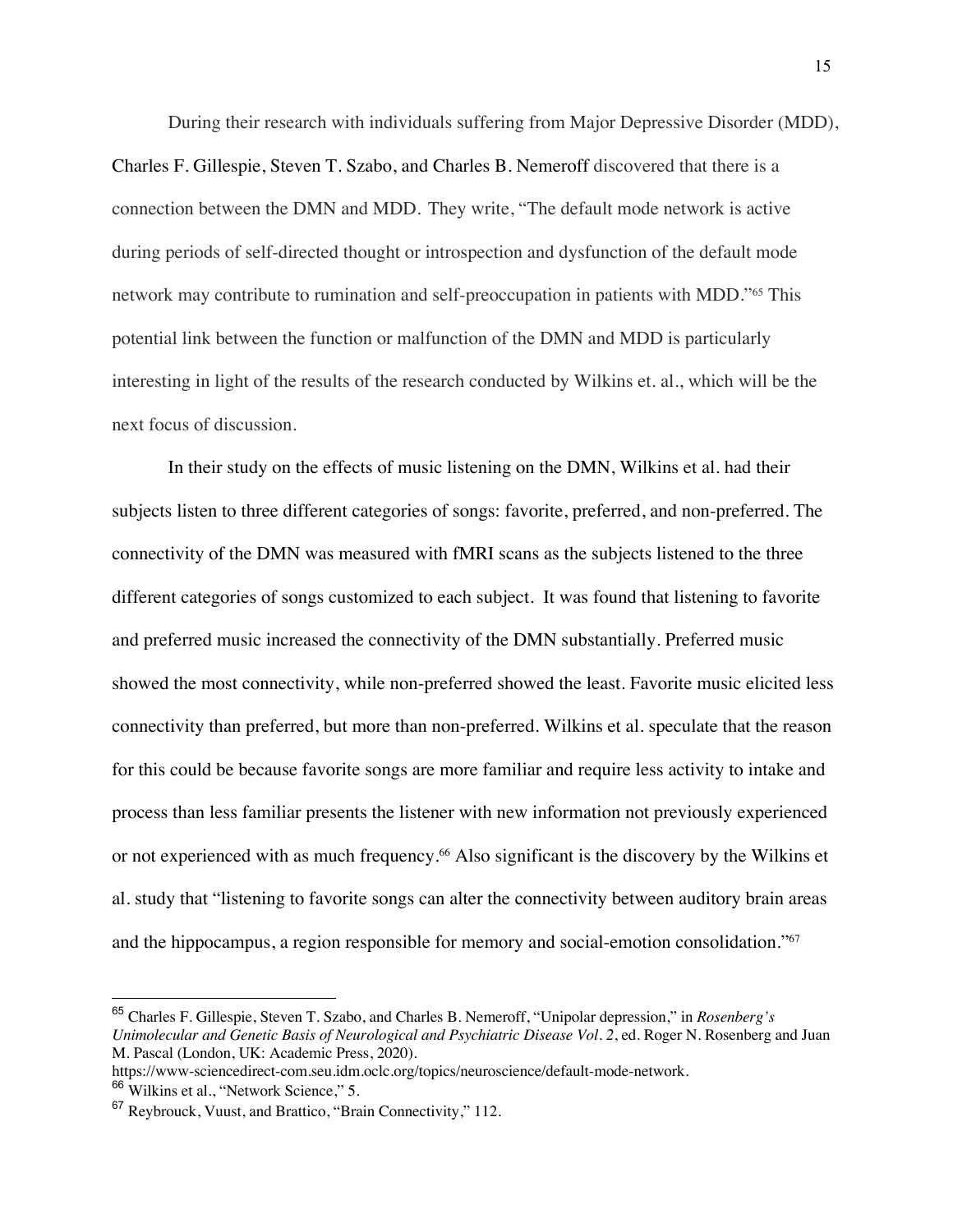During their research with individuals suffering from Major Depressive Disorder (MDD), Charles F. Gillespie, Steven T. Szabo, and Charles B. Nemeroff discovered that there is a connection between the DMN and MDD. They write, "The default mode network is active during periods of self-directed thought or introspection and dysfunction of the default mode network may contribute to rumination and self-preoccupation in patients with MDD."[65] This potential link between the function or malfunction of the DMN and MDD is particularly interesting in light of the results of the research conducted by Wilkins et. al., which will be the next focus of discussion.

In their study on the effects of music listening on the DMN, Wilkins et al. had their subjects listen to three different categories of songs: favorite, preferred, and non-preferred. The connectivity of the DMN was measured with fMRI scans as the subjects listened to the three different categories of songs customized to each subject. It was found that listening to favorite and preferred music increased the connectivity of the DMN substantially. Preferred music showed the most connectivity, while non-preferred showed the least. Favorite music elicited less connectivity than preferred, but more than non-preferred. Wilkins et al. speculate that the reason for this could be because favorite songs are more familiar and require less activity to intake and process than less familiar presents the listener with new information not previously experienced or not experienced with as much frequency.[66] Also significant is the discovery by the Wilkins et al. study that "listening to favorite songs can alter the connectivity between auditory brain areas and the hippocampus, a region responsible for memory and social-emotion consolidation."[67]

---

[65] Charles F. Gillespie, Steven T. Szabo, and Charles B. Nemeroff, "Unipolar depression," in *Rosenberg's Unimolecular and Genetic Basis of Neurological and Psychiatric Disease Vol. 2*, ed. Roger N. Rosenberg and Juan M. Pascal (London, UK: Academic Press, 2020). https://www-sciencedirect-com.seu.idm.oclc.org/topics/neuroscience/default-mode-network.

[66] Wilkins et al., "Network Science," 5.

[67] Reybrouck, Vuust, and Brattico, "Brain Connectivity," 112.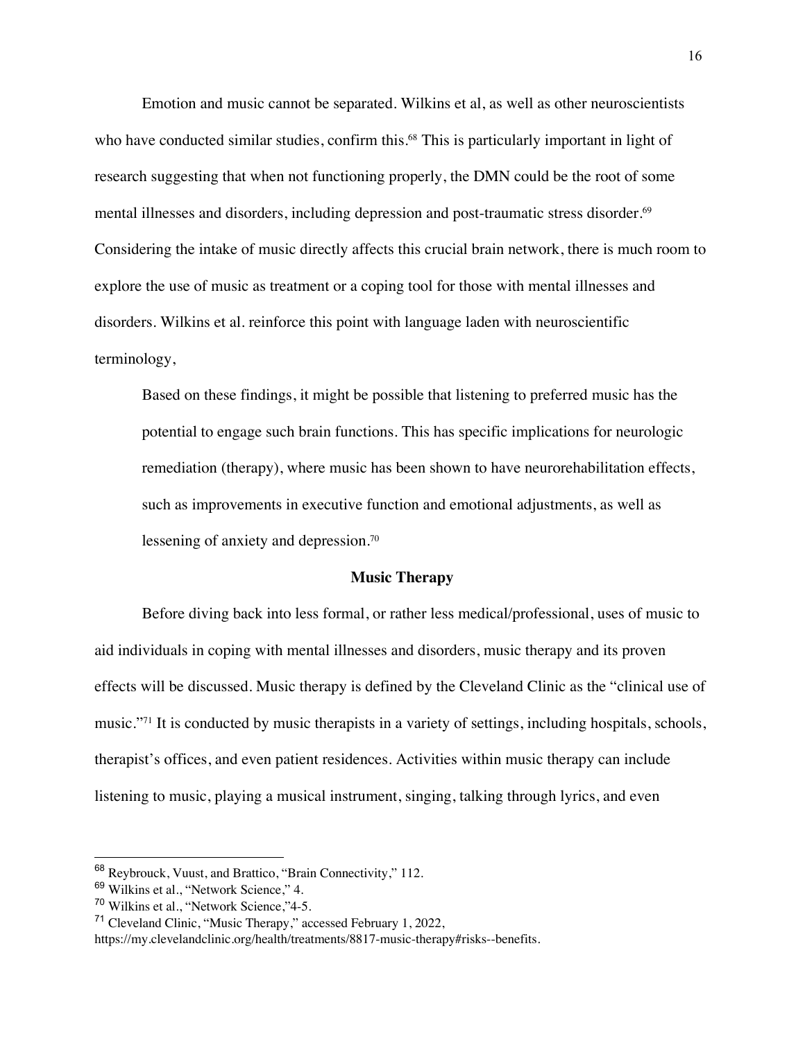Emotion and music cannot be separated. Wilkins et al, as well as other neuroscientists who have conducted similar studies, confirm this.[68] This is particularly important in light of research suggesting that when not functioning properly, the DMN could be the root of some mental illnesses and disorders, including depression and post-traumatic stress disorder.[69] Considering the intake of music directly affects this crucial brain network, there is much room to explore the use of music as treatment or a coping tool for those with mental illnesses and disorders. Wilkins et al. reinforce this point with language laden with neuroscientific terminology,

> Based on these findings, it might be possible that listening to preferred music has the potential to engage such brain functions. This has specific implications for neurologic remediation (therapy), where music has been shown to have neurorehabilitation effects, such as improvements in executive function and emotional adjustments, as well as lessening of anxiety and depression.[70]

## Music Therapy

Before diving back into less formal, or rather less medical/professional, uses of music to aid individuals in coping with mental illnesses and disorders, music therapy and its proven effects will be discussed. Music therapy is defined by the Cleveland Clinic as the "clinical use of music."[71] It is conducted by music therapists in a variety of settings, including hospitals, schools, therapist's offices, and even patient residences. Activities within music therapy can include listening to music, playing a musical instrument, singing, talking through lyrics, and even

---

[68] Reybrouck, Vuust, and Brattico, "Brain Connectivity," 112.

[69] Wilkins et al., "Network Science," 4.

[70] Wilkins et al., "Network Science,"4-5.

[71] Cleveland Clinic, "Music Therapy," accessed February 1, 2022, https://my.clevelandclinic.org/health/treatments/8817-music-therapy#risks--benefits.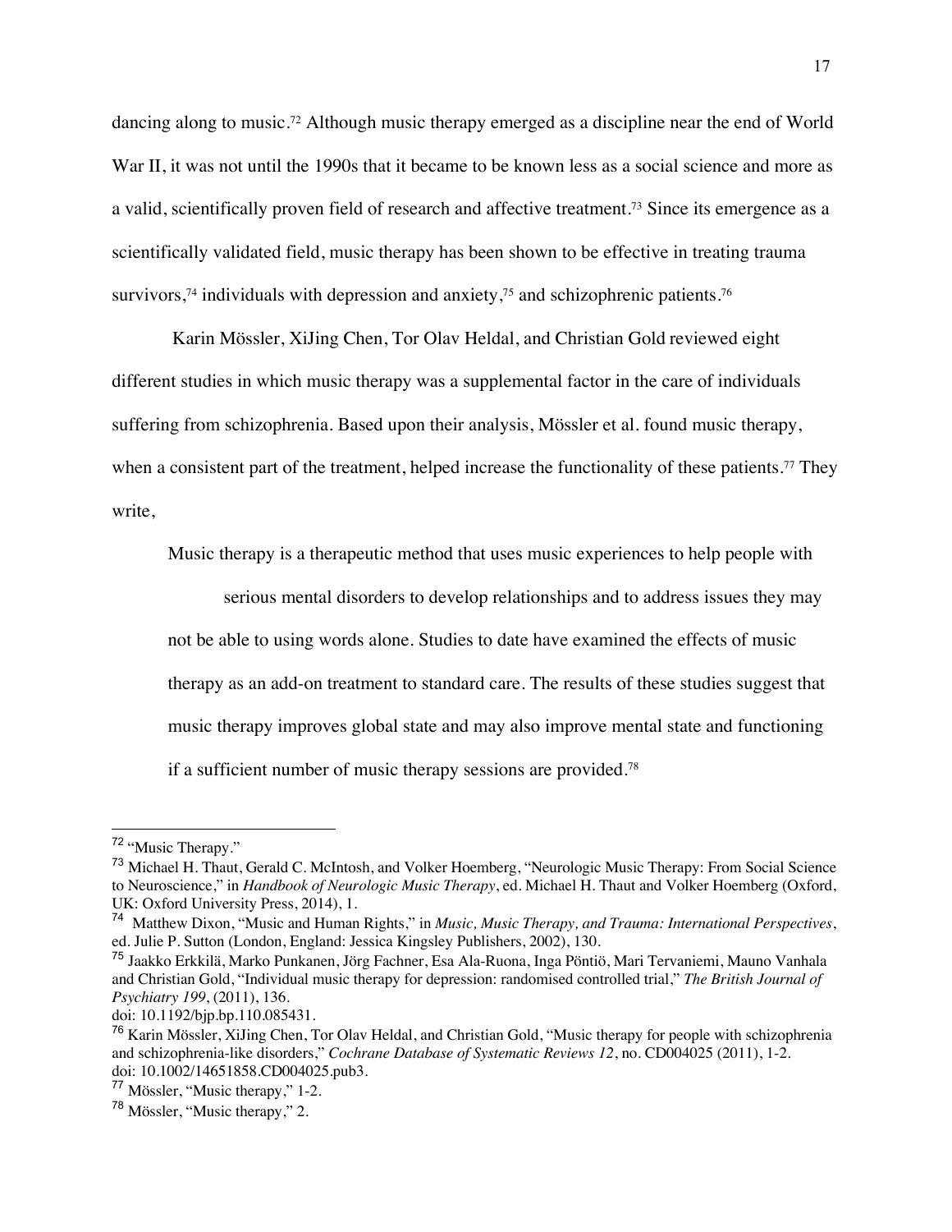dancing along to music.[72] Although music therapy emerged as a discipline near the end of World War II, it was not until the 1990s that it became to be known less as a social science and more as a valid, scientifically proven field of research and affective treatment.[73] Since its emergence as a scientifically validated field, music therapy has been shown to be effective in treating trauma survivors,[74] individuals with depression and anxiety,[75] and schizophrenic patients.[76]

Karin Mössler, XiJing Chen, Tor Olav Heldal, and Christian Gold reviewed eight different studies in which music therapy was a supplemental factor in the care of individuals suffering from schizophrenia. Based upon their analysis, Mössler et al. found music therapy, when a consistent part of the treatment, helped increase the functionality of these patients.[77] They write,

> Music therapy is a therapeutic method that uses music experiences to help people with serious mental disorders to develop relationships and to address issues they may not be able to using words alone. Studies to date have examined the effects of music therapy as an add-on treatment to standard care. The results of these studies suggest that music therapy improves global state and may also improve mental state and functioning if a sufficient number of music therapy sessions are provided.[78]

---

[72] "Music Therapy."

[73] Michael H. Thaut, Gerald C. McIntosh, and Volker Hoemberg, "Neurologic Music Therapy: From Social Science to Neuroscience," in *Handbook of Neurologic Music Therapy*, ed. Michael H. Thaut and Volker Hoemberg (Oxford, UK: Oxford University Press, 2014), 1.

[74] Matthew Dixon, "Music and Human Rights," in *Music, Music Therapy, and Trauma: International Perspectives*, ed. Julie P. Sutton (London, England: Jessica Kingsley Publishers, 2002), 130.

[75] Jaakko Erkkilä, Marko Punkanen, Jörg Fachner, Esa Ala-Ruona, Inga Pöntiö, Mari Tervaniemi, Mauno Vanhala and Christian Gold, "Individual music therapy for depression: randomised controlled trial," *The British Journal of Psychiatry 199*, (2011), 136.
doi: 10.1192/bjp.bp.110.085431.

[76] Karin Mössler, XiJing Chen, Tor Olav Heldal, and Christian Gold, "Music therapy for people with schizophrenia and schizophrenia-like disorders," *Cochrane Database of Systematic Reviews 12*, no. CD004025 (2011), 1-2.
doi: 10.1002/14651858.CD004025.pub3.

[77] Mössler, "Music therapy," 1-2.

[78] Mössler, "Music therapy," 2.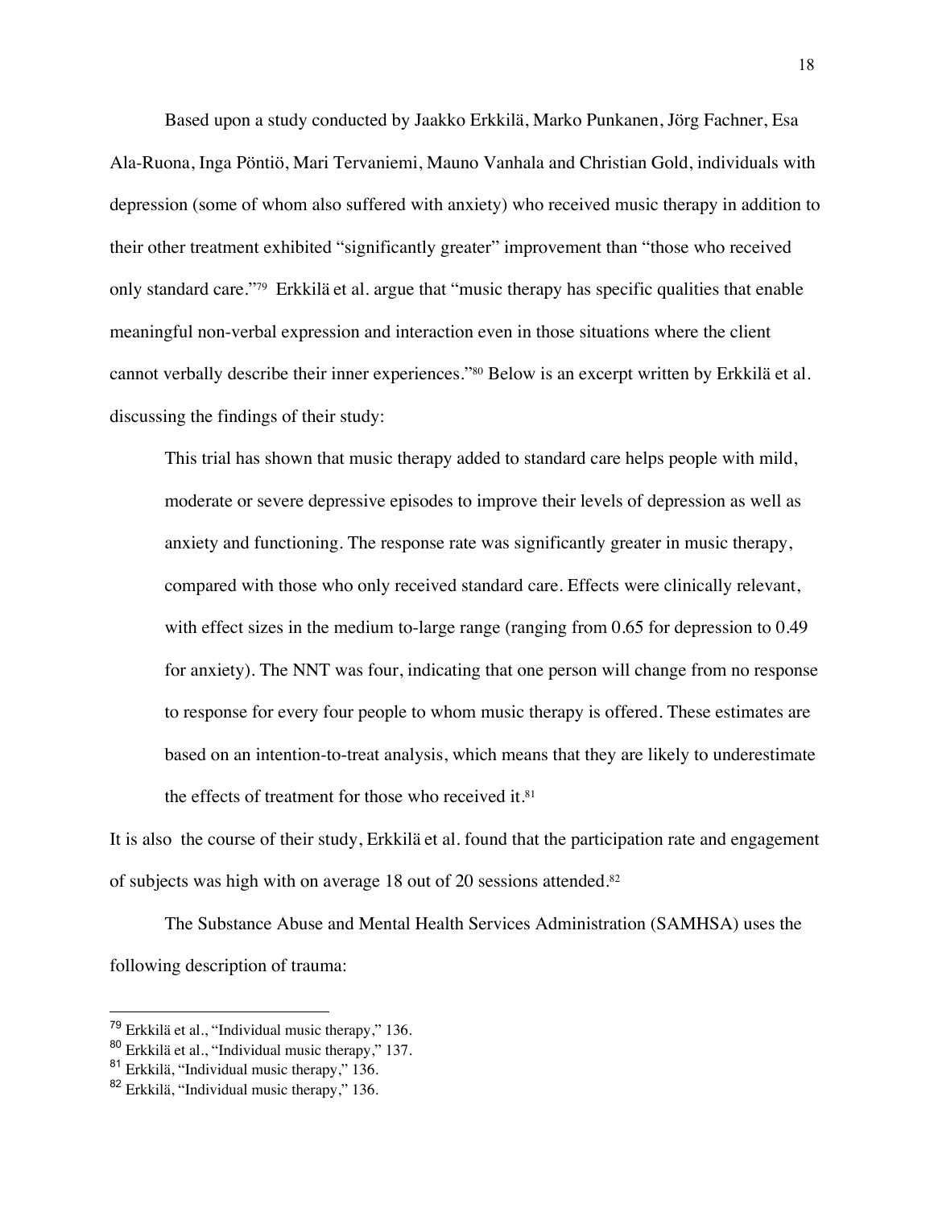Based upon a study conducted by Jaakko Erkkilä, Marko Punkanen, Jörg Fachner, Esa Ala-Ruona, Inga Pöntiö, Mari Tervaniemi, Mauno Vanhala and Christian Gold, individuals with depression (some of whom also suffered with anxiety) who received music therapy in addition to their other treatment exhibited "significantly greater" improvement than "those who received only standard care."[79] Erkkilä et al. argue that "music therapy has specific qualities that enable meaningful non-verbal expression and interaction even in those situations where the client cannot verbally describe their inner experiences."[80] Below is an excerpt written by Erkkilä et al. discussing the findings of their study:

> This trial has shown that music therapy added to standard care helps people with mild, moderate or severe depressive episodes to improve their levels of depression as well as anxiety and functioning. The response rate was significantly greater in music therapy, compared with those who only received standard care. Effects were clinically relevant, with effect sizes in the medium to-large range (ranging from 0.65 for depression to 0.49 for anxiety). The NNT was four, indicating that one person will change from no response to response for every four people to whom music therapy is offered. These estimates are based on an intention-to-treat analysis, which means that they are likely to underestimate the effects of treatment for those who received it.[81]

It is also the course of their study, Erkkilä et al. found that the participation rate and engagement of subjects was high with on average 18 out of 20 sessions attended.[82]

The Substance Abuse and Mental Health Services Administration (SAMHSA) uses the following description of trauma:

---

[79] Erkkilä et al., "Individual music therapy," 136.
[80] Erkkilä et al., "Individual music therapy," 137.
[81] Erkkilä, "Individual music therapy," 136.
[82] Erkkilä, "Individual music therapy," 136.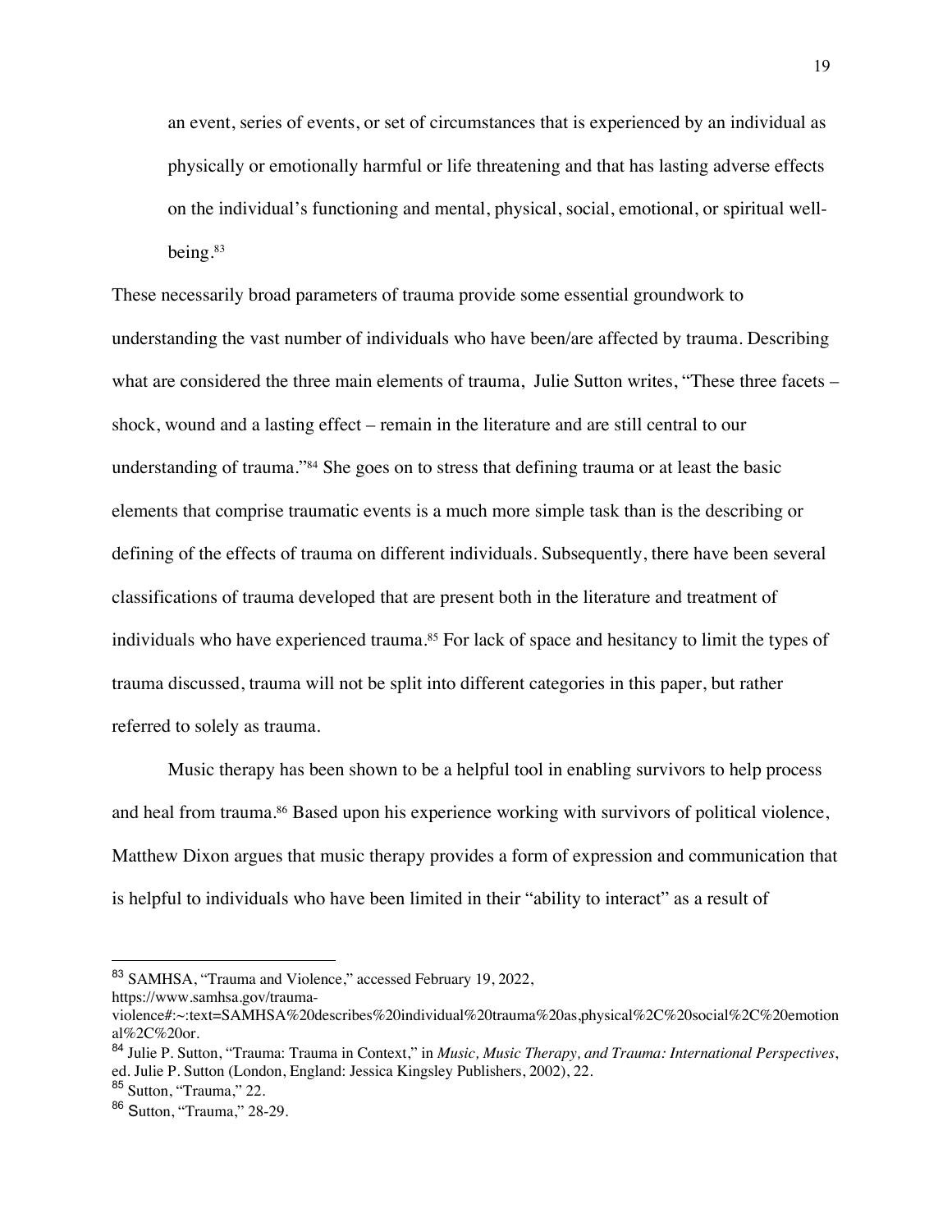> an event, series of events, or set of circumstances that is experienced by an individual as physically or emotionally harmful or life threatening and that has lasting adverse effects on the individual's functioning and mental, physical, social, emotional, or spiritual well-being.[83]

These necessarily broad parameters of trauma provide some essential groundwork to understanding the vast number of individuals who have been/are affected by trauma. Describing what are considered the three main elements of trauma, Julie Sutton writes, "These three facets – shock, wound and a lasting effect – remain in the literature and are still central to our understanding of trauma."[84] She goes on to stress that defining trauma or at least the basic elements that comprise traumatic events is a much more simple task than is the describing or defining of the effects of trauma on different individuals. Subsequently, there have been several classifications of trauma developed that are present both in the literature and treatment of individuals who have experienced trauma.[85] For lack of space and hesitancy to limit the types of trauma discussed, trauma will not be split into different categories in this paper, but rather referred to solely as trauma.

Music therapy has been shown to be a helpful tool in enabling survivors to help process and heal from trauma.[86] Based upon his experience working with survivors of political violence, Matthew Dixon argues that music therapy provides a form of expression and communication that is helpful to individuals who have been limited in their "ability to interact" as a result of

---

[83] SAMHSA, "Trauma and Violence," accessed February 19, 2022, https://www.samhsa.gov/trauma-violence#:~:text=SAMHSA%20describes%20individual%20trauma%20as,physical%2C%20social%2C%20emotional%2C%20or.

[84] Julie P. Sutton, "Trauma: Trauma in Context," in *Music, Music Therapy, and Trauma: International Perspectives*, ed. Julie P. Sutton (London, England: Jessica Kingsley Publishers, 2002), 22.

[85] Sutton, "Trauma," 22.

[86] Sutton, "Trauma," 28-29.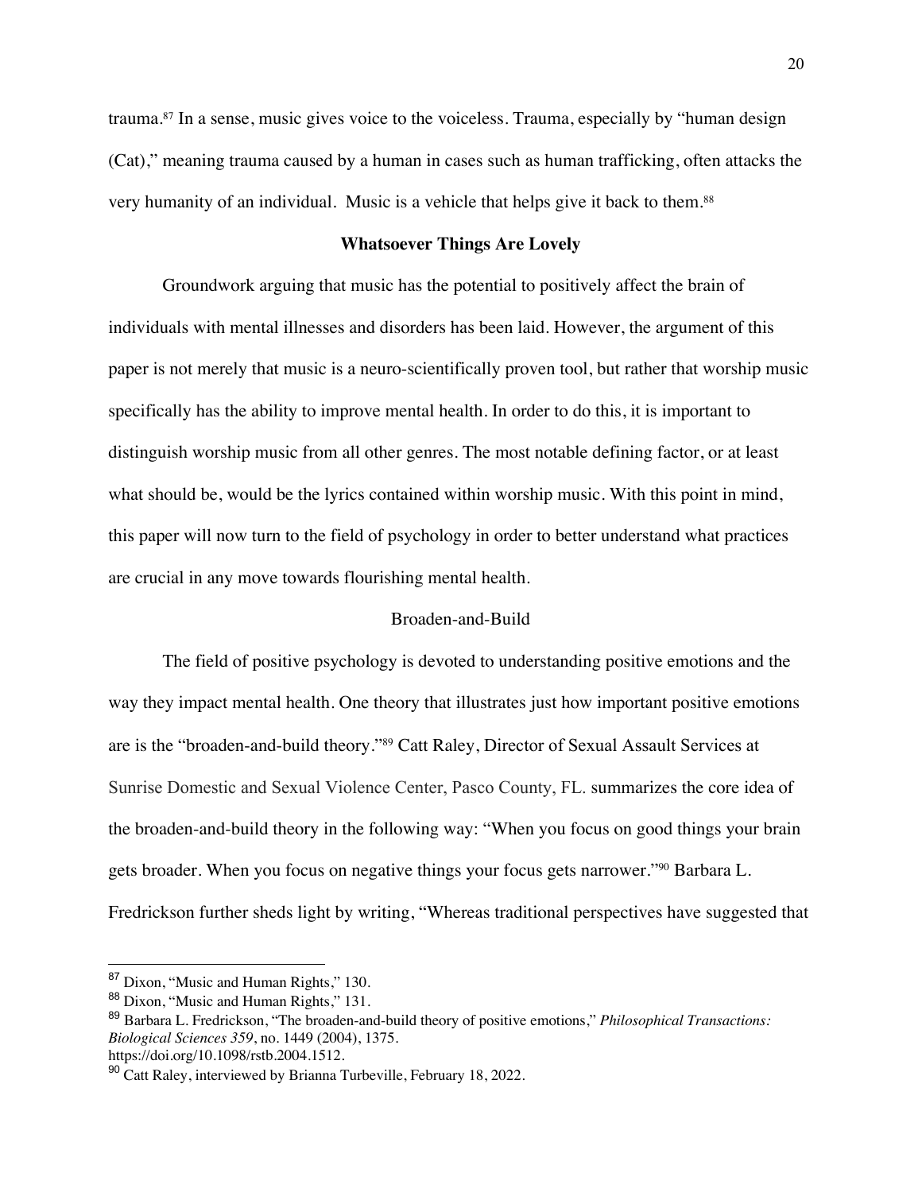trauma.[87] In a sense, music gives voice to the voiceless. Trauma, especially by "human design (Cat)," meaning trauma caused by a human in cases such as human trafficking, often attacks the very humanity of an individual. Music is a vehicle that helps give it back to them.[88]

## Whatsoever Things Are Lovely

Groundwork arguing that music has the potential to positively affect the brain of individuals with mental illnesses and disorders has been laid. However, the argument of this paper is not merely that music is a neuro-scientifically proven tool, but rather that worship music specifically has the ability to improve mental health. In order to do this, it is important to distinguish worship music from all other genres. The most notable defining factor, or at least what should be, would be the lyrics contained within worship music. With this point in mind, this paper will now turn to the field of psychology in order to better understand what practices are crucial in any move towards flourishing mental health.

### Broaden-and-Build

The field of positive psychology is devoted to understanding positive emotions and the way they impact mental health. One theory that illustrates just how important positive emotions are is the "broaden-and-build theory."[89] Catt Raley, Director of Sexual Assault Services at Sunrise Domestic and Sexual Violence Center, Pasco County, FL. summarizes the core idea of the broaden-and-build theory in the following way: "When you focus on good things your brain gets broader. When you focus on negative things your focus gets narrower."[90] Barbara L. Fredrickson further sheds light by writing, "Whereas traditional perspectives have suggested that

---

[87] Dixon, "Music and Human Rights," 130.

[88] Dixon, "Music and Human Rights," 131.

[89] Barbara L. Fredrickson, "The broaden-and-build theory of positive emotions," *Philosophical Transactions: Biological Sciences 359*, no. 1449 (2004), 1375. https://doi.org/10.1098/rstb.2004.1512.

[90] Catt Raley, interviewed by Brianna Turbeville, February 18, 2022.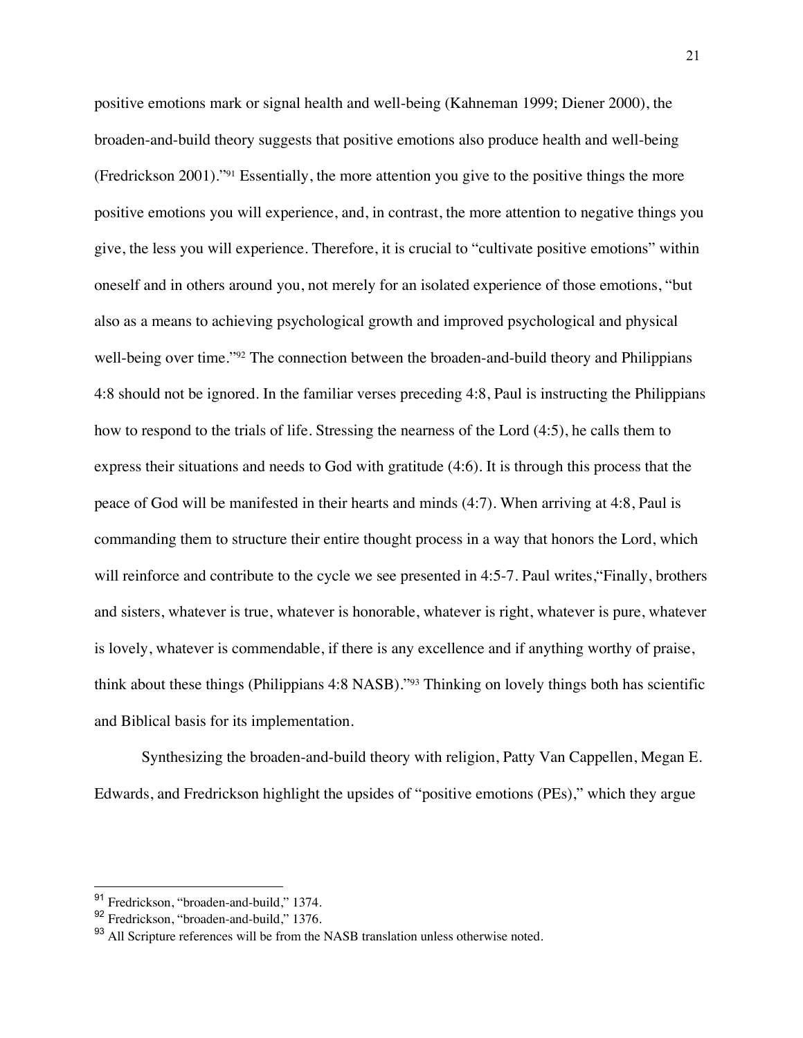positive emotions mark or signal health and well-being (Kahneman 1999; Diener 2000), the broaden-and-build theory suggests that positive emotions also produce health and well-being (Fredrickson 2001)."[91] Essentially, the more attention you give to the positive things the more positive emotions you will experience, and, in contrast, the more attention to negative things you give, the less you will experience. Therefore, it is crucial to "cultivate positive emotions" within oneself and in others around you, not merely for an isolated experience of those emotions, "but also as a means to achieving psychological growth and improved psychological and physical well-being over time."[92] The connection between the broaden-and-build theory and Philippians 4:8 should not be ignored. In the familiar verses preceding 4:8, Paul is instructing the Philippians how to respond to the trials of life. Stressing the nearness of the Lord (4:5), he calls them to express their situations and needs to God with gratitude (4:6). It is through this process that the peace of God will be manifested in their hearts and minds (4:7). When arriving at 4:8, Paul is commanding them to structure their entire thought process in a way that honors the Lord, which will reinforce and contribute to the cycle we see presented in 4:5-7. Paul writes,"Finally, brothers and sisters, whatever is true, whatever is honorable, whatever is right, whatever is pure, whatever is lovely, whatever is commendable, if there is any excellence and if anything worthy of praise, think about these things (Philippians 4:8 NASB)."[93] Thinking on lovely things both has scientific and Biblical basis for its implementation.

Synthesizing the broaden-and-build theory with religion, Patty Van Cappellen, Megan E. Edwards, and Fredrickson highlight the upsides of "positive emotions (PEs)," which they argue

---

[91] Fredrickson, "broaden-and-build," 1374.

[92] Fredrickson, "broaden-and-build," 1376.

[93] All Scripture references will be from the NASB translation unless otherwise noted.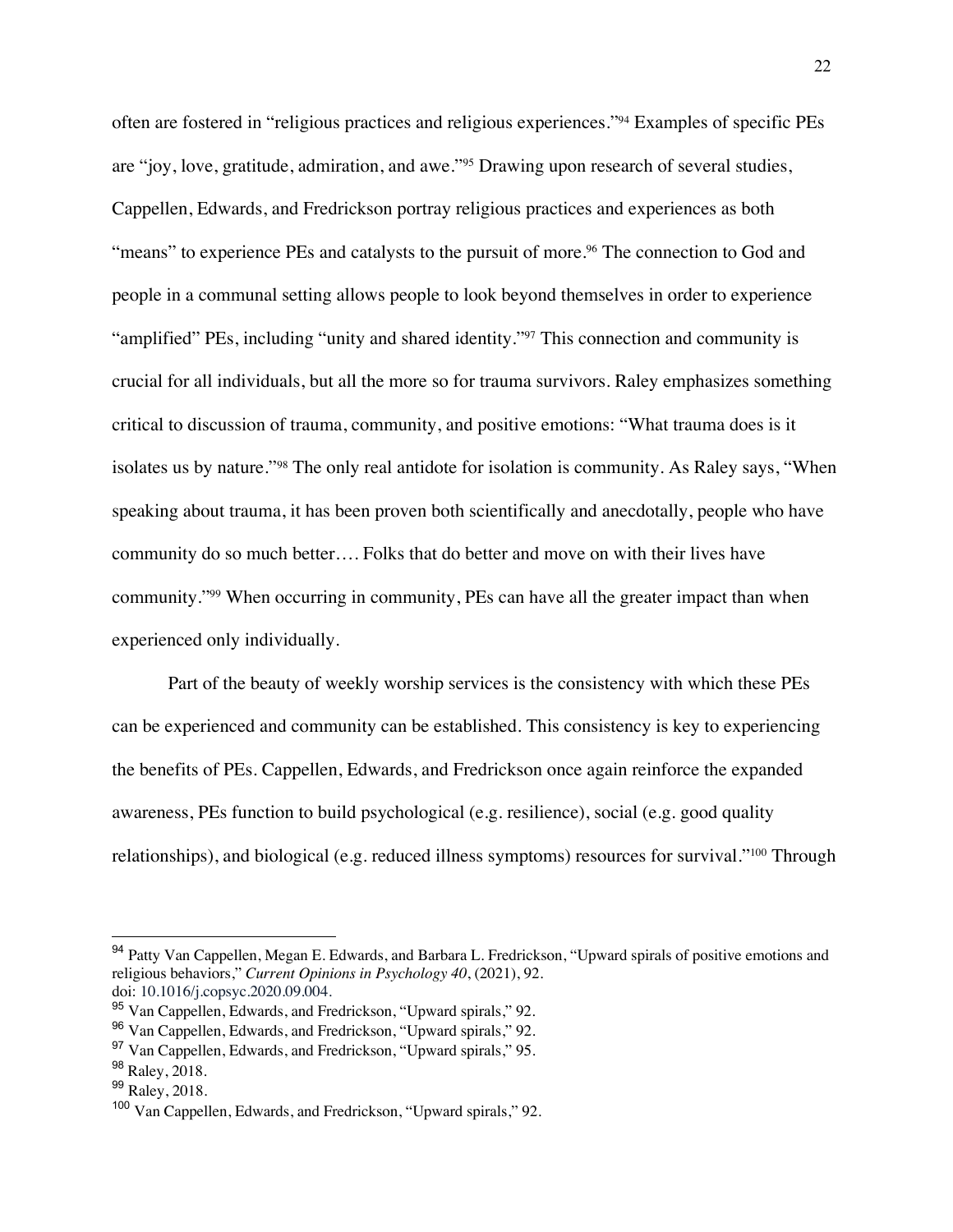often are fostered in "religious practices and religious experiences."[94] Examples of specific PEs are "joy, love, gratitude, admiration, and awe."[95] Drawing upon research of several studies, Cappellen, Edwards, and Fredrickson portray religious practices and experiences as both "means" to experience PEs and catalysts to the pursuit of more.[96] The connection to God and people in a communal setting allows people to look beyond themselves in order to experience "amplified" PEs, including "unity and shared identity."[97] This connection and community is crucial for all individuals, but all the more so for trauma survivors. Raley emphasizes something critical to discussion of trauma, community, and positive emotions: "What trauma does is it isolates us by nature."[98] The only real antidote for isolation is community. As Raley says, "When speaking about trauma, it has been proven both scientifically and anecdotally, people who have community do so much better…. Folks that do better and move on with their lives have community."[99] When occurring in community, PEs can have all the greater impact than when experienced only individually.

Part of the beauty of weekly worship services is the consistency with which these PEs can be experienced and community can be established. This consistency is key to experiencing the benefits of PEs. Cappellen, Edwards, and Fredrickson once again reinforce the expanded awareness, PEs function to build psychological (e.g. resilience), social (e.g. good quality relationships), and biological (e.g. reduced illness symptoms) resources for survival."[100] Through

---

[94] Patty Van Cappellen, Megan E. Edwards, and Barbara L. Fredrickson, "Upward spirals of positive emotions and religious behaviors," *Current Opinions in Psychology 40*, (2021), 92. doi: 10.1016/j.copsyc.2020.09.004.

[95] Van Cappellen, Edwards, and Fredrickson, "Upward spirals," 92.

[96] Van Cappellen, Edwards, and Fredrickson, "Upward spirals," 92.

[97] Van Cappellen, Edwards, and Fredrickson, "Upward spirals," 95.

[98] Raley, 2018.

[99] Raley, 2018.

[100] Van Cappellen, Edwards, and Fredrickson, "Upward spirals," 92.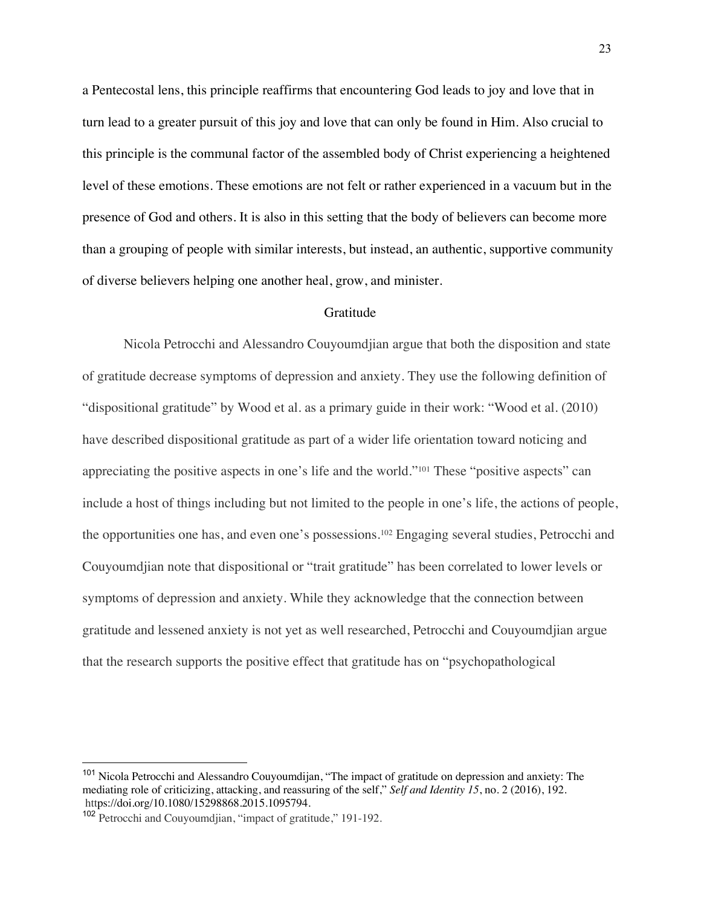a Pentecostal lens, this principle reaffirms that encountering God leads to joy and love that in turn lead to a greater pursuit of this joy and love that can only be found in Him. Also crucial to this principle is the communal factor of the assembled body of Christ experiencing a heightened level of these emotions. These emotions are not felt or rather experienced in a vacuum but in the presence of God and others. It is also in this setting that the body of believers can become more than a grouping of people with similar interests, but instead, an authentic, supportive community of diverse believers helping one another heal, grow, and minister.

## Gratitude

Nicola Petrocchi and Alessandro Couyoumdjian argue that both the disposition and state of gratitude decrease symptoms of depression and anxiety. They use the following definition of "dispositional gratitude" by Wood et al. as a primary guide in their work: "Wood et al. (2010) have described dispositional gratitude as part of a wider life orientation toward noticing and appreciating the positive aspects in one's life and the world."[101] These "positive aspects" can include a host of things including but not limited to the people in one's life, the actions of people, the opportunities one has, and even one's possessions.[102] Engaging several studies, Petrocchi and Couyoumdjian note that dispositional or "trait gratitude" has been correlated to lower levels or symptoms of depression and anxiety. While they acknowledge that the connection between gratitude and lessened anxiety is not yet as well researched, Petrocchi and Couyoumdjian argue that the research supports the positive effect that gratitude has on "psychopathological

---

[101] Nicola Petrocchi and Alessandro Couyoumdjian, "The impact of gratitude on depression and anxiety: The mediating role of criticizing, attacking, and reassuring of the self," *Self and Identity 15*, no. 2 (2016), 192. https://doi.org/10.1080/15298868.2015.1095794.

[102] Petrocchi and Couyoumdjian, "impact of gratitude," 191-192.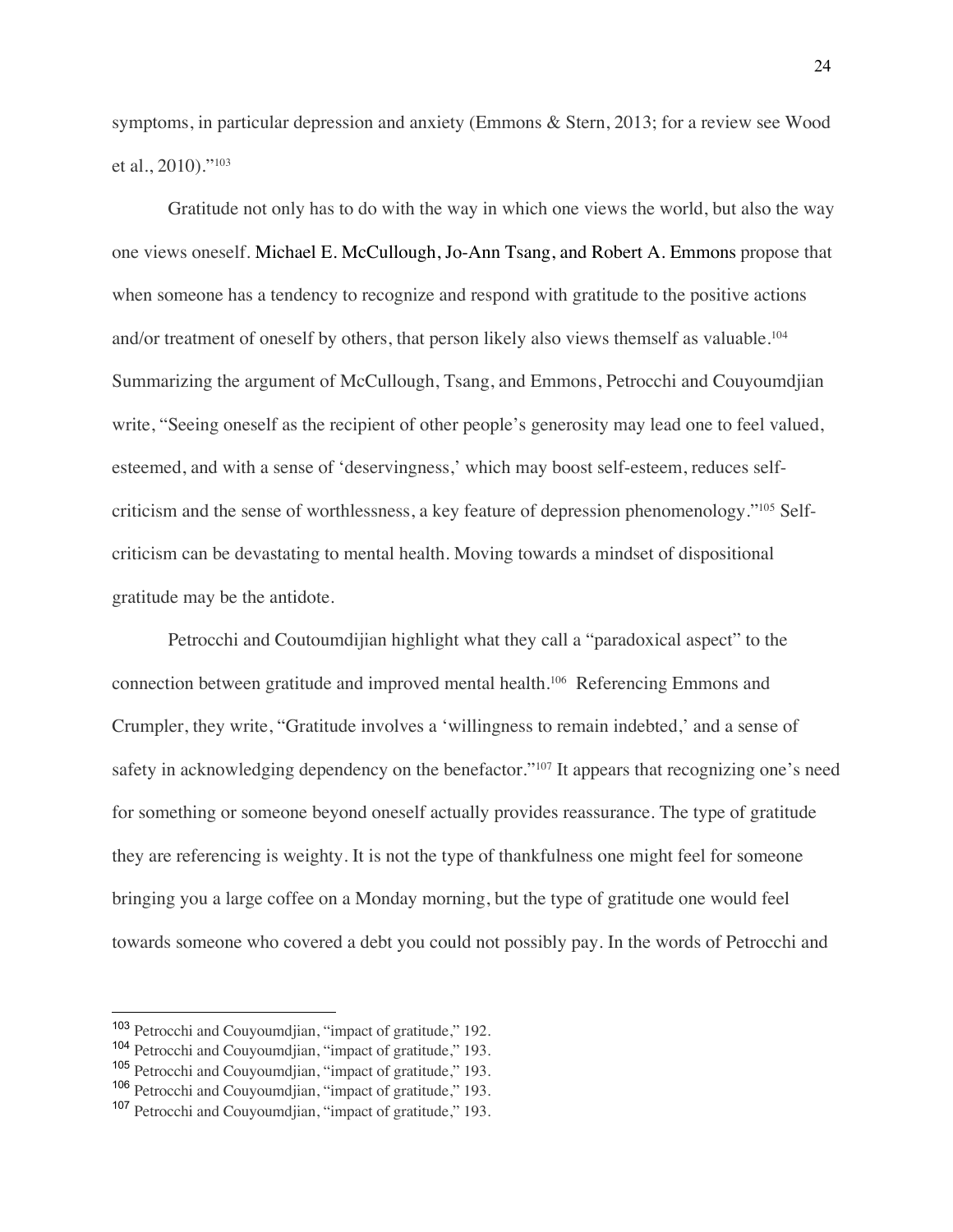symptoms, in particular depression and anxiety (Emmons & Stern, 2013; for a review see Wood et al., 2010)."[103]

Gratitude not only has to do with the way in which one views the world, but also the way one views oneself. Michael E. McCullough, Jo-Ann Tsang, and Robert A. Emmons propose that when someone has a tendency to recognize and respond with gratitude to the positive actions and/or treatment of oneself by others, that person likely also views themself as valuable.[104] Summarizing the argument of McCullough, Tsang, and Emmons, Petrocchi and Couyoumdjian write, "Seeing oneself as the recipient of other people's generosity may lead one to feel valued, esteemed, and with a sense of 'deservingness,' which may boost self-esteem, reduces self-criticism and the sense of worthlessness, a key feature of depression phenomenology."[105] Self-criticism can be devastating to mental health. Moving towards a mindset of dispositional gratitude may be the antidote.

Petrocchi and Coutoumdijian highlight what they call a "paradoxical aspect" to the connection between gratitude and improved mental health.[106] Referencing Emmons and Crumpler, they write, "Gratitude involves a 'willingness to remain indebted,' and a sense of safety in acknowledging dependency on the benefactor."[107] It appears that recognizing one's need for something or someone beyond oneself actually provides reassurance. The type of gratitude they are referencing is weighty. It is not the type of thankfulness one might feel for someone bringing you a large coffee on a Monday morning, but the type of gratitude one would feel towards someone who covered a debt you could not possibly pay. In the words of Petrocchi and

---

[103] Petrocchi and Couyoumdjian, "impact of gratitude," 192.

[104] Petrocchi and Couyoumdjian, "impact of gratitude," 193.

[105] Petrocchi and Couyoumdjian, "impact of gratitude," 193.

[106] Petrocchi and Couyoumdjian, "impact of gratitude," 193.

[107] Petrocchi and Couyoumdjian, "impact of gratitude," 193.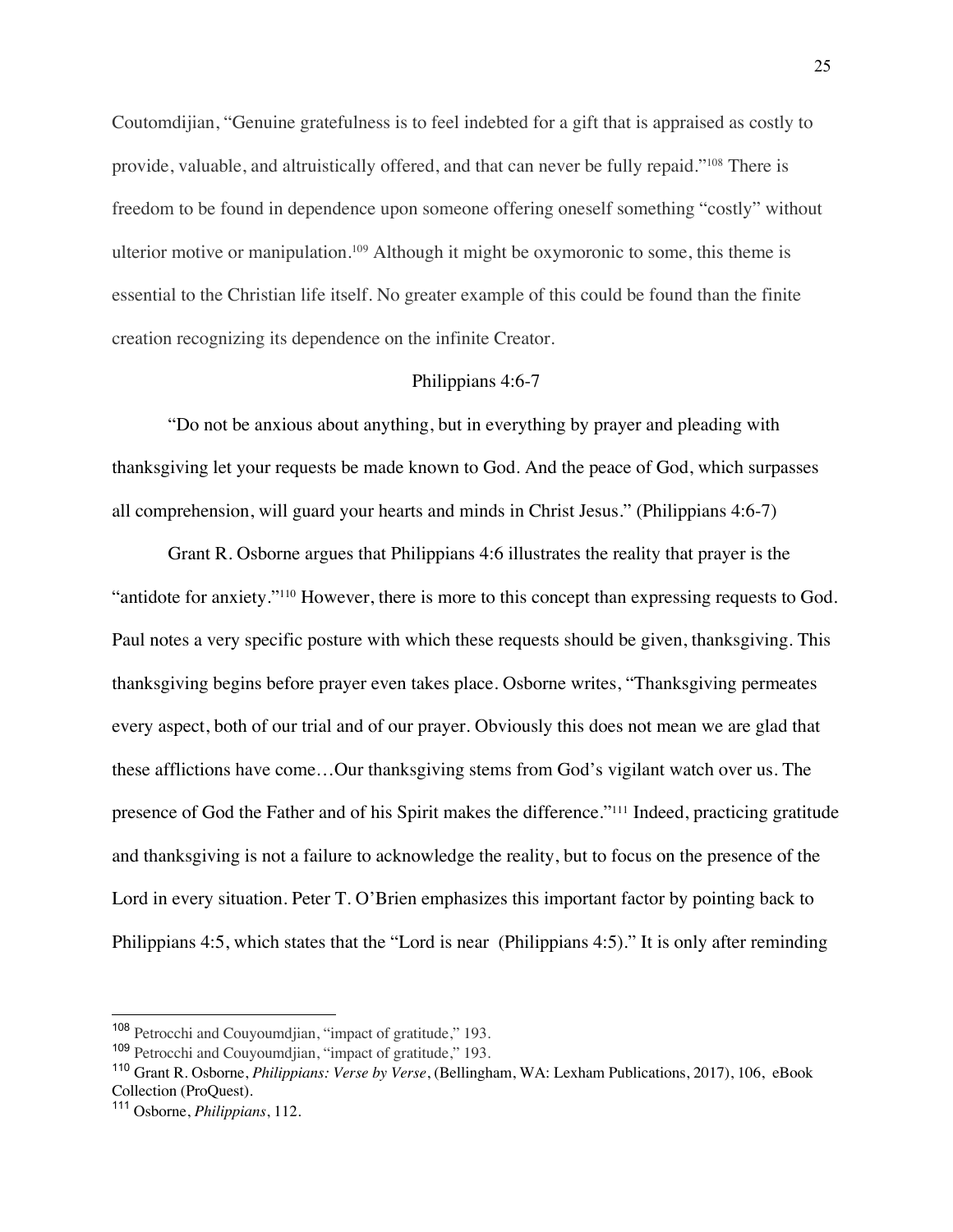Coutomdjian, "Genuine gratefulness is to feel indebted for a gift that is appraised as costly to provide, valuable, and altruistically offered, and that can never be fully repaid."[108] There is freedom to be found in dependence upon someone offering oneself something "costly" without ulterior motive or manipulation.[109] Although it might be oxymoronic to some, this theme is essential to the Christian life itself. No greater example of this could be found than the finite creation recognizing its dependence on the infinite Creator.

## Philippians 4:6-7

"Do not be anxious about anything, but in everything by prayer and pleading with thanksgiving let your requests be made known to God. And the peace of God, which surpasses all comprehension, will guard your hearts and minds in Christ Jesus." (Philippians 4:6-7)

Grant R. Osborne argues that Philippians 4:6 illustrates the reality that prayer is the "antidote for anxiety."[110] However, there is more to this concept than expressing requests to God. Paul notes a very specific posture with which these requests should be given, thanksgiving. This thanksgiving begins before prayer even takes place. Osborne writes, "Thanksgiving permeates every aspect, both of our trial and of our prayer. Obviously this does not mean we are glad that these afflictions have come…Our thanksgiving stems from God's vigilant watch over us. The presence of God the Father and of his Spirit makes the difference."[111] Indeed, practicing gratitude and thanksgiving is not a failure to acknowledge the reality, but to focus on the presence of the Lord in every situation. Peter T. O'Brien emphasizes this important factor by pointing back to Philippians 4:5, which states that the "Lord is near (Philippians 4:5)." It is only after reminding

---

[108] Petrocchi and Couyoumdjian, "impact of gratitude," 193.

[109] Petrocchi and Couyoumdjian, "impact of gratitude," 193.

[110] Grant R. Osborne, *Philippians: Verse by Verse*, (Bellingham, WA: Lexham Publications, 2017), 106, eBook Collection (ProQuest).

[111] Osborne, *Philippians*, 112.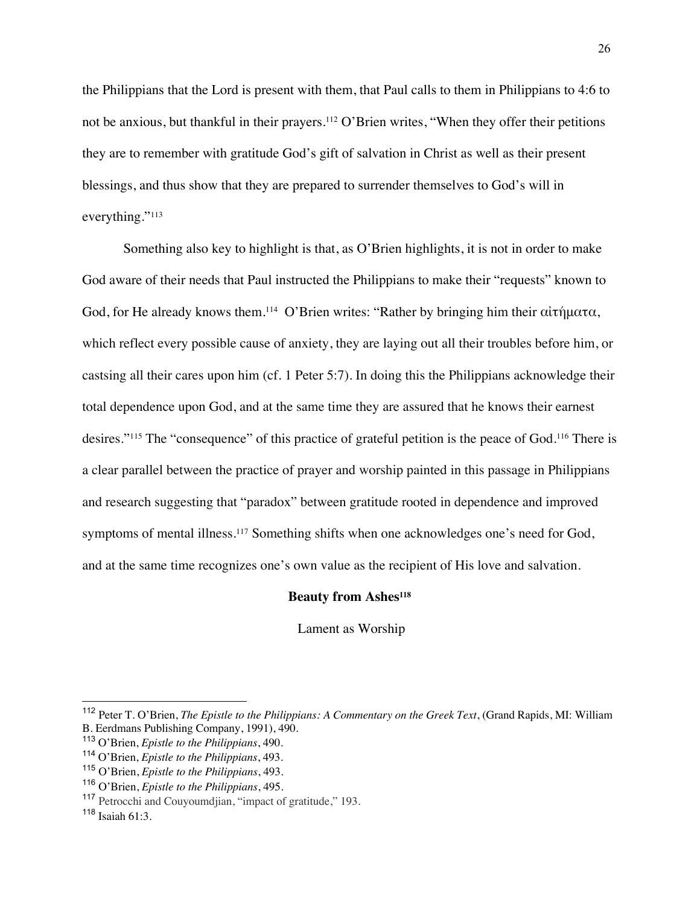the Philippians that the Lord is present with them, that Paul calls to them in Philippians to 4:6 to not be anxious, but thankful in their prayers.[112] O'Brien writes, "When they offer their petitions they are to remember with gratitude God's gift of salvation in Christ as well as their present blessings, and thus show that they are prepared to surrender themselves to God's will in everything."[113]

Something also key to highlight is that, as O'Brien highlights, it is not in order to make God aware of their needs that Paul instructed the Philippians to make their "requests" known to God, for He already knows them.[114] O'Brien writes: "Rather by bringing him their αἰτήματα, which reflect every possible cause of anxiety, they are laying out all their troubles before him, or castsing all their cares upon him (cf. 1 Peter 5:7). In doing this the Philippians acknowledge their total dependence upon God, and at the same time they are assured that he knows their earnest desires."[115] The "consequence" of this practice of grateful petition is the peace of God.[116] There is a clear parallel between the practice of prayer and worship painted in this passage in Philippians and research suggesting that "paradox" between gratitude rooted in dependence and improved symptoms of mental illness.[117] Something shifts when one acknowledges one's need for God, and at the same time recognizes one's own value as the recipient of His love and salvation.

## Beauty from Ashes[118]

### Lament as Worship

---

[112] Peter T. O'Brien, *The Epistle to the Philippians: A Commentary on the Greek Text*, (Grand Rapids, MI: William B. Eerdmans Publishing Company, 1991), 490.

[113] O'Brien, *Epistle to the Philippians*, 490.

[114] O'Brien, *Epistle to the Philippians*, 493.

[115] O'Brien, *Epistle to the Philippians*, 493.

[116] O'Brien, *Epistle to the Philippians*, 495.

[117] Petrocchi and Couyoumdjian, "impact of gratitude," 193.

[118] Isaiah 61:3.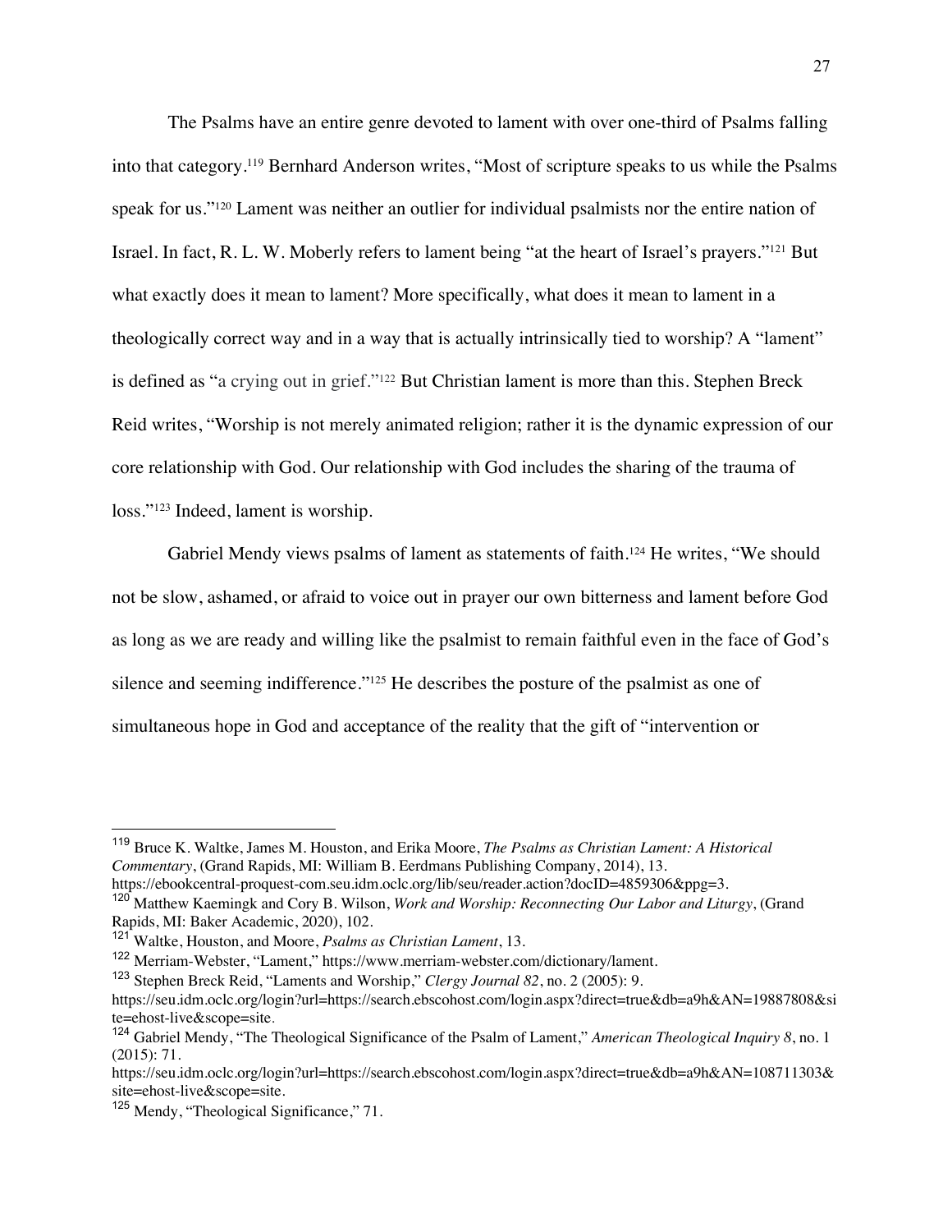The Psalms have an entire genre devoted to lament with over one-third of Psalms falling into that category.[119] Bernhard Anderson writes, "Most of scripture speaks to us while the Psalms speak for us."[120] Lament was neither an outlier for individual psalmists nor the entire nation of Israel. In fact, R. L. W. Moberly refers to lament being "at the heart of Israel's prayers."[121] But what exactly does it mean to lament? More specifically, what does it mean to lament in a theologically correct way and in a way that is actually intrinsically tied to worship? A "lament" is defined as "a crying out in grief."[122] But Christian lament is more than this. Stephen Breck Reid writes, "Worship is not merely animated religion; rather it is the dynamic expression of our core relationship with God. Our relationship with God includes the sharing of the trauma of loss."[123] Indeed, lament is worship.

Gabriel Mendy views psalms of lament as statements of faith.[124] He writes, "We should not be slow, ashamed, or afraid to voice out in prayer our own bitterness and lament before God as long as we are ready and willing like the psalmist to remain faithful even in the face of God's silence and seeming indifference."[125] He describes the posture of the psalmist as one of simultaneous hope in God and acceptance of the reality that the gift of "intervention or

---

[119] Bruce K. Waltke, James M. Houston, and Erika Moore, *The Psalms as Christian Lament: A Historical Commentary*, (Grand Rapids, MI: William B. Eerdmans Publishing Company, 2014), 13. https://ebookcentral-proquest-com.seu.idm.oclc.org/lib/seu/reader.action?docID=4859306&ppg=3.

[120] Matthew Kaemingk and Cory B. Wilson, *Work and Worship: Reconnecting Our Labor and Liturgy*, (Grand Rapids, MI: Baker Academic, 2020), 102.

[121] Waltke, Houston, and Moore, *Psalms as Christian Lament*, 13.

[122] Merriam-Webster, "Lament," https://www.merriam-webster.com/dictionary/lament.

[123] Stephen Breck Reid, "Laments and Worship," *Clergy Journal 82*, no. 2 (2005): 9. https://seu.idm.oclc.org/login?url=https://search.ebscohost.com/login.aspx?direct=true&db=a9h&AN=19887808&site=ehost-live&scope=site.

[124] Gabriel Mendy, "The Theological Significance of the Psalm of Lament," *American Theological Inquiry 8*, no. 1 (2015): 71. https://seu.idm.oclc.org/login?url=https://search.ebscohost.com/login.aspx?direct=true&db=a9h&AN=108711303&site=ehost-live&scope=site.

[125] Mendy, "Theological Significance," 71.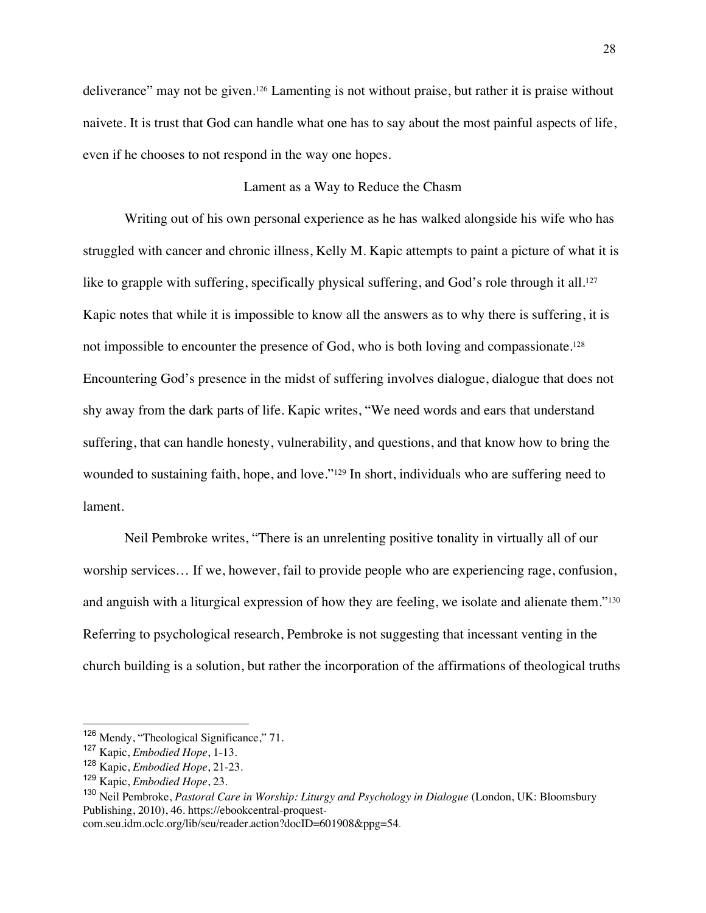deliverance" may not be given.[126] Lamenting is not without praise, but rather it is praise without naivete. It is trust that God can handle what one has to say about the most painful aspects of life, even if he chooses to not respond in the way one hopes.

## Lament as a Way to Reduce the Chasm

Writing out of his own personal experience as he has walked alongside his wife who has struggled with cancer and chronic illness, Kelly M. Kapic attempts to paint a picture of what it is like to grapple with suffering, specifically physical suffering, and God's role through it all.[127] Kapic notes that while it is impossible to know all the answers as to why there is suffering, it is not impossible to encounter the presence of God, who is both loving and compassionate.[128] Encountering God's presence in the midst of suffering involves dialogue, dialogue that does not shy away from the dark parts of life. Kapic writes, "We need words and ears that understand suffering, that can handle honesty, vulnerability, and questions, and that know how to bring the wounded to sustaining faith, hope, and love."[129] In short, individuals who are suffering need to lament.

Neil Pembroke writes, "There is an unrelenting positive tonality in virtually all of our worship services… If we, however, fail to provide people who are experiencing rage, confusion, and anguish with a liturgical expression of how they are feeling, we isolate and alienate them."[130] Referring to psychological research, Pembroke is not suggesting that incessant venting in the church building is a solution, but rather the incorporation of the affirmations of theological truths

---

[126] Mendy, "Theological Significance," 71.

[127] Kapic, *Embodied Hope*, 1-13.

[128] Kapic, *Embodied Hope*, 21-23.

[129] Kapic, *Embodied Hope*, 23.

[130] Neil Pembroke, *Pastoral Care in Worship: Liturgy and Psychology in Dialogue* (London, UK: Bloomsbury Publishing, 2010), 46. https://ebookcentral-proquest-com.seu.idm.oclc.org/lib/seu/reader.action?docID=601908&ppg=54.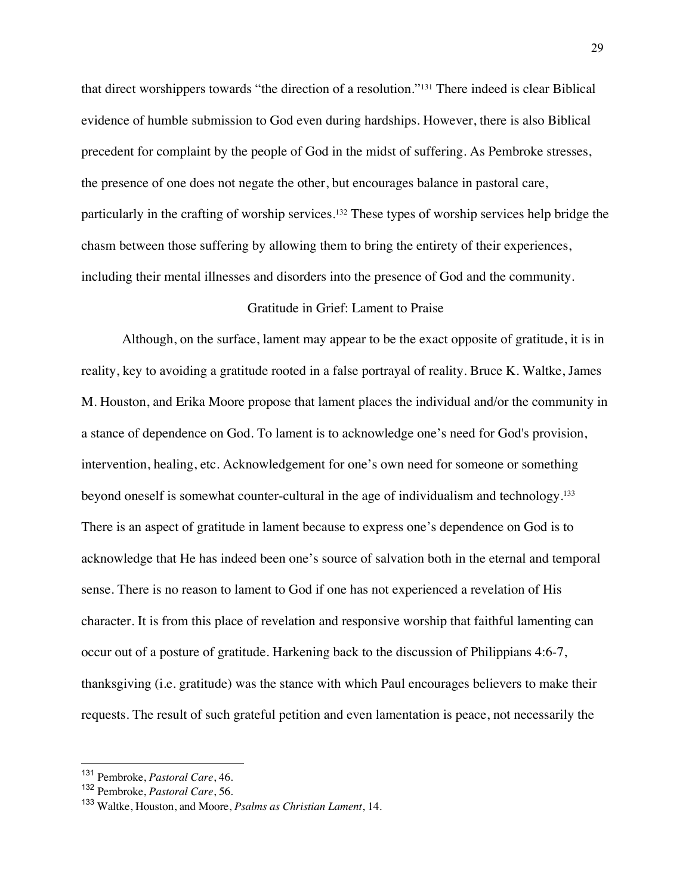that direct worshippers towards "the direction of a resolution."[131] There indeed is clear Biblical evidence of humble submission to God even during hardships. However, there is also Biblical precedent for complaint by the people of God in the midst of suffering. As Pembroke stresses, the presence of one does not negate the other, but encourages balance in pastoral care, particularly in the crafting of worship services.[132] These types of worship services help bridge the chasm between those suffering by allowing them to bring the entirety of their experiences, including their mental illnesses and disorders into the presence of God and the community.

## Gratitude in Grief: Lament to Praise

Although, on the surface, lament may appear to be the exact opposite of gratitude, it is in reality, key to avoiding a gratitude rooted in a false portrayal of reality. Bruce K. Waltke, James M. Houston, and Erika Moore propose that lament places the individual and/or the community in a stance of dependence on God. To lament is to acknowledge one's need for God's provision, intervention, healing, etc. Acknowledgement for one's own need for someone or something beyond oneself is somewhat counter-cultural in the age of individualism and technology.[133] There is an aspect of gratitude in lament because to express one's dependence on God is to acknowledge that He has indeed been one's source of salvation both in the eternal and temporal sense. There is no reason to lament to God if one has not experienced a revelation of His character. It is from this place of revelation and responsive worship that faithful lamenting can occur out of a posture of gratitude. Harkening back to the discussion of Philippians 4:6-7, thanksgiving (i.e. gratitude) was the stance with which Paul encourages believers to make their requests. The result of such grateful petition and even lamentation is peace, not necessarily the

---

[131] Pembroke, *Pastoral Care*, 46.

[132] Pembroke, *Pastoral Care*, 56.

[133] Waltke, Houston, and Moore, *Psalms as Christian Lament*, 14.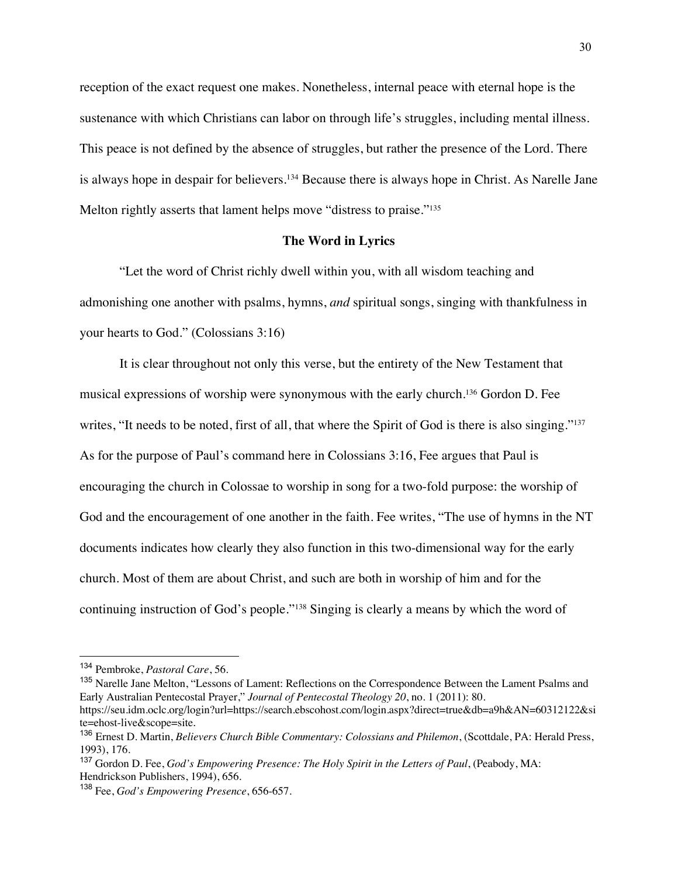reception of the exact request one makes. Nonetheless, internal peace with eternal hope is the sustenance with which Christians can labor on through life's struggles, including mental illness. This peace is not defined by the absence of struggles, but rather the presence of the Lord. There is always hope in despair for believers.[134] Because there is always hope in Christ. As Narelle Jane Melton rightly asserts that lament helps move "distress to praise."[135]

## The Word in Lyrics

"Let the word of Christ richly dwell within you, with all wisdom teaching and admonishing one another with psalms, hymns, *and* spiritual songs, singing with thankfulness in your hearts to God." (Colossians 3:16)

It is clear throughout not only this verse, but the entirety of the New Testament that musical expressions of worship were synonymous with the early church.[136] Gordon D. Fee writes, "It needs to be noted, first of all, that where the Spirit of God is there is also singing."[137] As for the purpose of Paul's command here in Colossians 3:16, Fee argues that Paul is encouraging the church in Colossae to worship in song for a two-fold purpose: the worship of God and the encouragement of one another in the faith. Fee writes, "The use of hymns in the NT documents indicates how clearly they also function in this two-dimensional way for the early church. Most of them are about Christ, and such are both in worship of him and for the continuing instruction of God's people."[138] Singing is clearly a means by which the word of

---

[134] Pembroke, *Pastoral Care*, 56.

[135] Narelle Jane Melton, "Lessons of Lament: Reflections on the Correspondence Between the Lament Psalms and Early Australian Pentecostal Prayer," *Journal of Pentecostal Theology 20*, no. 1 (2011): 80. https://seu.idm.oclc.org/login?url=https://search.ebscohost.com/login.aspx?direct=true&db=a9h&AN=60312122&site=ehost-live&scope=site.

[136] Ernest D. Martin, *Believers Church Bible Commentary: Colossians and Philemon*, (Scottdale, PA: Herald Press, 1993), 176.

[137] Gordon D. Fee, *God's Empowering Presence: The Holy Spirit in the Letters of Paul*, (Peabody, MA: Hendrickson Publishers, 1994), 656.

[138] Fee, *God's Empowering Presence*, 656-657.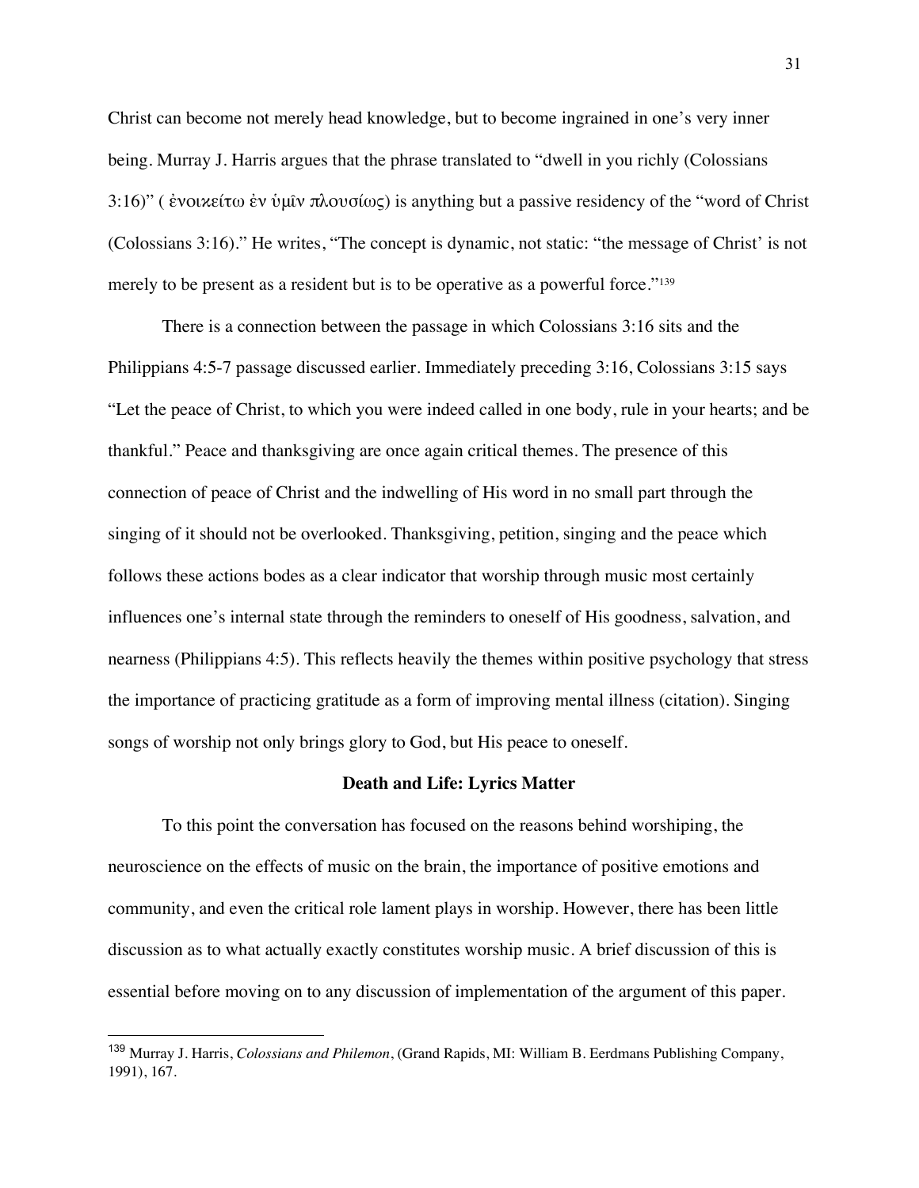Christ can become not merely head knowledge, but to become ingrained in one's very inner being. Murray J. Harris argues that the phrase translated to "dwell in you richly (Colossians 3:16)" ( ἐνοικείτω ἐν ὑμῖν πλουσίως) is anything but a passive residency of the "word of Christ (Colossians 3:16)." He writes, "The concept is dynamic, not static: "the message of Christ' is not merely to be present as a resident but is to be operative as a powerful force."[139]

There is a connection between the passage in which Colossians 3:16 sits and the Philippians 4:5-7 passage discussed earlier. Immediately preceding 3:16, Colossians 3:15 says "Let the peace of Christ, to which you were indeed called in one body, rule in your hearts; and be thankful." Peace and thanksgiving are once again critical themes. The presence of this connection of peace of Christ and the indwelling of His word in no small part through the singing of it should not be overlooked. Thanksgiving, petition, singing and the peace which follows these actions bodes as a clear indicator that worship through music most certainly influences one's internal state through the reminders to oneself of His goodness, salvation, and nearness (Philippians 4:5). This reflects heavily the themes within positive psychology that stress the importance of practicing gratitude as a form of improving mental illness (citation). Singing songs of worship not only brings glory to God, but His peace to oneself.

**Death and Life: Lyrics Matter**

To this point the conversation has focused on the reasons behind worshiping, the neuroscience on the effects of music on the brain, the importance of positive emotions and community, and even the critical role lament plays in worship. However, there has been little discussion as to what actually exactly constitutes worship music. A brief discussion of this is essential before moving on to any discussion of implementation of the argument of this paper.

---

[139] Murray J. Harris, *Colossians and Philemon*, (Grand Rapids, MI: William B. Eerdmans Publishing Company, 1991), 167.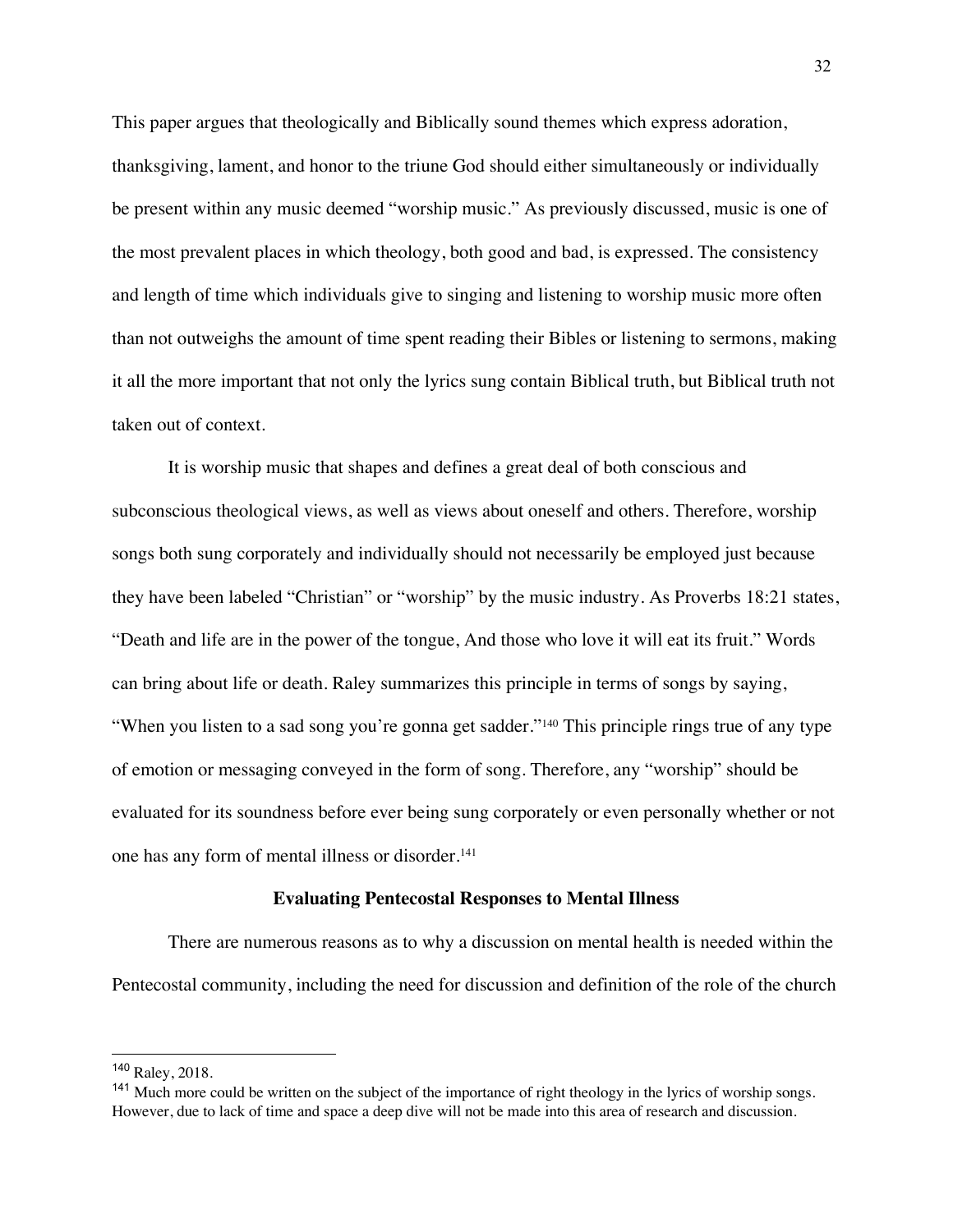This paper argues that theologically and Biblically sound themes which express adoration, thanksgiving, lament, and honor to the triune God should either simultaneously or individually be present within any music deemed "worship music." As previously discussed, music is one of the most prevalent places in which theology, both good and bad, is expressed. The consistency and length of time which individuals give to singing and listening to worship music more often than not outweighs the amount of time spent reading their Bibles or listening to sermons, making it all the more important that not only the lyrics sung contain Biblical truth, but Biblical truth not taken out of context.

It is worship music that shapes and defines a great deal of both conscious and subconscious theological views, as well as views about oneself and others. Therefore, worship songs both sung corporately and individually should not necessarily be employed just because they have been labeled "Christian" or "worship" by the music industry. As Proverbs 18:21 states, "Death and life are in the power of the tongue, And those who love it will eat its fruit." Words can bring about life or death. Raley summarizes this principle in terms of songs by saying, "When you listen to a sad song you're gonna get sadder."[140] This principle rings true of any type of emotion or messaging conveyed in the form of song. Therefore, any "worship" should be evaluated for its soundness before ever being sung corporately or even personally whether or not one has any form of mental illness or disorder.[141]

### Evaluating Pentecostal Responses to Mental Illness

There are numerous reasons as to why a discussion on mental health is needed within the Pentecostal community, including the need for discussion and definition of the role of the church

---

[140] Raley, 2018.

[141] Much more could be written on the subject of the importance of right theology in the lyrics of worship songs. However, due to lack of time and space a deep dive will not be made into this area of research and discussion.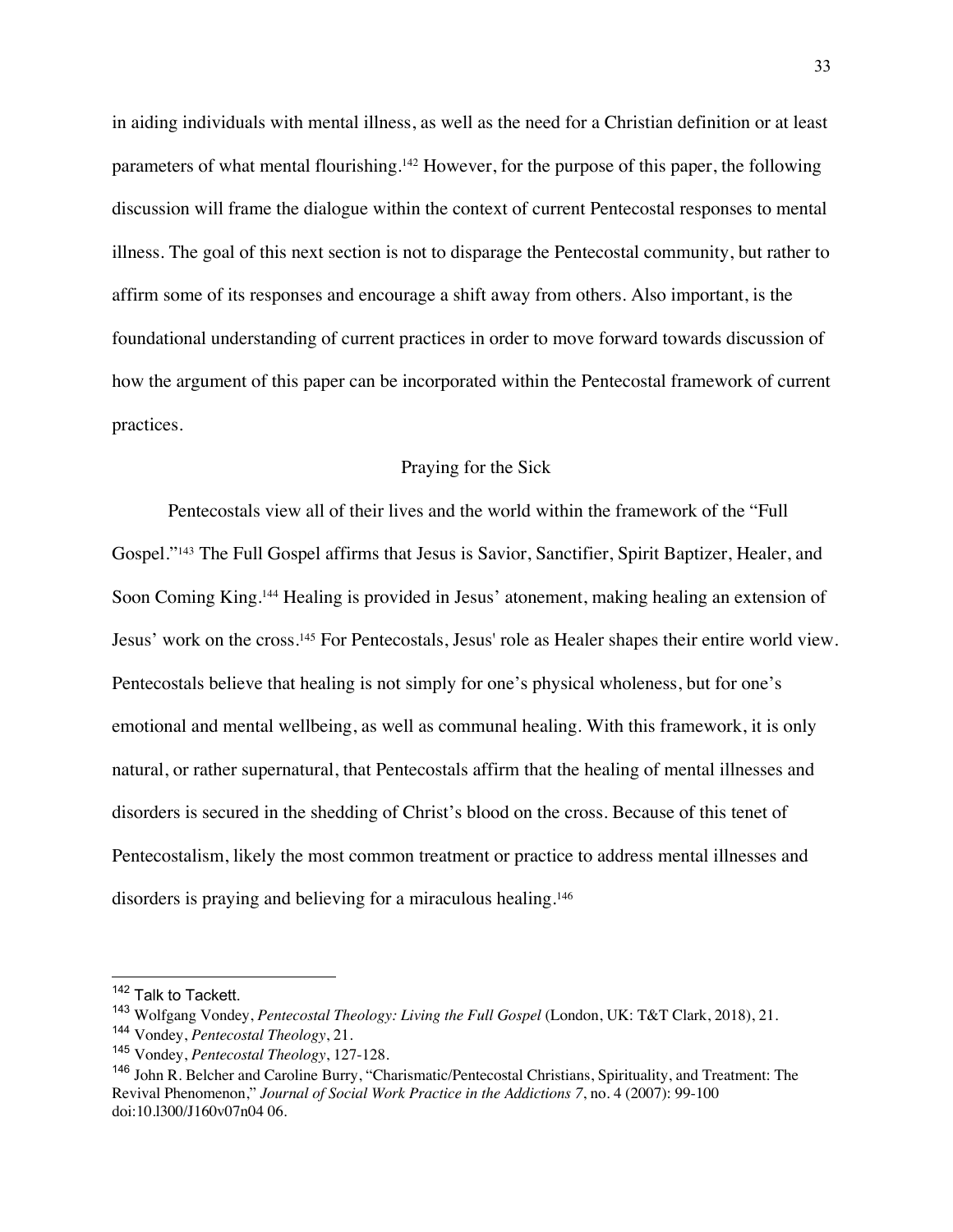in aiding individuals with mental illness, as well as the need for a Christian definition or at least parameters of what mental flourishing.[142] However, for the purpose of this paper, the following discussion will frame the dialogue within the context of current Pentecostal responses to mental illness. The goal of this next section is not to disparage the Pentecostal community, but rather to affirm some of its responses and encourage a shift away from others. Also important, is the foundational understanding of current practices in order to move forward towards discussion of how the argument of this paper can be incorporated within the Pentecostal framework of current practices.

## Praying for the Sick

Pentecostals view all of their lives and the world within the framework of the "Full Gospel."[143] The Full Gospel affirms that Jesus is Savior, Sanctifier, Spirit Baptizer, Healer, and Soon Coming King.[144] Healing is provided in Jesus' atonement, making healing an extension of Jesus' work on the cross.[145] For Pentecostals, Jesus' role as Healer shapes their entire world view. Pentecostals believe that healing is not simply for one's physical wholeness, but for one's emotional and mental wellbeing, as well as communal healing. With this framework, it is only natural, or rather supernatural, that Pentecostals affirm that the healing of mental illnesses and disorders is secured in the shedding of Christ's blood on the cross. Because of this tenet of Pentecostalism, likely the most common treatment or practice to address mental illnesses and disorders is praying and believing for a miraculous healing.[146]

---

[142] Talk to Tackett.

[143] Wolfgang Vondey, *Pentecostal Theology: Living the Full Gospel* (London, UK: T&T Clark, 2018), 21.

[144] Vondey, *Pentecostal Theology*, 21.

[145] Vondey, *Pentecostal Theology*, 127-128.

[146] John R. Belcher and Caroline Burry, "Charismatic/Pentecostal Christians, Spirituality, and Treatment: The Revival Phenomenon," *Journal of Social Work Practice in the Addictions 7*, no. 4 (2007): 99-100 doi:10.l300/J160v07n04 06.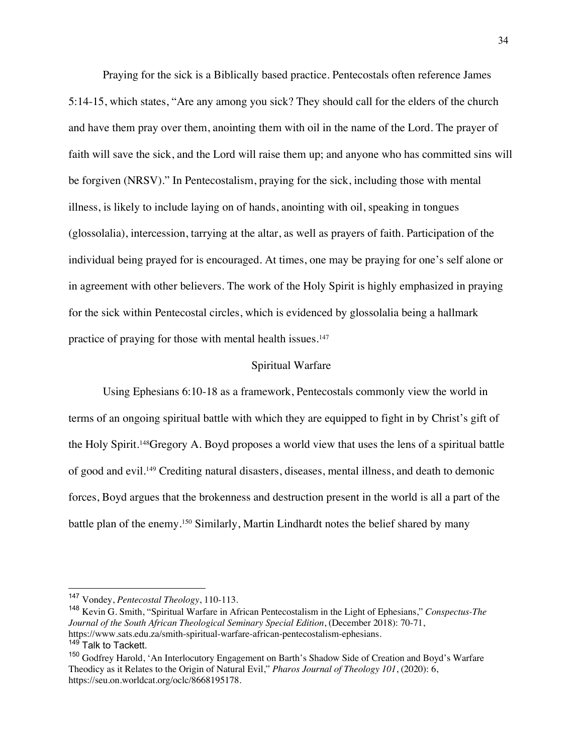Praying for the sick is a Biblically based practice. Pentecostals often reference James 5:14-15, which states, "Are any among you sick? They should call for the elders of the church and have them pray over them, anointing them with oil in the name of the Lord. The prayer of faith will save the sick, and the Lord will raise them up; and anyone who has committed sins will be forgiven (NRSV)." In Pentecostalism, praying for the sick, including those with mental illness, is likely to include laying on of hands, anointing with oil, speaking in tongues (glossolalia), intercession, tarrying at the altar, as well as prayers of faith. Participation of the individual being prayed for is encouraged. At times, one may be praying for one's self alone or in agreement with other believers. The work of the Holy Spirit is highly emphasized in praying for the sick within Pentecostal circles, which is evidenced by glossolalia being a hallmark practice of praying for those with mental health issues.[147]

## Spiritual Warfare

Using Ephesians 6:10-18 as a framework, Pentecostals commonly view the world in terms of an ongoing spiritual battle with which they are equipped to fight in by Christ's gift of the Holy Spirit.[148]Gregory A. Boyd proposes a world view that uses the lens of a spiritual battle of good and evil.[149] Crediting natural disasters, diseases, mental illness, and death to demonic forces, Boyd argues that the brokenness and destruction present in the world is all a part of the battle plan of the enemy.[150] Similarly, Martin Lindhardt notes the belief shared by many

---

[147] Vondey, *Pentecostal Theology*, 110-113.

[148] Kevin G. Smith, "Spiritual Warfare in African Pentecostalism in the Light of Ephesians," *Conspectus-The Journal of the South African Theological Seminary Special Edition*, (December 2018): 70-71, https://www.sats.edu.za/smith-spiritual-warfare-african-pentecostalism-ephesians.

[149] Talk to Tackett.

[150] Godfrey Harold, 'An Interlocutory Engagement on Barth's Shadow Side of Creation and Boyd's Warfare Theodicy as it Relates to the Origin of Natural Evil," *Pharos Journal of Theology 101*, (2020): 6, https://seu.on.worldcat.org/oclc/8668195178.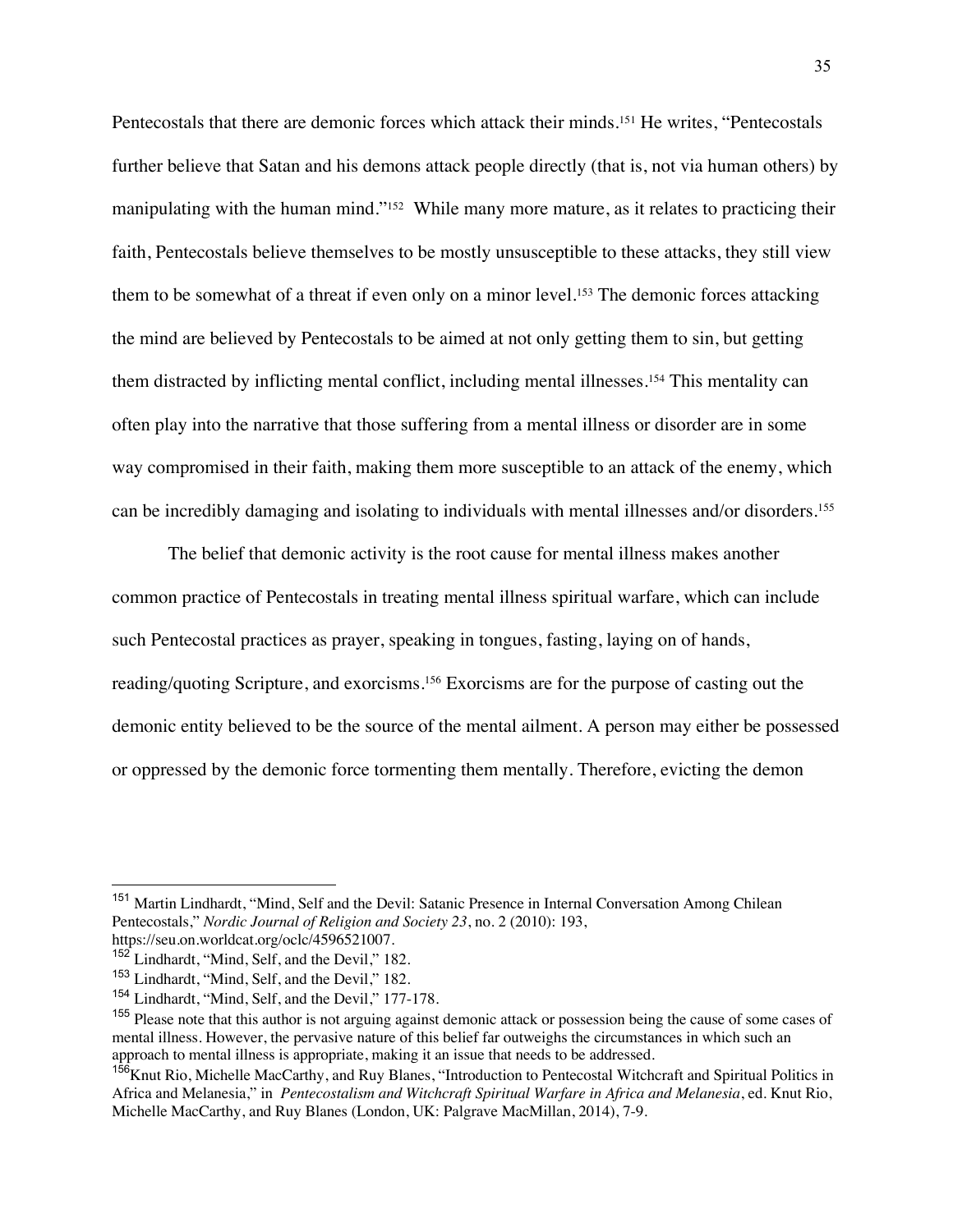Pentecostals that there are demonic forces which attack their minds.[151] He writes, "Pentecostals further believe that Satan and his demons attack people directly (that is, not via human others) by manipulating with the human mind."[152] While many more mature, as it relates to practicing their faith, Pentecostals believe themselves to be mostly unsusceptible to these attacks, they still view them to be somewhat of a threat if even only on a minor level.[153] The demonic forces attacking the mind are believed by Pentecostals to be aimed at not only getting them to sin, but getting them distracted by inflicting mental conflict, including mental illnesses.[154] This mentality can often play into the narrative that those suffering from a mental illness or disorder are in some way compromised in their faith, making them more susceptible to an attack of the enemy, which can be incredibly damaging and isolating to individuals with mental illnesses and/or disorders.[155]

The belief that demonic activity is the root cause for mental illness makes another common practice of Pentecostals in treating mental illness spiritual warfare, which can include such Pentecostal practices as prayer, speaking in tongues, fasting, laying on of hands, reading/quoting Scripture, and exorcisms.[156] Exorcisms are for the purpose of casting out the demonic entity believed to be the source of the mental ailment. A person may either be possessed or oppressed by the demonic force tormenting them mentally. Therefore, evicting the demon

---

[151] Martin Lindhardt, "Mind, Self and the Devil: Satanic Presence in Internal Conversation Among Chilean Pentecostals," *Nordic Journal of Religion and Society 23*, no. 2 (2010): 193, https://seu.on.worldcat.org/oclc/4596521007.

[152] Lindhardt, "Mind, Self, and the Devil," 182.

[153] Lindhardt, "Mind, Self, and the Devil," 182.

[154] Lindhardt, "Mind, Self, and the Devil," 177-178.

[155] Please note that this author is not arguing against demonic attack or possession being the cause of some cases of mental illness. However, the pervasive nature of this belief far outweighs the circumstances in which such an approach to mental illness is appropriate, making it an issue that needs to be addressed.

[156] Knut Rio, Michelle MacCarthy, and Ruy Blanes, "Introduction to Pentecostal Witchcraft and Spiritual Politics in Africa and Melanesia," in *Pentecostalism and Witchcraft Spiritual Warfare in Africa and Melanesia*, ed. Knut Rio, Michelle MacCarthy, and Ruy Blanes (London, UK: Palgrave MacMillan, 2014), 7-9.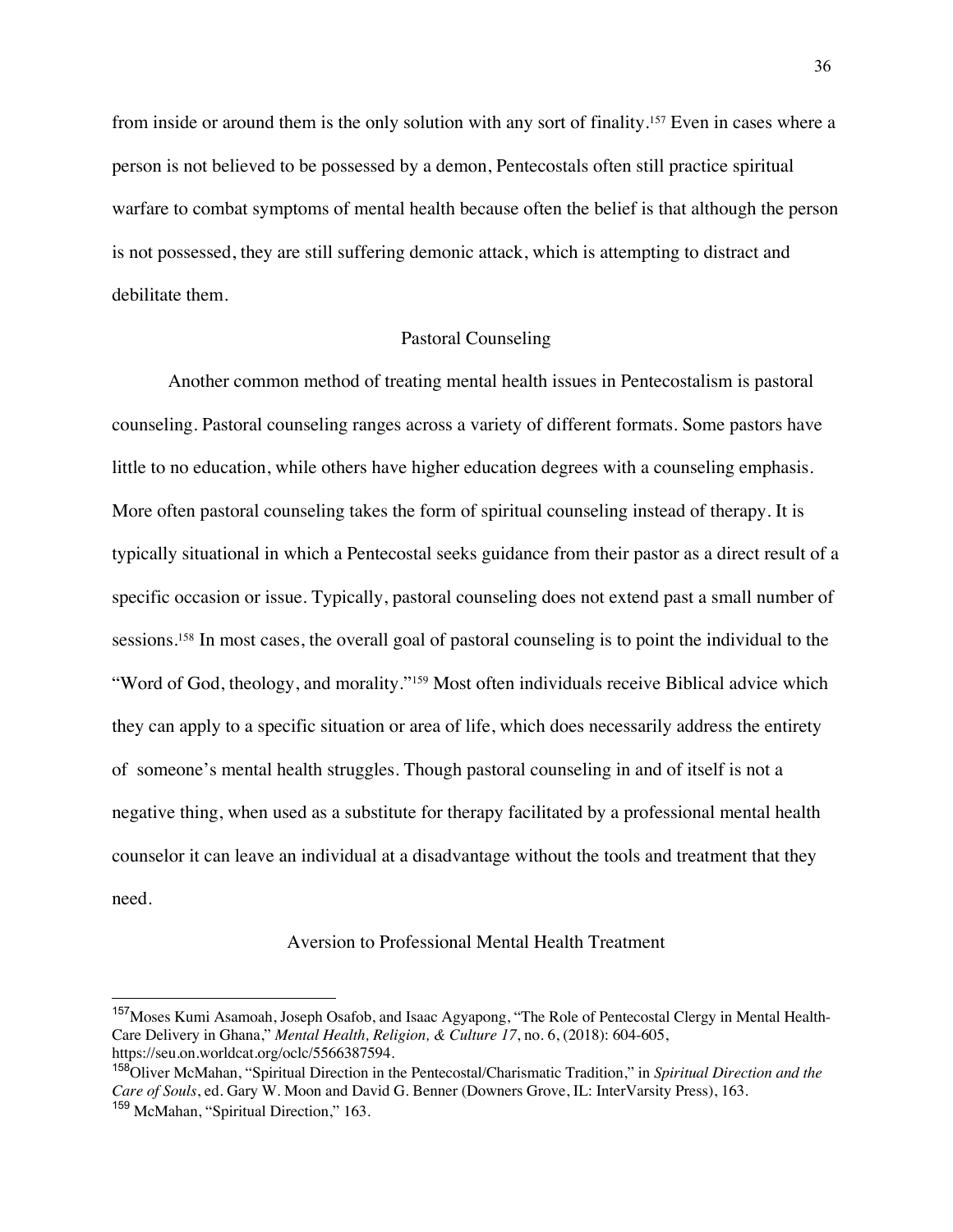from inside or around them is the only solution with any sort of finality.[157] Even in cases where a person is not believed to be possessed by a demon, Pentecostals often still practice spiritual warfare to combat symptoms of mental health because often the belief is that although the person is not possessed, they are still suffering demonic attack, which is attempting to distract and debilitate them.

## Pastoral Counseling

Another common method of treating mental health issues in Pentecostalism is pastoral counseling. Pastoral counseling ranges across a variety of different formats. Some pastors have little to no education, while others have higher education degrees with a counseling emphasis. More often pastoral counseling takes the form of spiritual counseling instead of therapy. It is typically situational in which a Pentecostal seeks guidance from their pastor as a direct result of a specific occasion or issue. Typically, pastoral counseling does not extend past a small number of sessions.[158] In most cases, the overall goal of pastoral counseling is to point the individual to the "Word of God, theology, and morality."[159] Most often individuals receive Biblical advice which they can apply to a specific situation or area of life, which does necessarily address the entirety of someone's mental health struggles. Though pastoral counseling in and of itself is not a negative thing, when used as a substitute for therapy facilitated by a professional mental health counselor it can leave an individual at a disadvantage without the tools and treatment that they need.

## Aversion to Professional Mental Health Treatment

---

[157] Moses Kumi Asamoah, Joseph Osafob, and Isaac Agyapong, "The Role of Pentecostal Clergy in Mental Health-Care Delivery in Ghana," *Mental Health, Religion, & Culture 17*, no. 6, (2018): 604-605, https://seu.on.worldcat.org/oclc/5566387594.

[158] Oliver McMahan, "Spiritual Direction in the Pentecostal/Charismatic Tradition," in *Spiritual Direction and the Care of Souls*, ed. Gary W. Moon and David G. Benner (Downers Grove, IL: InterVarsity Press), 163.

[159] McMahan, "Spiritual Direction," 163.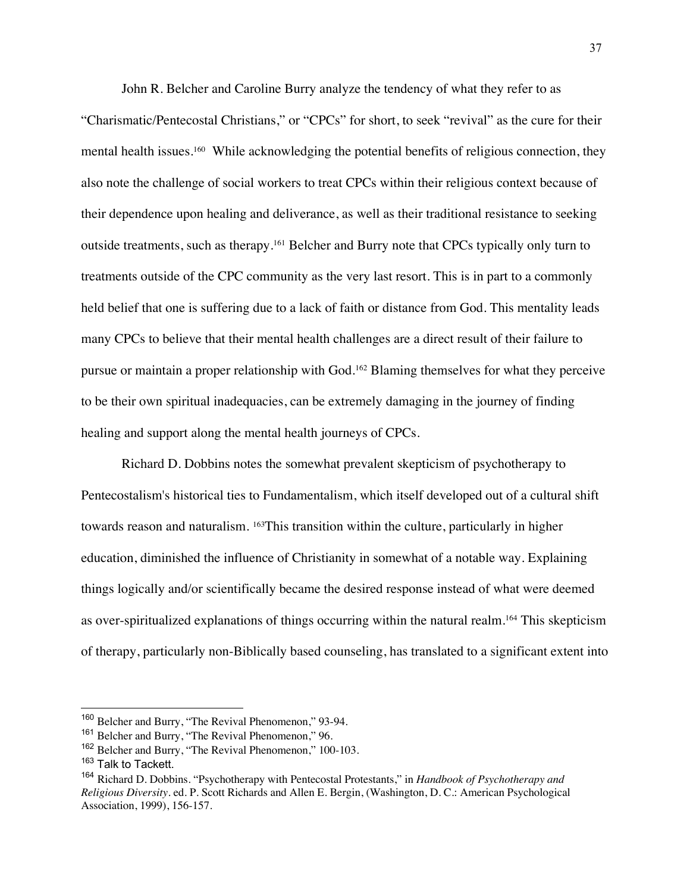John R. Belcher and Caroline Burry analyze the tendency of what they refer to as "Charismatic/Pentecostal Christians," or "CPCs" for short, to seek "revival" as the cure for their mental health issues.[160] While acknowledging the potential benefits of religious connection, they also note the challenge of social workers to treat CPCs within their religious context because of their dependence upon healing and deliverance, as well as their traditional resistance to seeking outside treatments, such as therapy.[161] Belcher and Burry note that CPCs typically only turn to treatments outside of the CPC community as the very last resort. This is in part to a commonly held belief that one is suffering due to a lack of faith or distance from God. This mentality leads many CPCs to believe that their mental health challenges are a direct result of their failure to pursue or maintain a proper relationship with God.[162] Blaming themselves for what they perceive to be their own spiritual inadequacies, can be extremely damaging in the journey of finding healing and support along the mental health journeys of CPCs.

Richard D. Dobbins notes the somewhat prevalent skepticism of psychotherapy to Pentecostalism's historical ties to Fundamentalism, which itself developed out of a cultural shift towards reason and naturalism. [163]This transition within the culture, particularly in higher education, diminished the influence of Christianity in somewhat of a notable way. Explaining things logically and/or scientifically became the desired response instead of what were deemed as over-spiritualized explanations of things occurring within the natural realm.[164] This skepticism of therapy, particularly non-Biblically based counseling, has translated to a significant extent into

---

[160] Belcher and Burry, "The Revival Phenomenon," 93-94.

[161] Belcher and Burry, "The Revival Phenomenon," 96.

[162] Belcher and Burry, "The Revival Phenomenon," 100-103.

[163] Talk to Tackett.

[164] Richard D. Dobbins. "Psychotherapy with Pentecostal Protestants," in *Handbook of Psychotherapy and Religious Diversity*. ed. P. Scott Richards and Allen E. Bergin, (Washington, D. C.: American Psychological Association, 1999), 156-157.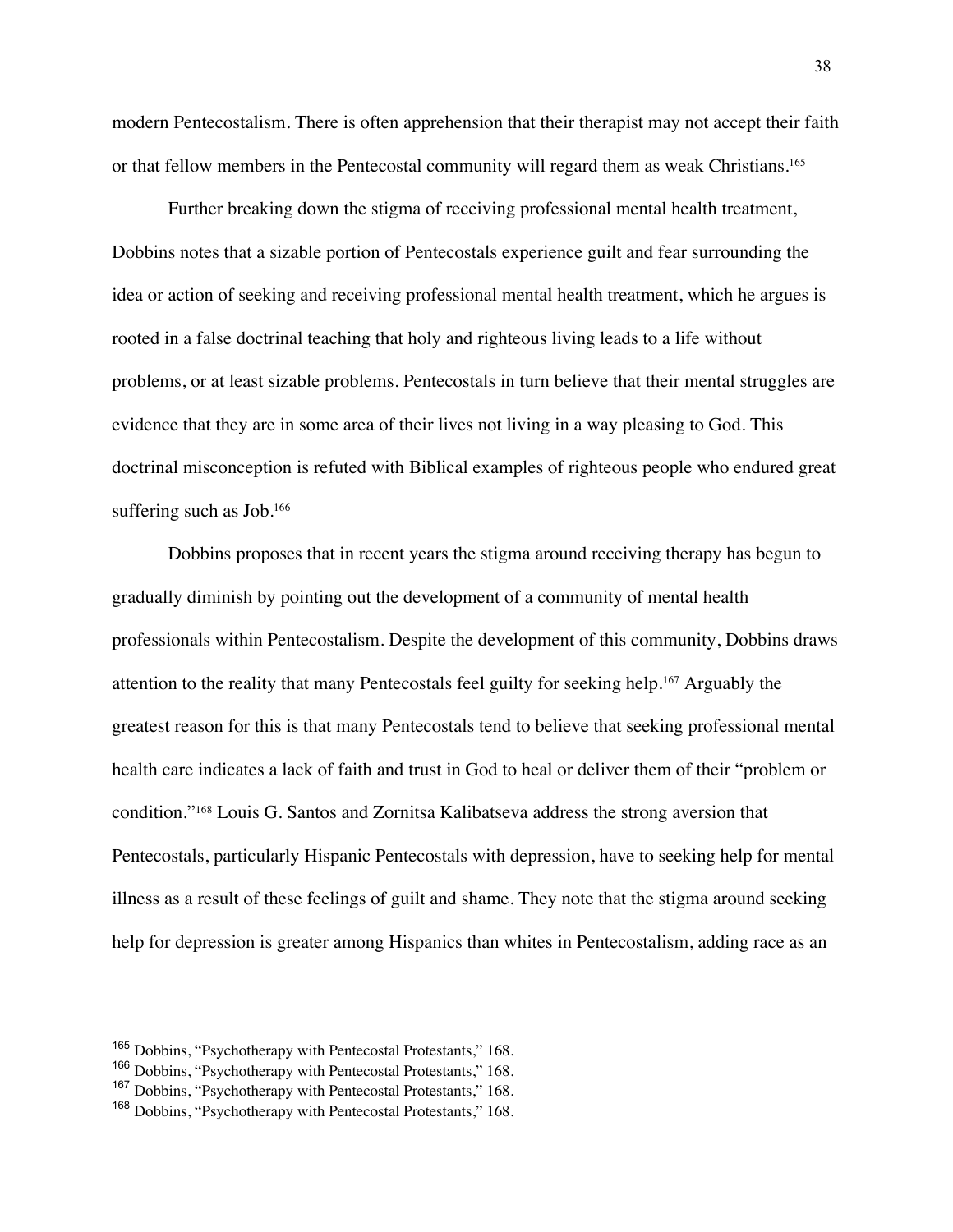modern Pentecostalism. There is often apprehension that their therapist may not accept their faith or that fellow members in the Pentecostal community will regard them as weak Christians.[165]

Further breaking down the stigma of receiving professional mental health treatment, Dobbins notes that a sizable portion of Pentecostals experience guilt and fear surrounding the idea or action of seeking and receiving professional mental health treatment, which he argues is rooted in a false doctrinal teaching that holy and righteous living leads to a life without problems, or at least sizable problems. Pentecostals in turn believe that their mental struggles are evidence that they are in some area of their lives not living in a way pleasing to God. This doctrinal misconception is refuted with Biblical examples of righteous people who endured great suffering such as Job.[166]

Dobbins proposes that in recent years the stigma around receiving therapy has begun to gradually diminish by pointing out the development of a community of mental health professionals within Pentecostalism. Despite the development of this community, Dobbins draws attention to the reality that many Pentecostals feel guilty for seeking help.[167] Arguably the greatest reason for this is that many Pentecostals tend to believe that seeking professional mental health care indicates a lack of faith and trust in God to heal or deliver them of their "problem or condition."[168] Louis G. Santos and Zornitsa Kalibatseva address the strong aversion that Pentecostals, particularly Hispanic Pentecostals with depression, have to seeking help for mental illness as a result of these feelings of guilt and shame. They note that the stigma around seeking help for depression is greater among Hispanics than whites in Pentecostalism, adding race as an

---

[165] Dobbins, "Psychotherapy with Pentecostal Protestants," 168.

[166] Dobbins, "Psychotherapy with Pentecostal Protestants," 168.

[167] Dobbins, "Psychotherapy with Pentecostal Protestants," 168.

[168] Dobbins, "Psychotherapy with Pentecostal Protestants," 168.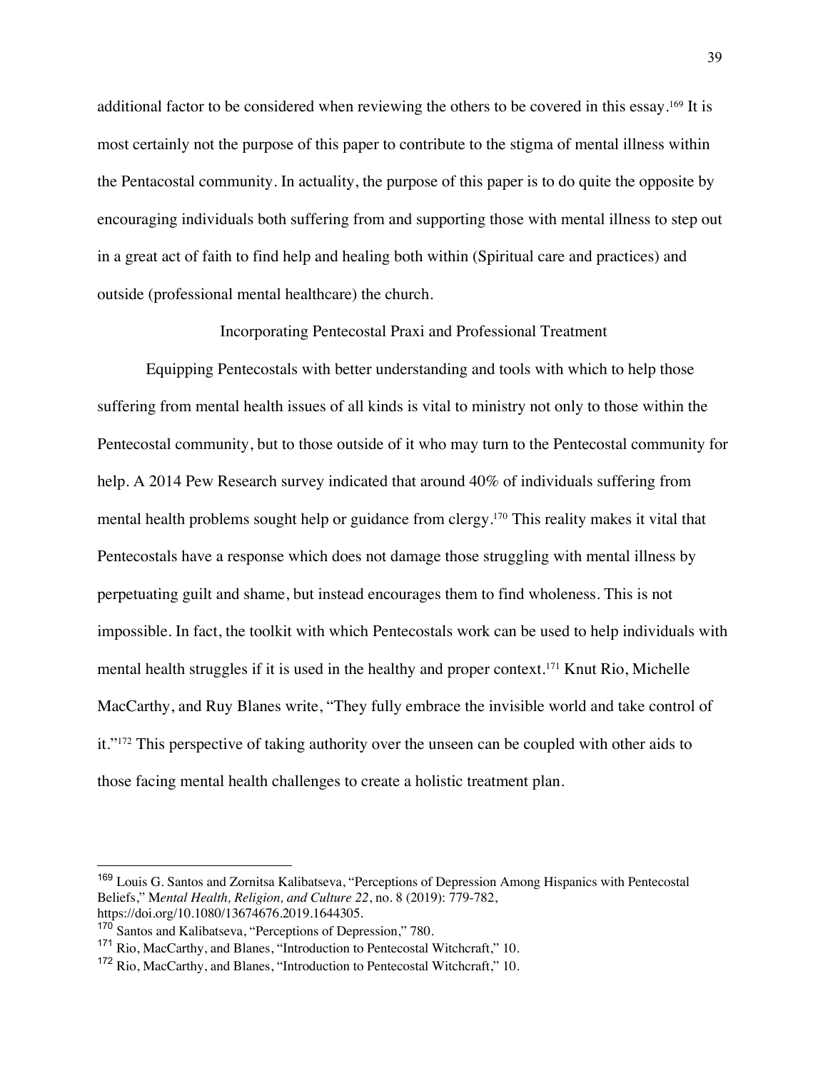additional factor to be considered when reviewing the others to be covered in this essay.[169] It is most certainly not the purpose of this paper to contribute to the stigma of mental illness within the Pentacostal community. In actuality, the purpose of this paper is to do quite the opposite by encouraging individuals both suffering from and supporting those with mental illness to step out in a great act of faith to find help and healing both within (Spiritual care and practices) and outside (professional mental healthcare) the church.

## Incorporating Pentecostal Praxi and Professional Treatment

Equipping Pentecostals with better understanding and tools with which to help those suffering from mental health issues of all kinds is vital to ministry not only to those within the Pentecostal community, but to those outside of it who may turn to the Pentecostal community for help. A 2014 Pew Research survey indicated that around 40% of individuals suffering from mental health problems sought help or guidance from clergy.[170] This reality makes it vital that Pentecostals have a response which does not damage those struggling with mental illness by perpetuating guilt and shame, but instead encourages them to find wholeness. This is not impossible. In fact, the toolkit with which Pentecostals work can be used to help individuals with mental health struggles if it is used in the healthy and proper context.[171] Knut Rio, Michelle MacCarthy, and Ruy Blanes write, "They fully embrace the invisible world and take control of it."[172] This perspective of taking authority over the unseen can be coupled with other aids to those facing mental health challenges to create a holistic treatment plan.

---

[169] Louis G. Santos and Zornitsa Kalibatseva, "Perceptions of Depression Among Hispanics with Pentecostal Beliefs," M*ental Health, Religion, and Culture 22*, no. 8 (2019): 779-782, https://doi.org/10.1080/13674676.2019.1644305.

[170] Santos and Kalibatseva, "Perceptions of Depression," 780.

[171] Rio, MacCarthy, and Blanes, "Introduction to Pentecostal Witchcraft," 10.

[172] Rio, MacCarthy, and Blanes, "Introduction to Pentecostal Witchcraft," 10.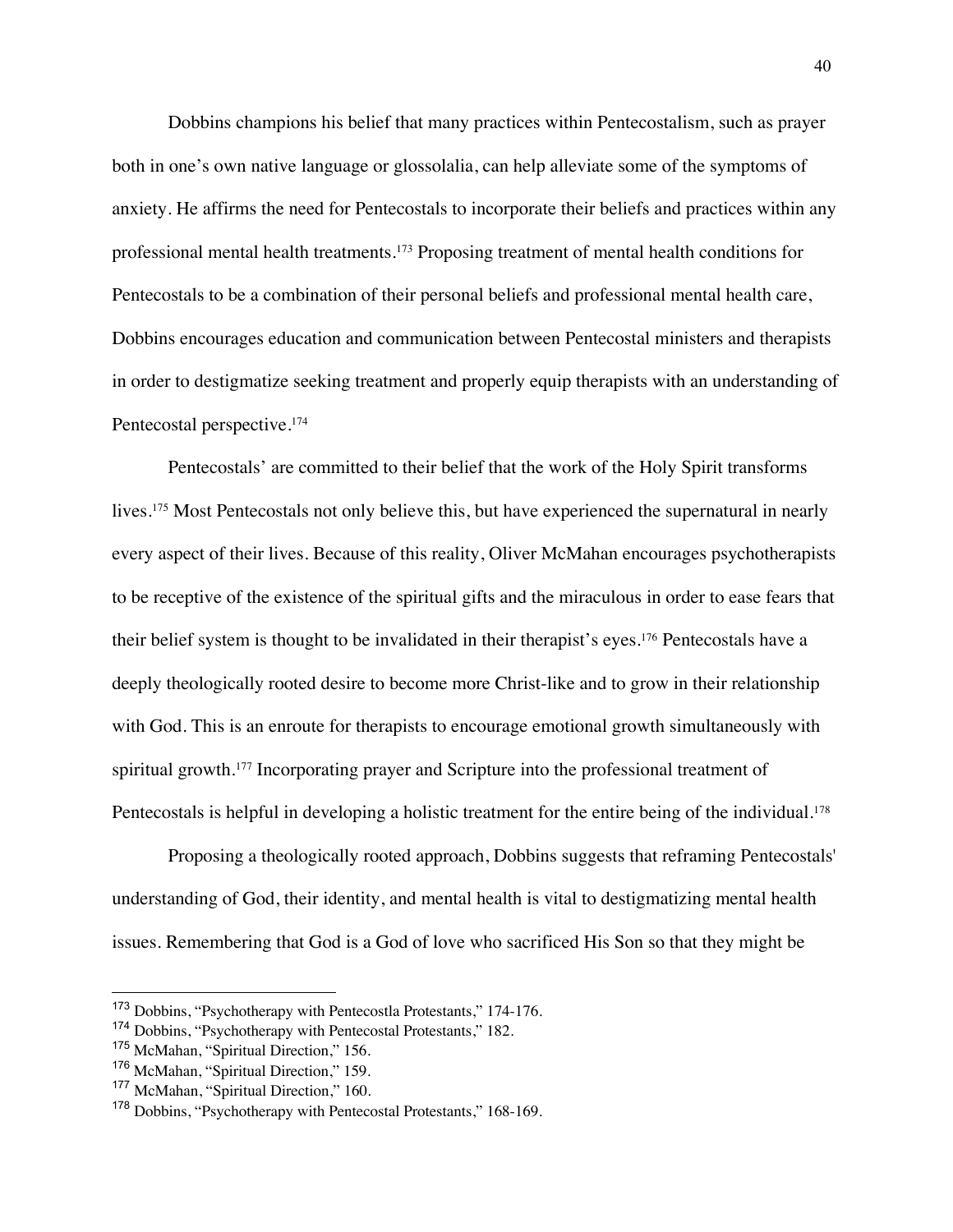Dobbins champions his belief that many practices within Pentecostalism, such as prayer both in one's own native language or glossolalia, can help alleviate some of the symptoms of anxiety. He affirms the need for Pentecostals to incorporate their beliefs and practices within any professional mental health treatments.[173] Proposing treatment of mental health conditions for Pentecostals to be a combination of their personal beliefs and professional mental health care, Dobbins encourages education and communication between Pentecostal ministers and therapists in order to destigmatize seeking treatment and properly equip therapists with an understanding of Pentecostal perspective.[174]

Pentecostals' are committed to their belief that the work of the Holy Spirit transforms lives.[175] Most Pentecostals not only believe this, but have experienced the supernatural in nearly every aspect of their lives. Because of this reality, Oliver McMahan encourages psychotherapists to be receptive of the existence of the spiritual gifts and the miraculous in order to ease fears that their belief system is thought to be invalidated in their therapist's eyes.[176] Pentecostals have a deeply theologically rooted desire to become more Christ-like and to grow in their relationship with God. This is an enroute for therapists to encourage emotional growth simultaneously with spiritual growth.[177] Incorporating prayer and Scripture into the professional treatment of Pentecostals is helpful in developing a holistic treatment for the entire being of the individual.[178]

Proposing a theologically rooted approach, Dobbins suggests that reframing Pentecostals' understanding of God, their identity, and mental health is vital to destigmatizing mental health issues. Remembering that God is a God of love who sacrificed His Son so that they might be

---

[173] Dobbins, "Psychotherapy with Pentecostla Protestants," 174-176.

[174] Dobbins, "Psychotherapy with Pentecostal Protestants," 182.

[175] McMahan, "Spiritual Direction," 156.

[176] McMahan, "Spiritual Direction," 159.

[177] McMahan, "Spiritual Direction," 160.

[178] Dobbins, "Psychotherapy with Pentecostal Protestants," 168-169.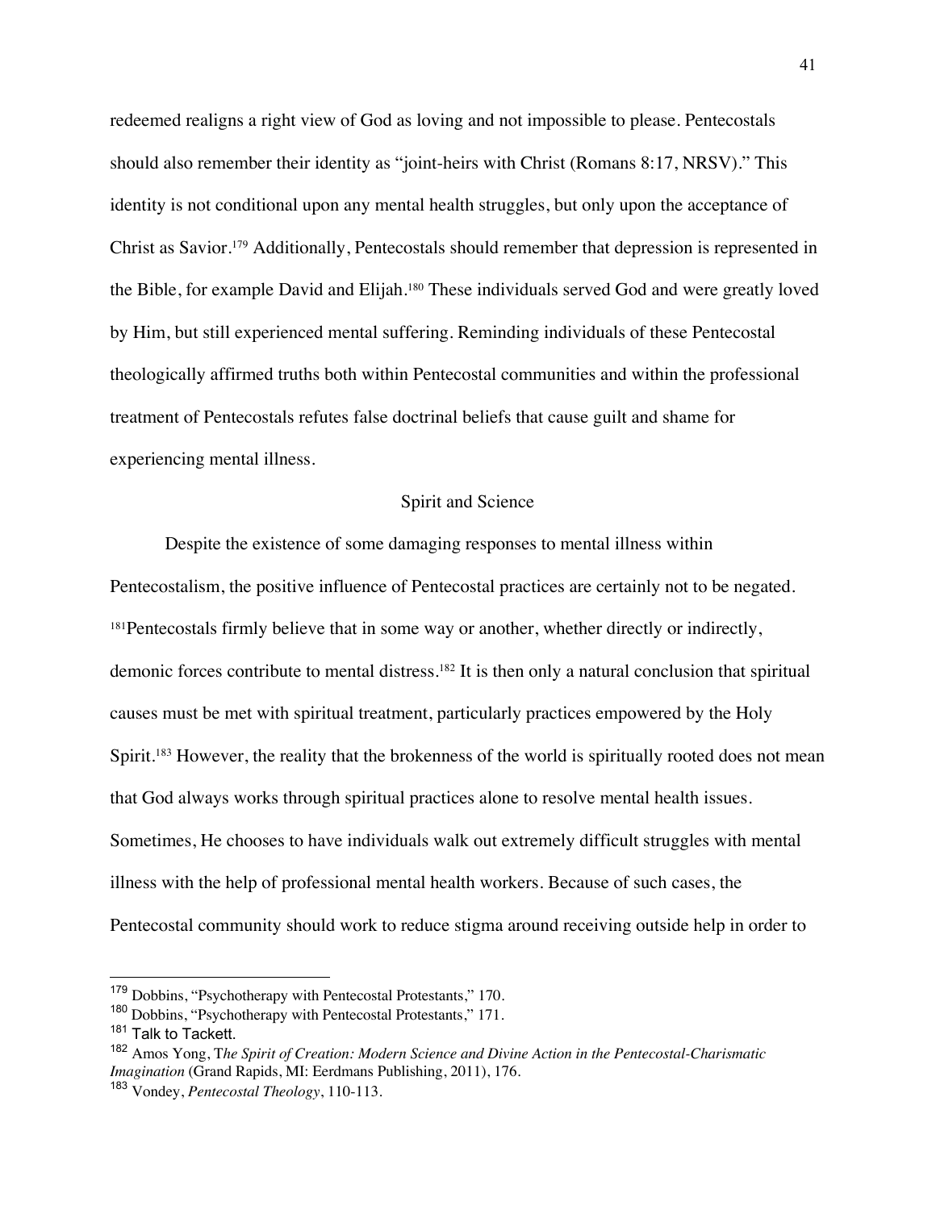redeemed realigns a right view of God as loving and not impossible to please. Pentecostals should also remember their identity as "joint-heirs with Christ (Romans 8:17, NRSV)." This identity is not conditional upon any mental health struggles, but only upon the acceptance of Christ as Savior.[179] Additionally, Pentecostals should remember that depression is represented in the Bible, for example David and Elijah.[180] These individuals served God and were greatly loved by Him, but still experienced mental suffering. Reminding individuals of these Pentecostal theologically affirmed truths both within Pentecostal communities and within the professional treatment of Pentecostals refutes false doctrinal beliefs that cause guilt and shame for experiencing mental illness.

## Spirit and Science

Despite the existence of some damaging responses to mental illness within Pentecostalism, the positive influence of Pentecostal practices are certainly not to be negated. [181]Pentecostals firmly believe that in some way or another, whether directly or indirectly, demonic forces contribute to mental distress.[182] It is then only a natural conclusion that spiritual causes must be met with spiritual treatment, particularly practices empowered by the Holy Spirit.[183] However, the reality that the brokenness of the world is spiritually rooted does not mean that God always works through spiritual practices alone to resolve mental health issues. Sometimes, He chooses to have individuals walk out extremely difficult struggles with mental illness with the help of professional mental health workers. Because of such cases, the Pentecostal community should work to reduce stigma around receiving outside help in order to

---

[179] Dobbins, "Psychotherapy with Pentecostal Protestants," 170.

[180] Dobbins, "Psychotherapy with Pentecostal Protestants," 171.

[181] Talk to Tackett.

[182] Amos Yong, T*he Spirit of Creation: Modern Science and Divine Action in the Pentecostal-Charismatic Imagination* (Grand Rapids, MI: Eerdmans Publishing, 2011), 176.

[183] Vondey, *Pentecostal Theology*, 110-113.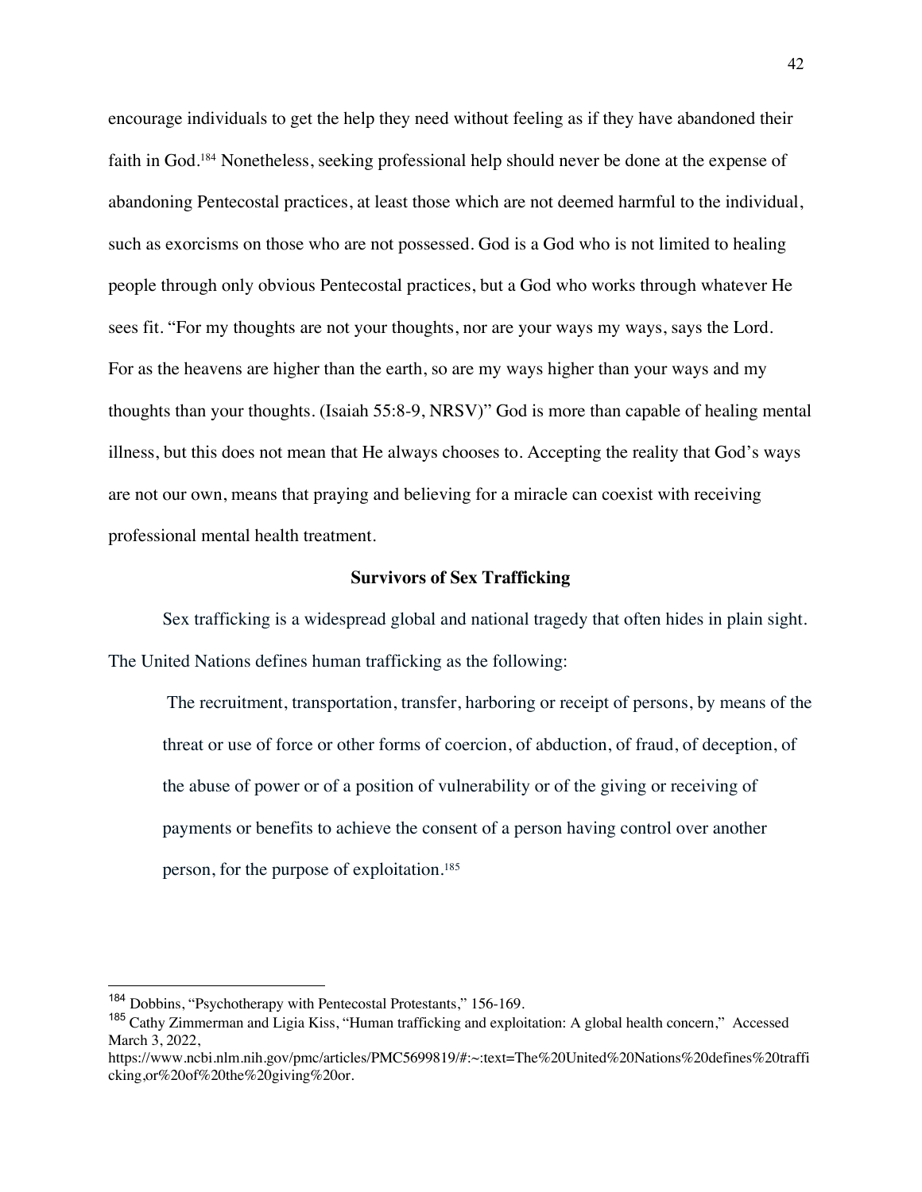encourage individuals to get the help they need without feeling as if they have abandoned their faith in God.[184] Nonetheless, seeking professional help should never be done at the expense of abandoning Pentecostal practices, at least those which are not deemed harmful to the individual, such as exorcisms on those who are not possessed. God is a God who is not limited to healing people through only obvious Pentecostal practices, but a God who works through whatever He sees fit. "For my thoughts are not your thoughts, nor are your ways my ways, says the Lord. For as the heavens are higher than the earth, so are my ways higher than your ways and my thoughts than your thoughts. (Isaiah 55:8-9, NRSV)" God is more than capable of healing mental illness, but this does not mean that He always chooses to. Accepting the reality that God's ways are not our own, means that praying and believing for a miracle can coexist with receiving professional mental health treatment.

### Survivors of Sex Trafficking

Sex trafficking is a widespread global and national tragedy that often hides in plain sight. The United Nations defines human trafficking as the following:

> The recruitment, transportation, transfer, harboring or receipt of persons, by means of the threat or use of force or other forms of coercion, of abduction, of fraud, of deception, of the abuse of power or of a position of vulnerability or of the giving or receiving of payments or benefits to achieve the consent of a person having control over another person, for the purpose of exploitation.[185]

---

[184] Dobbins, "Psychotherapy with Pentecostal Protestants," 156-169.

[185] Cathy Zimmerman and Ligia Kiss, "Human trafficking and exploitation: A global health concern," Accessed March 3, 2022, https://www.ncbi.nlm.nih.gov/pmc/articles/PMC5699819/#:~:text=The%20United%20Nations%20defines%20trafficking,or%20of%20the%20giving%20or.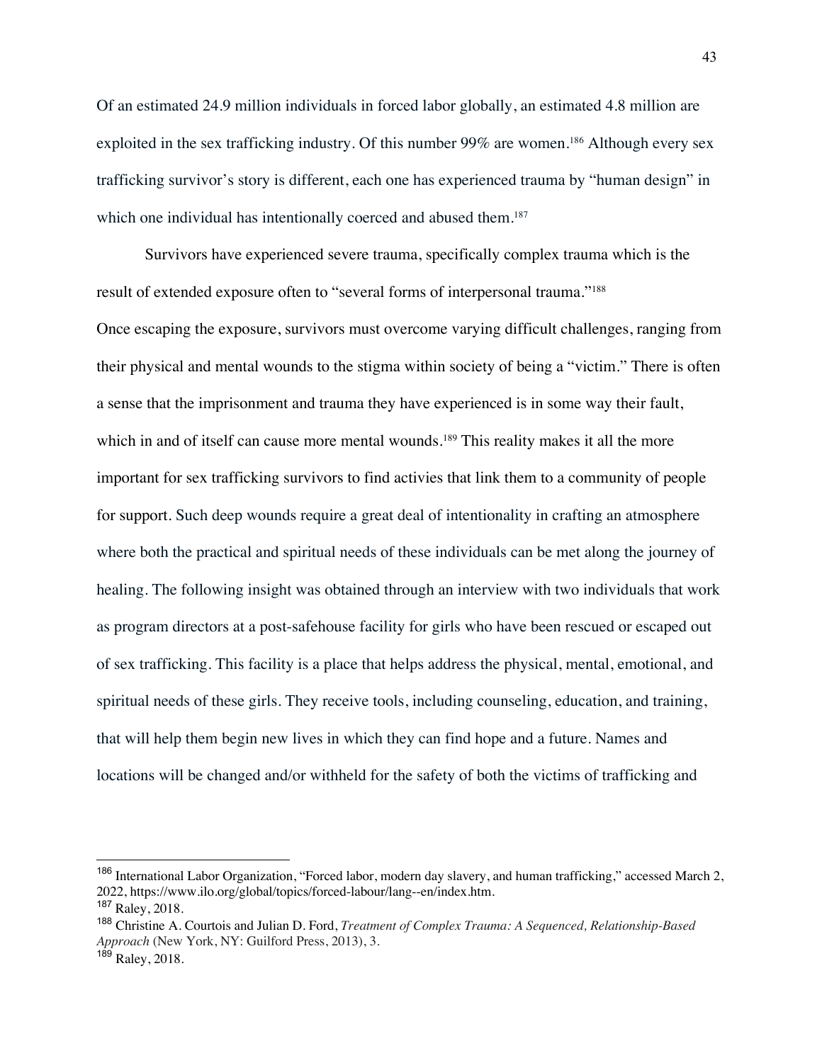Of an estimated 24.9 million individuals in forced labor globally, an estimated 4.8 million are exploited in the sex trafficking industry. Of this number 99% are women.[186] Although every sex trafficking survivor's story is different, each one has experienced trauma by "human design" in which one individual has intentionally coerced and abused them.[187]

Survivors have experienced severe trauma, specifically complex trauma which is the result of extended exposure often to "several forms of interpersonal trauma."[188]
Once escaping the exposure, survivors must overcome varying difficult challenges, ranging from their physical and mental wounds to the stigma within society of being a "victim." There is often a sense that the imprisonment and trauma they have experienced is in some way their fault, which in and of itself can cause more mental wounds.[189] This reality makes it all the more important for sex trafficking survivors to find activies that link them to a community of people for support. Such deep wounds require a great deal of intentionality in crafting an atmosphere where both the practical and spiritual needs of these individuals can be met along the journey of healing. The following insight was obtained through an interview with two individuals that work as program directors at a post-safehouse facility for girls who have been rescued or escaped out of sex trafficking. This facility is a place that helps address the physical, mental, emotional, and spiritual needs of these girls. They receive tools, including counseling, education, and training, that will help them begin new lives in which they can find hope and a future. Names and locations will be changed and/or withheld for the safety of both the victims of trafficking and

---

[186] International Labor Organization, "Forced labor, modern day slavery, and human trafficking," accessed March 2, 2022, https://www.ilo.org/global/topics/forced-labour/lang--en/index.htm.
[187] Raley, 2018.
[188] Christine A. Courtois and Julian D. Ford, *Treatment of Complex Trauma: A Sequenced, Relationship-Based Approach* (New York, NY: Guilford Press, 2013), 3.
[189] Raley, 2018.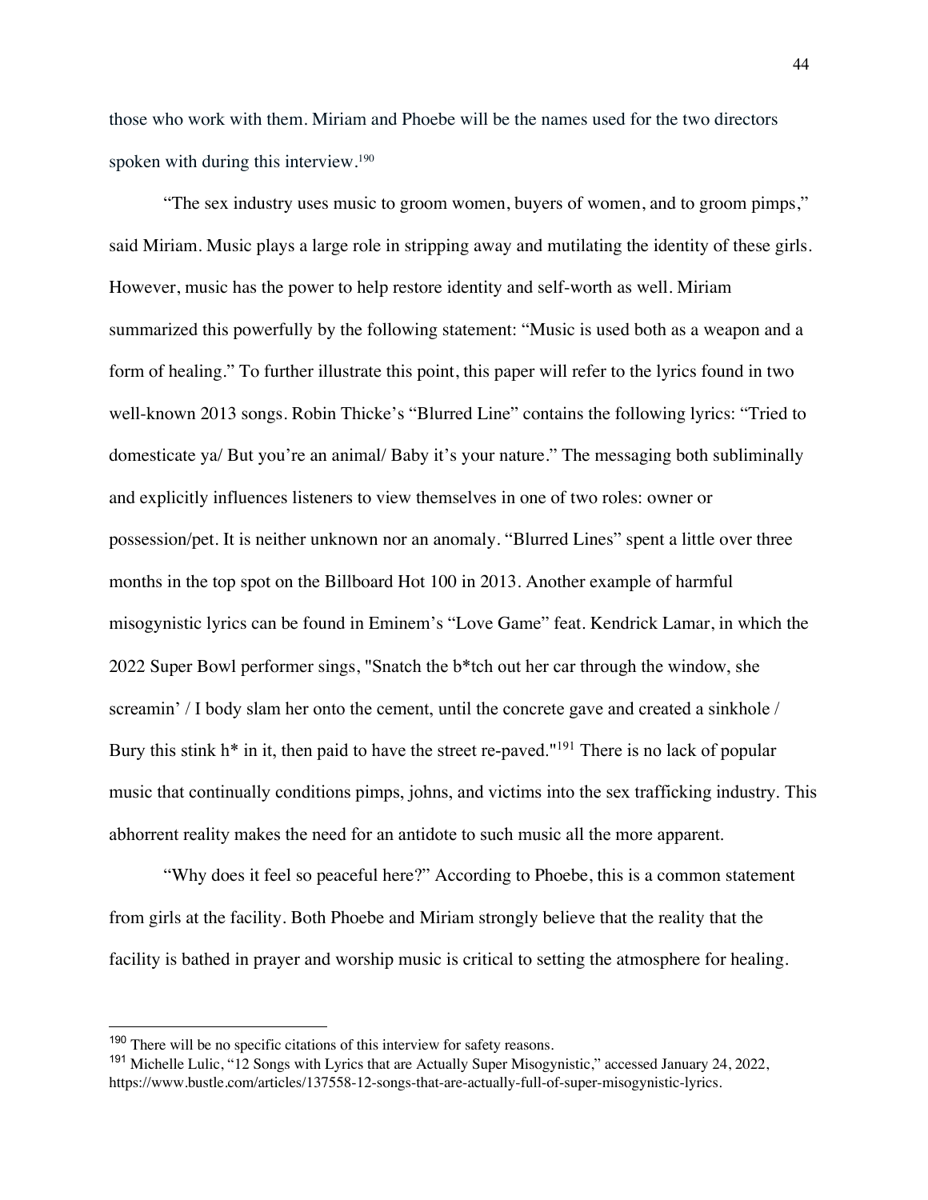those who work with them. Miriam and Phoebe will be the names used for the two directors spoken with during this interview.[190]

"The sex industry uses music to groom women, buyers of women, and to groom pimps," said Miriam. Music plays a large role in stripping away and mutilating the identity of these girls. However, music has the power to help restore identity and self-worth as well. Miriam summarized this powerfully by the following statement: "Music is used both as a weapon and a form of healing." To further illustrate this point, this paper will refer to the lyrics found in two well-known 2013 songs. Robin Thicke's "Blurred Line" contains the following lyrics: "Tried to domesticate ya/ But you're an animal/ Baby it's your nature." The messaging both subliminally and explicitly influences listeners to view themselves in one of two roles: owner or possession/pet. It is neither unknown nor an anomaly. "Blurred Lines" spent a little over three months in the top spot on the Billboard Hot 100 in 2013. Another example of harmful misogynistic lyrics can be found in Eminem's "Love Game" feat. Kendrick Lamar, in which the 2022 Super Bowl performer sings, "Snatch the b*tch out her car through the window, she screamin' / I body slam her onto the cement, until the concrete gave and created a sinkhole / Bury this stink h* in it, then paid to have the street re-paved."[191] There is no lack of popular music that continually conditions pimps, johns, and victims into the sex trafficking industry. This abhorrent reality makes the need for an antidote to such music all the more apparent.

"Why does it feel so peaceful here?" According to Phoebe, this is a common statement from girls at the facility. Both Phoebe and Miriam strongly believe that the reality that the facility is bathed in prayer and worship music is critical to setting the atmosphere for healing.

---

[190] There will be no specific citations of this interview for safety reasons.

[191] Michelle Lulic, "12 Songs with Lyrics that are Actually Super Misogynistic," accessed January 24, 2022, https://www.bustle.com/articles/137558-12-songs-that-are-actually-full-of-super-misogynistic-lyrics.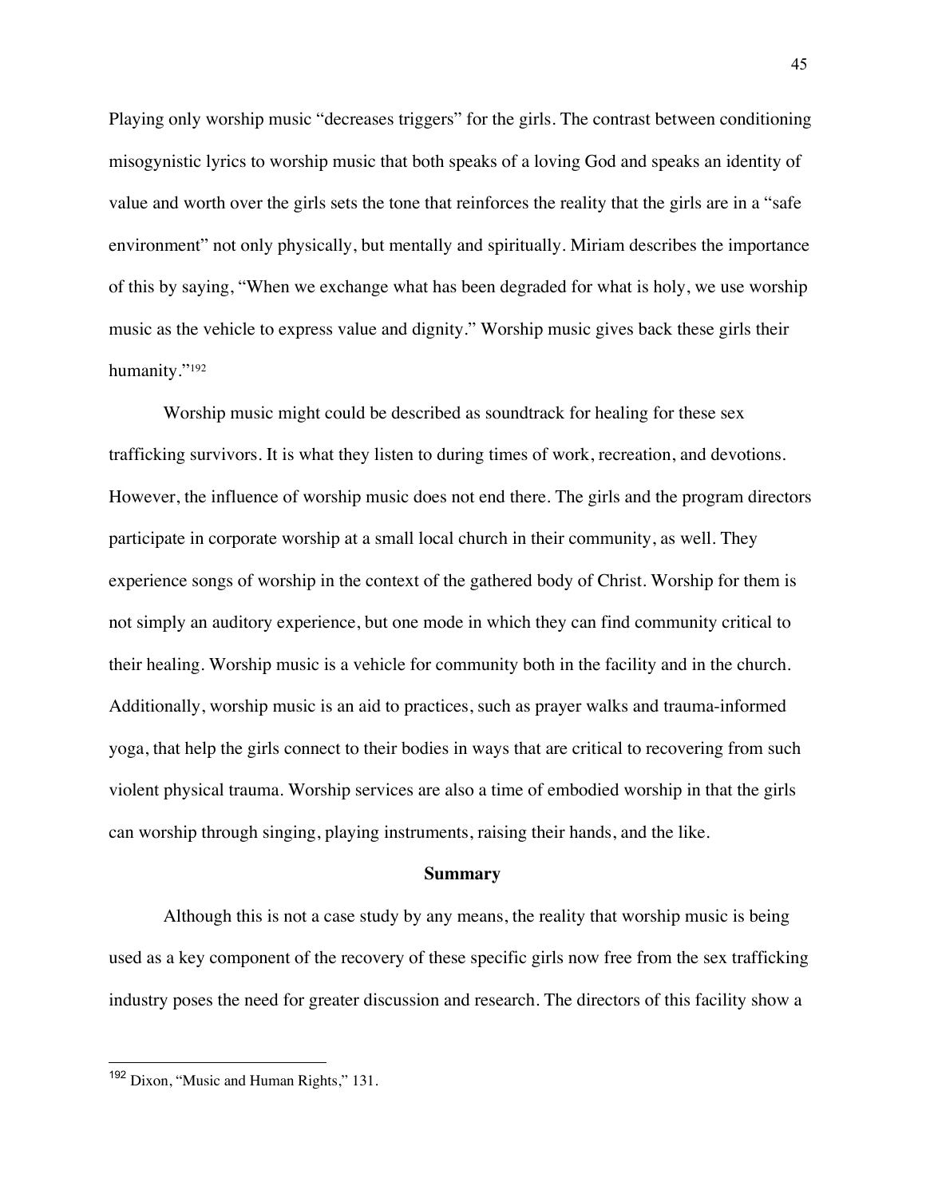Playing only worship music "decreases triggers" for the girls. The contrast between conditioning misogynistic lyrics to worship music that both speaks of a loving God and speaks an identity of value and worth over the girls sets the tone that reinforces the reality that the girls are in a "safe environment" not only physically, but mentally and spiritually. Miriam describes the importance of this by saying, "When we exchange what has been degraded for what is holy, we use worship music as the vehicle to express value and dignity." Worship music gives back these girls their humanity."[192]

Worship music might could be described as soundtrack for healing for these sex trafficking survivors. It is what they listen to during times of work, recreation, and devotions. However, the influence of worship music does not end there. The girls and the program directors participate in corporate worship at a small local church in their community, as well. They experience songs of worship in the context of the gathered body of Christ. Worship for them is not simply an auditory experience, but one mode in which they can find community critical to their healing. Worship music is a vehicle for community both in the facility and in the church. Additionally, worship music is an aid to practices, such as prayer walks and trauma-informed yoga, that help the girls connect to their bodies in ways that are critical to recovering from such violent physical trauma. Worship services are also a time of embodied worship in that the girls can worship through singing, playing instruments, raising their hands, and the like.

## Summary

Although this is not a case study by any means, the reality that worship music is being used as a key component of the recovery of these specific girls now free from the sex trafficking industry poses the need for greater discussion and research. The directors of this facility show a

---

[192] Dixon, "Music and Human Rights," 131.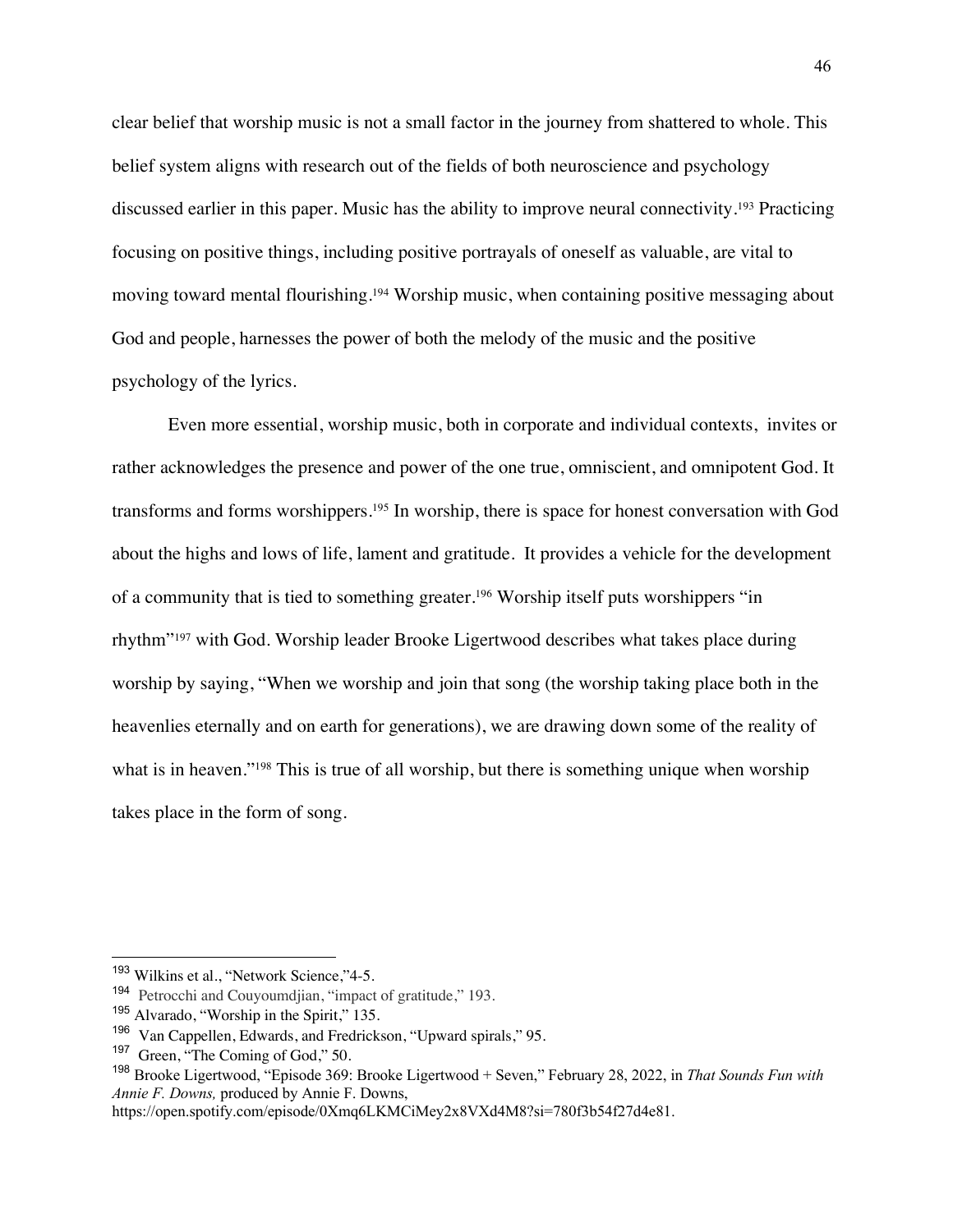clear belief that worship music is not a small factor in the journey from shattered to whole. This belief system aligns with research out of the fields of both neuroscience and psychology discussed earlier in this paper. Music has the ability to improve neural connectivity.[193] Practicing focusing on positive things, including positive portrayals of oneself as valuable, are vital to moving toward mental flourishing.[194] Worship music, when containing positive messaging about God and people, harnesses the power of both the melody of the music and the positive psychology of the lyrics.

Even more essential, worship music, both in corporate and individual contexts, invites or rather acknowledges the presence and power of the one true, omniscient, and omnipotent God. It transforms and forms worshippers.[195] In worship, there is space for honest conversation with God about the highs and lows of life, lament and gratitude. It provides a vehicle for the development of a community that is tied to something greater.[196] Worship itself puts worshippers "in rhythm"[197] with God. Worship leader Brooke Ligertwood describes what takes place during worship by saying, "When we worship and join that song (the worship taking place both in the heavenlies eternally and on earth for generations), we are drawing down some of the reality of what is in heaven."[198] This is true of all worship, but there is something unique when worship takes place in the form of song.

---

[193] Wilkins et al., "Network Science,"4-5.

[194] Petrocchi and Couyoumdjian, "impact of gratitude," 193.

[195] Alvarado, "Worship in the Spirit," 135.

[196] Van Cappellen, Edwards, and Fredrickson, "Upward spirals," 95.

[197] Green, "The Coming of God," 50.

[198] Brooke Ligertwood, "Episode 369: Brooke Ligertwood + Seven," February 28, 2022, in *That Sounds Fun with Annie F. Downs,* produced by Annie F. Downs, https://open.spotify.com/episode/0Xmq6LKMCiMey2x8VXd4M8?si=780f3b54f27d4e81.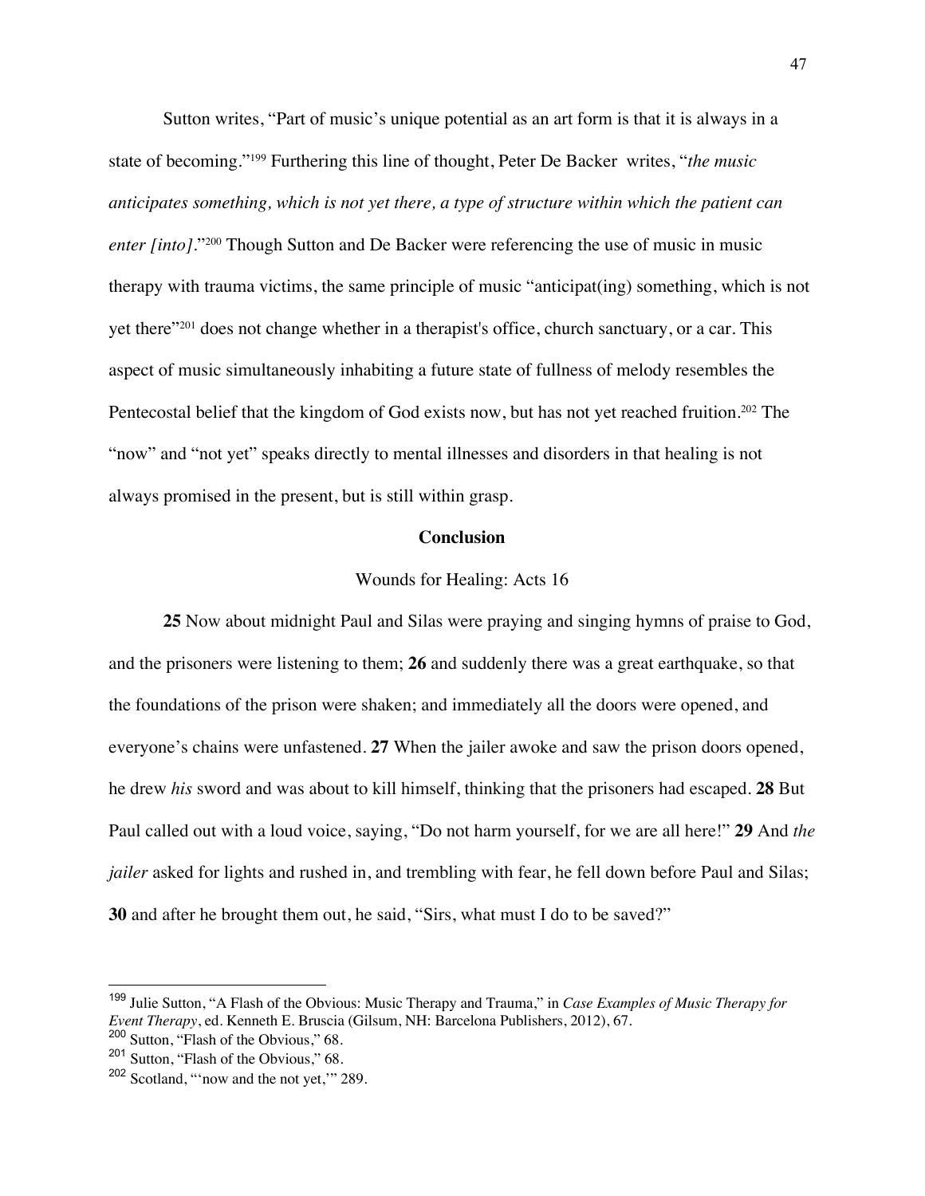Sutton writes, "Part of music's unique potential as an art form is that it is always in a state of becoming."[199] Furthering this line of thought, Peter De Backer writes, "*the music anticipates something, which is not yet there, a type of structure within which the patient can enter [into].*"[200] Though Sutton and De Backer were referencing the use of music in music therapy with trauma victims, the same principle of music "anticipat(ing) something, which is not yet there"[201] does not change whether in a therapist's office, church sanctuary, or a car. This aspect of music simultaneously inhabiting a future state of fullness of melody resembles the Pentecostal belief that the kingdom of God exists now, but has not yet reached fruition.[202] The "now" and "not yet" speaks directly to mental illnesses and disorders in that healing is not always promised in the present, but is still within grasp.

## Conclusion

### Wounds for Healing: Acts 16

**25** Now about midnight Paul and Silas were praying and singing hymns of praise to God, and the prisoners were listening to them; **26** and suddenly there was a great earthquake, so that the foundations of the prison were shaken; and immediately all the doors were opened, and everyone's chains were unfastened. **27** When the jailer awoke and saw the prison doors opened, he drew *his* sword and was about to kill himself, thinking that the prisoners had escaped. **28** But Paul called out with a loud voice, saying, "Do not harm yourself, for we are all here!" **29** And *the jailer* asked for lights and rushed in, and trembling with fear, he fell down before Paul and Silas; **30** and after he brought them out, he said, "Sirs, what must I do to be saved?"

---

[199] Julie Sutton, "A Flash of the Obvious: Music Therapy and Trauma," in *Case Examples of Music Therapy for Event Therapy*, ed. Kenneth E. Bruscia (Gilsum, NH: Barcelona Publishers, 2012), 67.

[200] Sutton, "Flash of the Obvious," 68.

[201] Sutton, "Flash of the Obvious," 68.

[202] Scotland, "'now and the not yet,'" 289.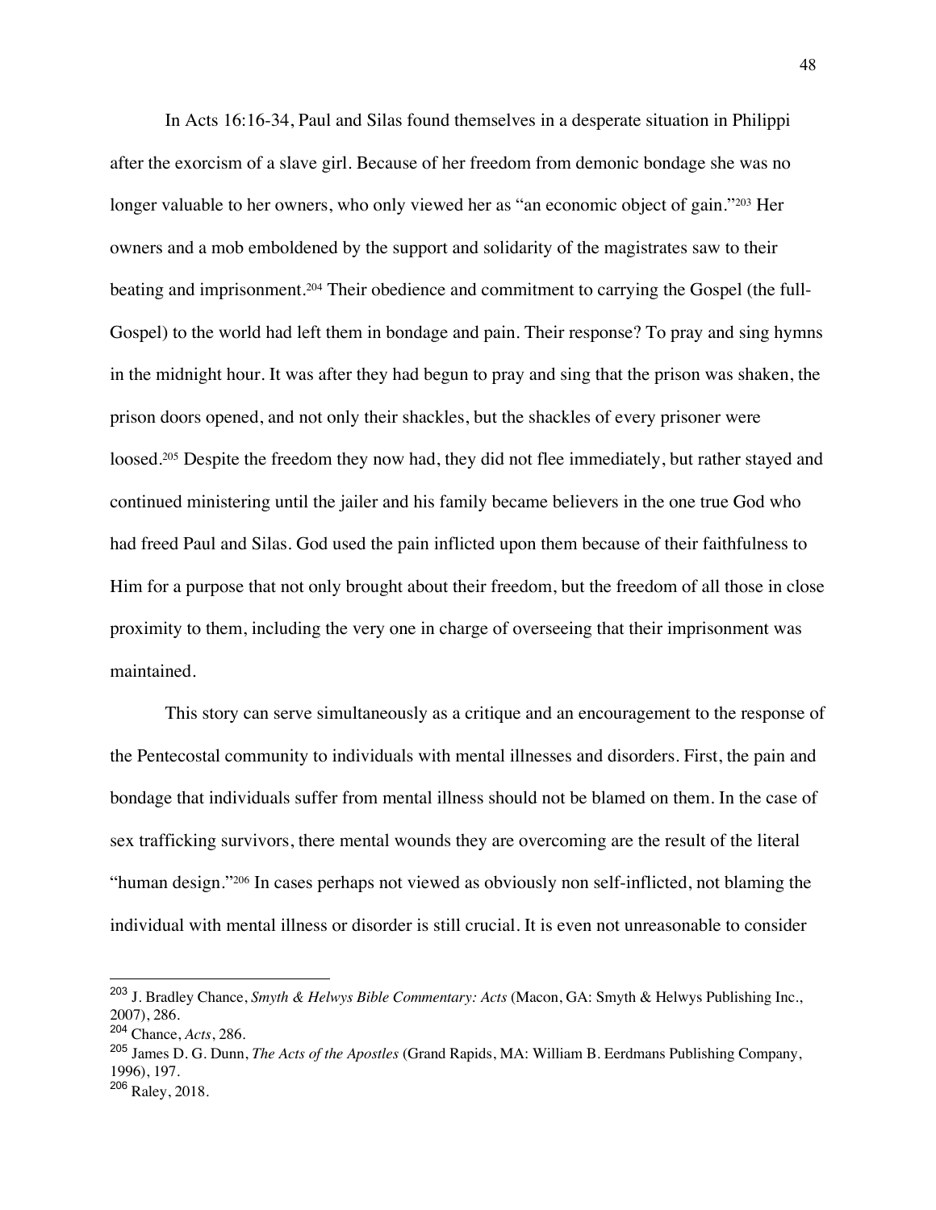In Acts 16:16-34, Paul and Silas found themselves in a desperate situation in Philippi after the exorcism of a slave girl. Because of her freedom from demonic bondage she was no longer valuable to her owners, who only viewed her as "an economic object of gain."[203] Her owners and a mob emboldened by the support and solidarity of the magistrates saw to their beating and imprisonment.[204] Their obedience and commitment to carrying the Gospel (the full-Gospel) to the world had left them in bondage and pain. Their response? To pray and sing hymns in the midnight hour. It was after they had begun to pray and sing that the prison was shaken, the prison doors opened, and not only their shackles, but the shackles of every prisoner were loosed.[205] Despite the freedom they now had, they did not flee immediately, but rather stayed and continued ministering until the jailer and his family became believers in the one true God who had freed Paul and Silas. God used the pain inflicted upon them because of their faithfulness to Him for a purpose that not only brought about their freedom, but the freedom of all those in close proximity to them, including the very one in charge of overseeing that their imprisonment was maintained.

This story can serve simultaneously as a critique and an encouragement to the response of the Pentecostal community to individuals with mental illnesses and disorders. First, the pain and bondage that individuals suffer from mental illness should not be blamed on them. In the case of sex trafficking survivors, there mental wounds they are overcoming are the result of the literal "human design."[206] In cases perhaps not viewed as obviously non self-inflicted, not blaming the individual with mental illness or disorder is still crucial. It is even not unreasonable to consider

---

[203] J. Bradley Chance, *Smyth & Helwys Bible Commentary: Acts* (Macon, GA: Smyth & Helwys Publishing Inc., 2007), 286.

[204] Chance, *Acts*, 286.

[205] James D. G. Dunn, *The Acts of the Apostles* (Grand Rapids, MA: William B. Eerdmans Publishing Company, 1996), 197.

[206] Raley, 2018.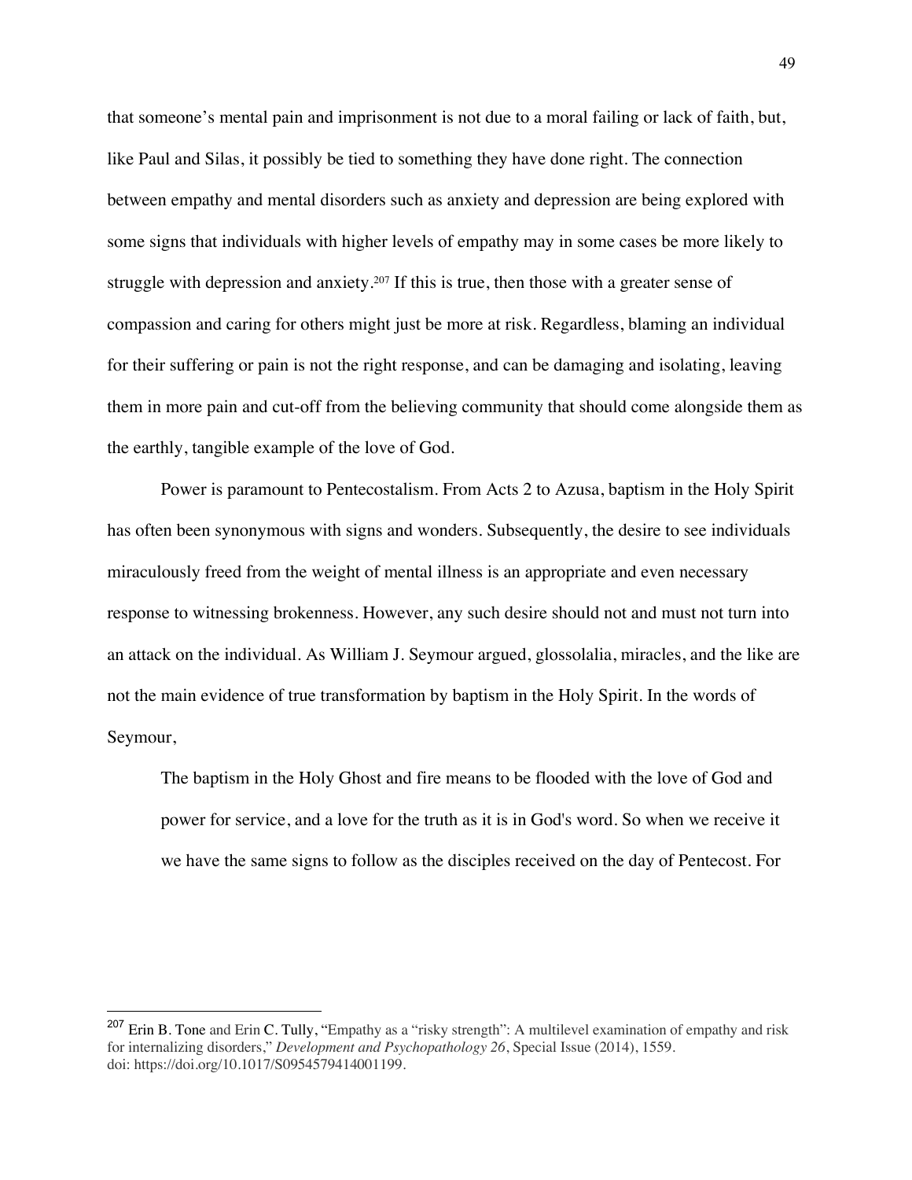that someone's mental pain and imprisonment is not due to a moral failing or lack of faith, but, like Paul and Silas, it possibly be tied to something they have done right. The connection between empathy and mental disorders such as anxiety and depression are being explored with some signs that individuals with higher levels of empathy may in some cases be more likely to struggle with depression and anxiety.[207] If this is true, then those with a greater sense of compassion and caring for others might just be more at risk. Regardless, blaming an individual for their suffering or pain is not the right response, and can be damaging and isolating, leaving them in more pain and cut-off from the believing community that should come alongside them as the earthly, tangible example of the love of God.

Power is paramount to Pentecostalism. From Acts 2 to Azusa, baptism in the Holy Spirit has often been synonymous with signs and wonders. Subsequently, the desire to see individuals miraculously freed from the weight of mental illness is an appropriate and even necessary response to witnessing brokenness. However, any such desire should not and must not turn into an attack on the individual. As William J. Seymour argued, glossolalia, miracles, and the like are not the main evidence of true transformation by baptism in the Holy Spirit. In the words of Seymour,

> The baptism in the Holy Ghost and fire means to be flooded with the love of God and power for service, and a love for the truth as it is in God's word. So when we receive it we have the same signs to follow as the disciples received on the day of Pentecost. For

---

[207] Erin B. Tone and Erin C. Tully, "Empathy as a "risky strength": A multilevel examination of empathy and risk for internalizing disorders," *Development and Psychopathology 26*, Special Issue (2014), 1559. doi: https://doi.org/10.1017/S0954579414001199.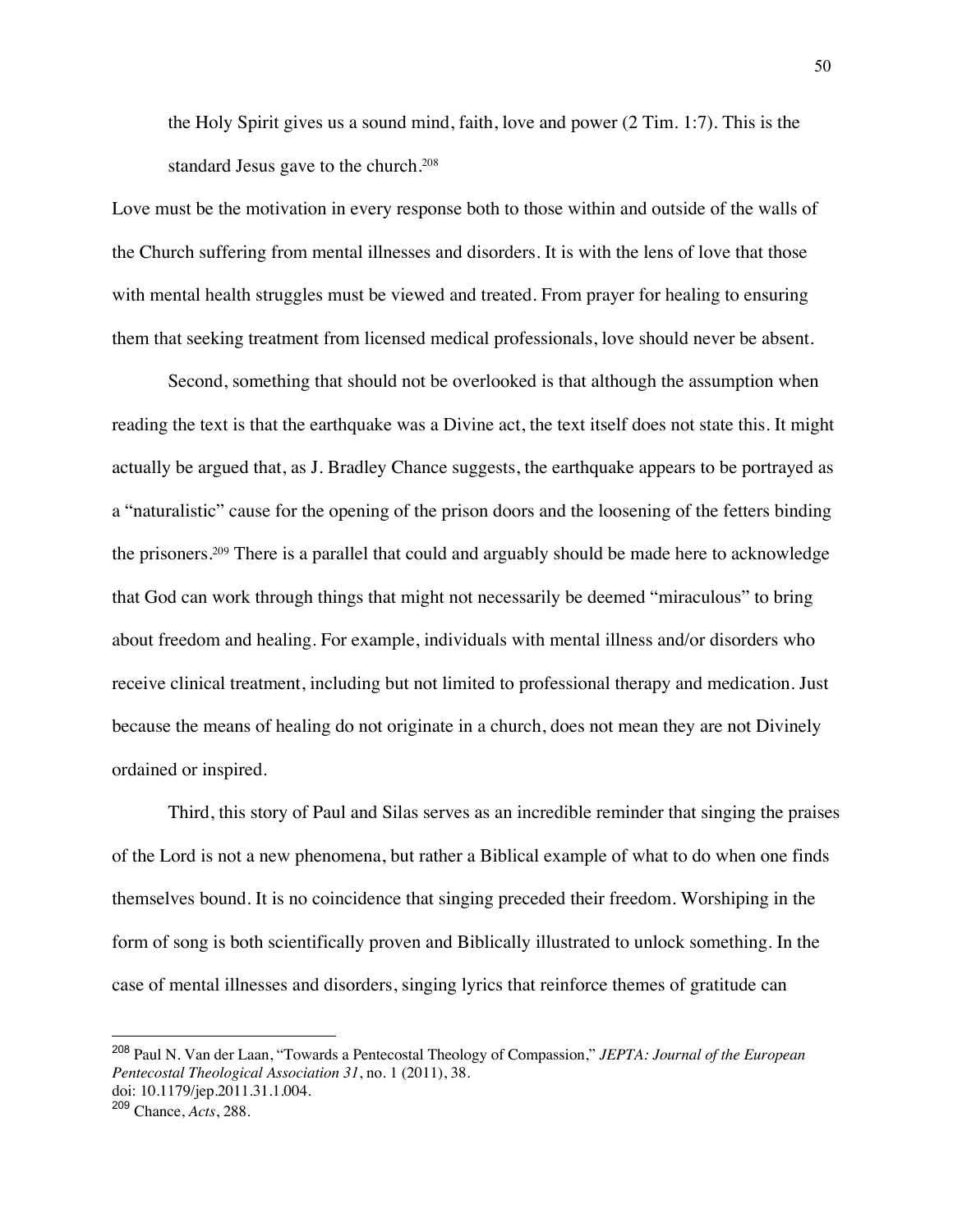> the Holy Spirit gives us a sound mind, faith, love and power (2 Tim. 1:7). This is the standard Jesus gave to the church.[208]

Love must be the motivation in every response both to those within and outside of the walls of the Church suffering from mental illnesses and disorders. It is with the lens of love that those with mental health struggles must be viewed and treated. From prayer for healing to ensuring them that seeking treatment from licensed medical professionals, love should never be absent.

Second, something that should not be overlooked is that although the assumption when reading the text is that the earthquake was a Divine act, the text itself does not state this. It might actually be argued that, as J. Bradley Chance suggests, the earthquake appears to be portrayed as a "naturalistic" cause for the opening of the prison doors and the loosening of the fetters binding the prisoners.[209] There is a parallel that could and arguably should be made here to acknowledge that God can work through things that might not necessarily be deemed "miraculous" to bring about freedom and healing. For example, individuals with mental illness and/or disorders who receive clinical treatment, including but not limited to professional therapy and medication. Just because the means of healing do not originate in a church, does not mean they are not Divinely ordained or inspired.

Third, this story of Paul and Silas serves as an incredible reminder that singing the praises of the Lord is not a new phenomena, but rather a Biblical example of what to do when one finds themselves bound. It is no coincidence that singing preceded their freedom. Worshiping in the form of song is both scientifically proven and Biblically illustrated to unlock something. In the case of mental illnesses and disorders, singing lyrics that reinforce themes of gratitude can

---

[208] Paul N. Van der Laan, "Towards a Pentecostal Theology of Compassion," *JEPTA: Journal of the European Pentecostal Theological Association 31*, no. 1 (2011), 38. doi: 10.1179/jep.2011.31.1.004.

[209] Chance, *Acts*, 288.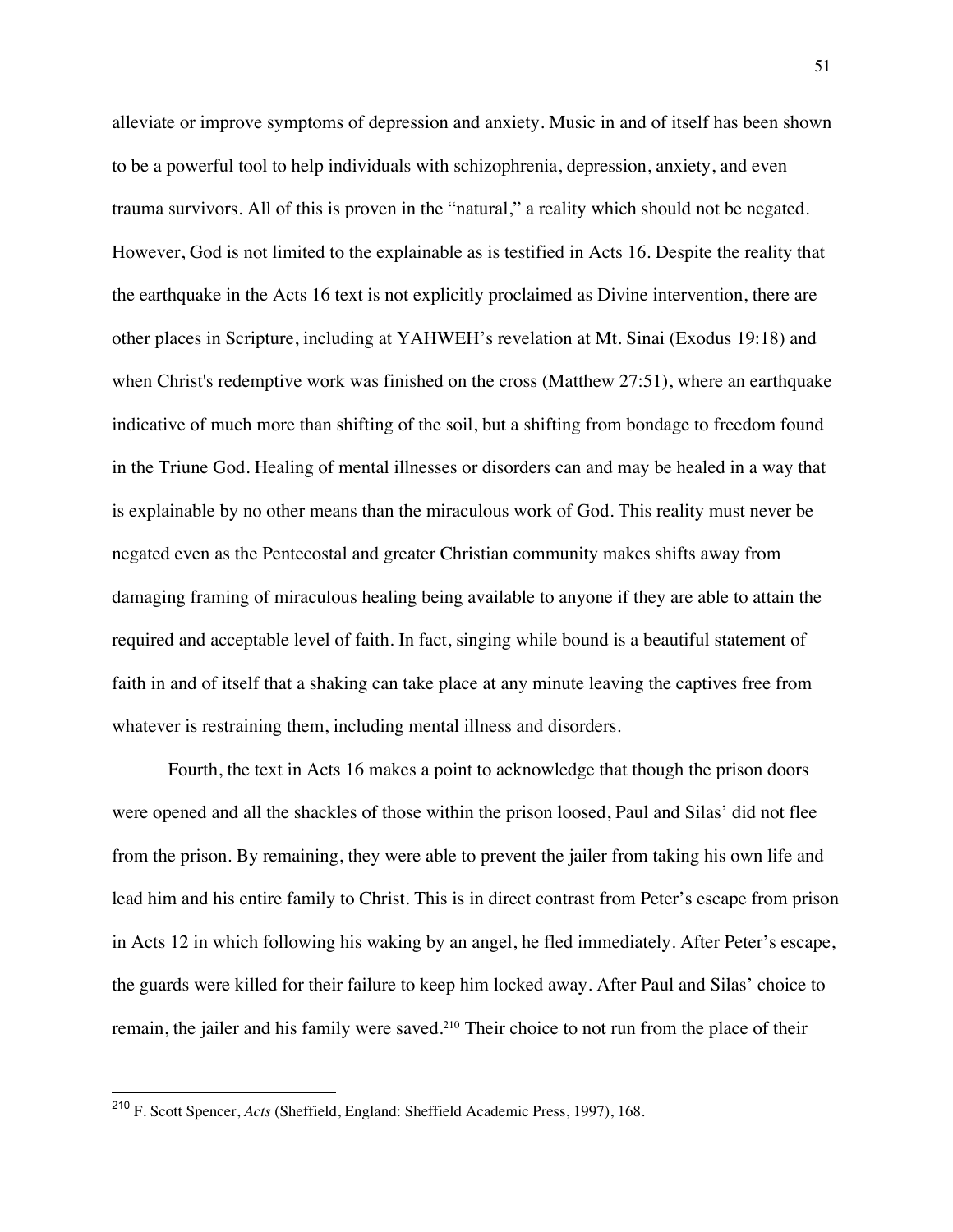alleviate or improve symptoms of depression and anxiety. Music in and of itself has been shown to be a powerful tool to help individuals with schizophrenia, depression, anxiety, and even trauma survivors. All of this is proven in the "natural," a reality which should not be negated. However, God is not limited to the explainable as is testified in Acts 16. Despite the reality that the earthquake in the Acts 16 text is not explicitly proclaimed as Divine intervention, there are other places in Scripture, including at YAHWEH's revelation at Mt. Sinai (Exodus 19:18) and when Christ's redemptive work was finished on the cross (Matthew 27:51), where an earthquake indicative of much more than shifting of the soil, but a shifting from bondage to freedom found in the Triune God. Healing of mental illnesses or disorders can and may be healed in a way that is explainable by no other means than the miraculous work of God. This reality must never be negated even as the Pentecostal and greater Christian community makes shifts away from damaging framing of miraculous healing being available to anyone if they are able to attain the required and acceptable level of faith. In fact, singing while bound is a beautiful statement of faith in and of itself that a shaking can take place at any minute leaving the captives free from whatever is restraining them, including mental illness and disorders.

Fourth, the text in Acts 16 makes a point to acknowledge that though the prison doors were opened and all the shackles of those within the prison loosed, Paul and Silas' did not flee from the prison. By remaining, they were able to prevent the jailer from taking his own life and lead him and his entire family to Christ. This is in direct contrast from Peter's escape from prison in Acts 12 in which following his waking by an angel, he fled immediately. After Peter's escape, the guards were killed for their failure to keep him locked away. After Paul and Silas' choice to remain, the jailer and his family were saved.[210] Their choice to not run from the place of their

---

[210] F. Scott Spencer, *Acts* (Sheffield, England: Sheffield Academic Press, 1997), 168.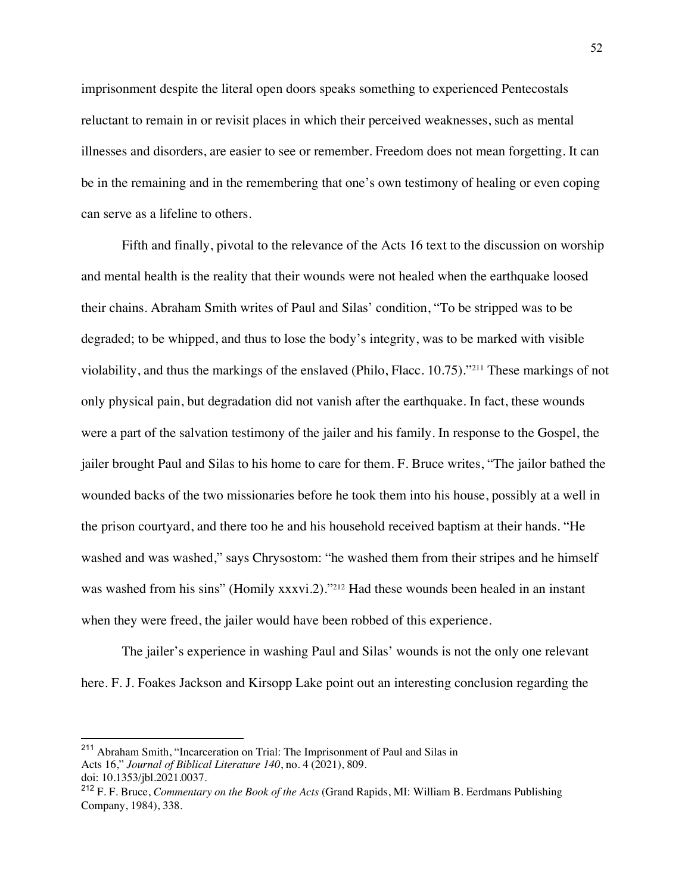imprisonment despite the literal open doors speaks something to experienced Pentecostals reluctant to remain in or revisit places in which their perceived weaknesses, such as mental illnesses and disorders, are easier to see or remember. Freedom does not mean forgetting. It can be in the remaining and in the remembering that one's own testimony of healing or even coping can serve as a lifeline to others.

Fifth and finally, pivotal to the relevance of the Acts 16 text to the discussion on worship and mental health is the reality that their wounds were not healed when the earthquake loosed their chains. Abraham Smith writes of Paul and Silas' condition, "To be stripped was to be degraded; to be whipped, and thus to lose the body's integrity, was to be marked with visible violability, and thus the markings of the enslaved (Philo, Flacc. 10.75)."[211] These markings of not only physical pain, but degradation did not vanish after the earthquake. In fact, these wounds were a part of the salvation testimony of the jailer and his family. In response to the Gospel, the jailer brought Paul and Silas to his home to care for them. F. Bruce writes, "The jailor bathed the wounded backs of the two missionaries before he took them into his house, possibly at a well in the prison courtyard, and there too he and his household received baptism at their hands. "He washed and was washed," says Chrysostom: "he washed them from their stripes and he himself was washed from his sins" (Homily xxxvi.2)."[212] Had these wounds been healed in an instant when they were freed, the jailer would have been robbed of this experience.

The jailer's experience in washing Paul and Silas' wounds is not the only one relevant here. F. J. Foakes Jackson and Kirsopp Lake point out an interesting conclusion regarding the

---

[211] Abraham Smith, "Incarceration on Trial: The Imprisonment of Paul and Silas in Acts 16," *Journal of Biblical Literature 140*, no. 4 (2021), 809. doi: 10.1353/jbl.2021.0037.

[212] F. F. Bruce, *Commentary on the Book of the Acts* (Grand Rapids, MI: William B. Eerdmans Publishing Company, 1984), 338.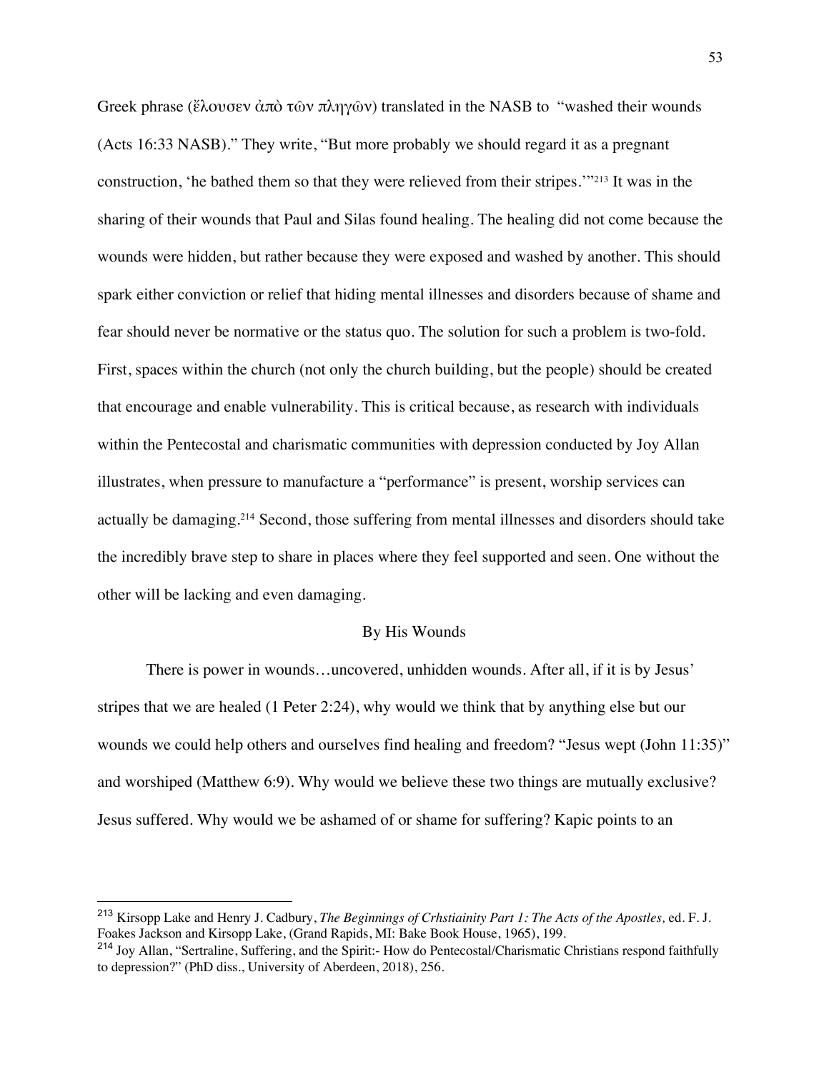Greek phrase (ἔλουσεν ἀπὸ τῶν πληγῶν) translated in the NASB to "washed their wounds (Acts 16:33 NASB)." They write, "But more probably we should regard it as a pregnant construction, 'he bathed them so that they were relieved from their stripes.'"[213] It was in the sharing of their wounds that Paul and Silas found healing. The healing did not come because the wounds were hidden, but rather because they were exposed and washed by another. This should spark either conviction or relief that hiding mental illnesses and disorders because of shame and fear should never be normative or the status quo. The solution for such a problem is two-fold. First, spaces within the church (not only the church building, but the people) should be created that encourage and enable vulnerability. This is critical because, as research with individuals within the Pentecostal and charismatic communities with depression conducted by Joy Allan illustrates, when pressure to manufacture a "performance" is present, worship services can actually be damaging.[214] Second, those suffering from mental illnesses and disorders should take the incredibly brave step to share in places where they feel supported and seen. One without the other will be lacking and even damaging.

## By His Wounds

There is power in wounds…uncovered, unhidden wounds. After all, if it is by Jesus' stripes that we are healed (1 Peter 2:24), why would we think that by anything else but our wounds we could help others and ourselves find healing and freedom? "Jesus wept (John 11:35)" and worshiped (Matthew 6:9). Why would we believe these two things are mutually exclusive? Jesus suffered. Why would we be ashamed of or shame for suffering? Kapic points to an

---

[213] Kirsopp Lake and Henry J. Cadbury, *The Beginnings of Crhstiainity Part 1: The Acts of the Apostles,* ed. F. J. Foakes Jackson and Kirsopp Lake, (Grand Rapids, MI: Bake Book House, 1965), 199.

[214] Joy Allan, "Sertraline, Suffering, and the Spirit:- How do Pentecostal/Charismatic Christians respond faithfully to depression?" (PhD diss., University of Aberdeen, 2018), 256.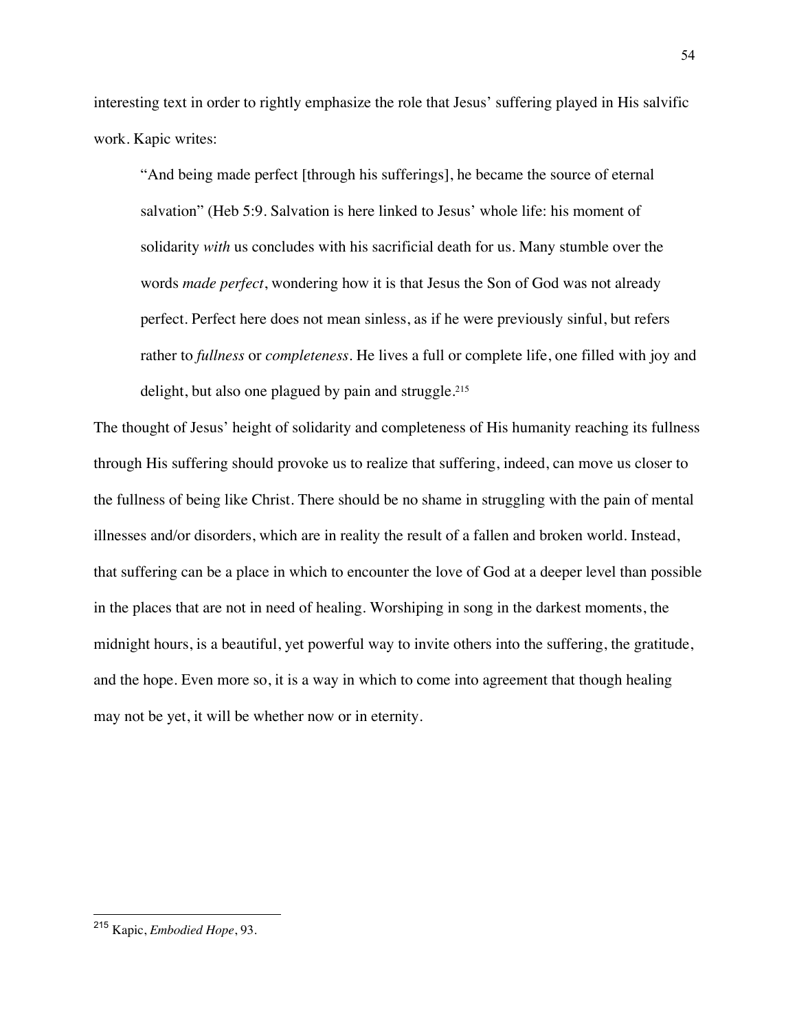interesting text in order to rightly emphasize the role that Jesus' suffering played in His salvific work. Kapic writes:

> "And being made perfect [through his sufferings], he became the source of eternal salvation" (Heb 5:9. Salvation is here linked to Jesus' whole life: his moment of solidarity *with* us concludes with his sacrificial death for us. Many stumble over the words *made perfect*, wondering how it is that Jesus the Son of God was not already perfect. Perfect here does not mean sinless, as if he were previously sinful, but refers rather to *fullness* or *completeness*. He lives a full or complete life, one filled with joy and delight, but also one plagued by pain and struggle.[215]

The thought of Jesus' height of solidarity and completeness of His humanity reaching its fullness through His suffering should provoke us to realize that suffering, indeed, can move us closer to the fullness of being like Christ. There should be no shame in struggling with the pain of mental illnesses and/or disorders, which are in reality the result of a fallen and broken world. Instead, that suffering can be a place in which to encounter the love of God at a deeper level than possible in the places that are not in need of healing. Worshiping in song in the darkest moments, the midnight hours, is a beautiful, yet powerful way to invite others into the suffering, the gratitude, and the hope. Even more so, it is a way in which to come into agreement that though healing may not be yet, it will be whether now or in eternity.

---

[215] Kapic, *Embodied Hope*, 93.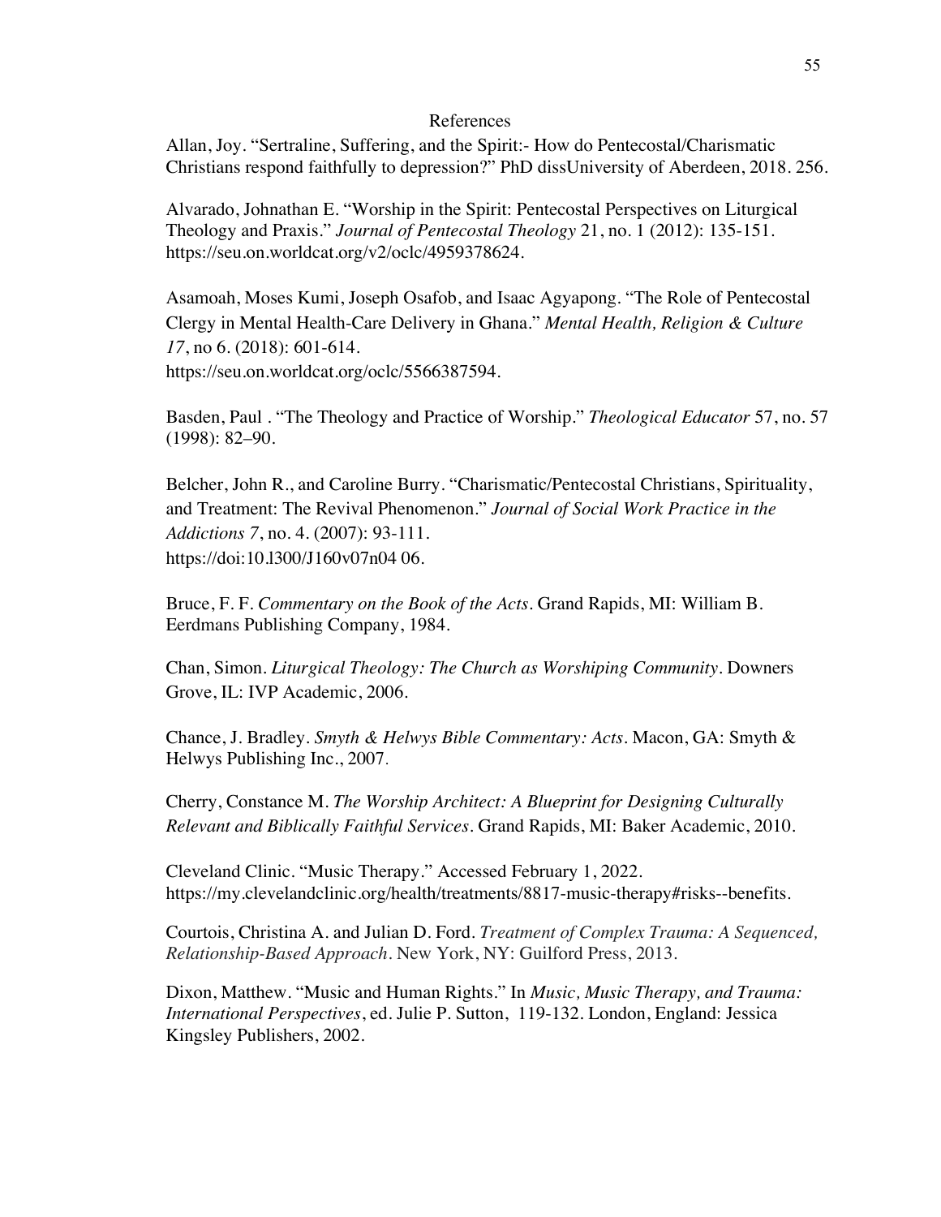# References

Allan, Joy. "Sertraline, Suffering, and the Spirit:- How do Pentecostal/Charismatic Christians respond faithfully to depression?" PhD dissUniversity of Aberdeen, 2018. 256.

Alvarado, Johnathan E. "Worship in the Spirit: Pentecostal Perspectives on Liturgical Theology and Praxis." *Journal of Pentecostal Theology* 21, no. 1 (2012): 135-151. https://seu.on.worldcat.org/v2/oclc/4959378624.

Asamoah, Moses Kumi, Joseph Osafob, and Isaac Agyapong. "The Role of Pentecostal Clergy in Mental Health-Care Delivery in Ghana." *Mental Health, Religion & Culture 17*, no 6. (2018): 601-614. https://seu.on.worldcat.org/oclc/5566387594.

Basden, Paul . "The Theology and Practice of Worship." *Theological Educator* 57, no. 57 (1998): 82–90.

Belcher, John R., and Caroline Burry. "Charismatic/Pentecostal Christians, Spirituality, and Treatment: The Revival Phenomenon." *Journal of Social Work Practice in the Addictions 7*, no. 4. (2007): 93-111. https://doi:10.l300/J160v07n04 06.

Bruce, F. F. *Commentary on the Book of the Acts*. Grand Rapids, MI: William B. Eerdmans Publishing Company, 1984.

Chan, Simon. *Liturgical Theology: The Church as Worshiping Community*. Downers Grove, IL: IVP Academic, 2006.

Chance, J. Bradley. *Smyth & Helwys Bible Commentary: Acts*. Macon, GA: Smyth & Helwys Publishing Inc., 2007.

Cherry, Constance M. *The Worship Architect: A Blueprint for Designing Culturally Relevant and Biblically Faithful Services*. Grand Rapids, MI: Baker Academic, 2010.

Cleveland Clinic. "Music Therapy." Accessed February 1, 2022. https://my.clevelandclinic.org/health/treatments/8817-music-therapy#risks--benefits.

Courtois, Christina A. and Julian D. Ford. *Treatment of Complex Trauma: A Sequenced, Relationship-Based Approach*. New York, NY: Guilford Press, 2013.

Dixon, Matthew. "Music and Human Rights." In *Music, Music Therapy, and Trauma: International Perspectives*, ed. Julie P. Sutton, 119-132. London, England: Jessica Kingsley Publishers, 2002.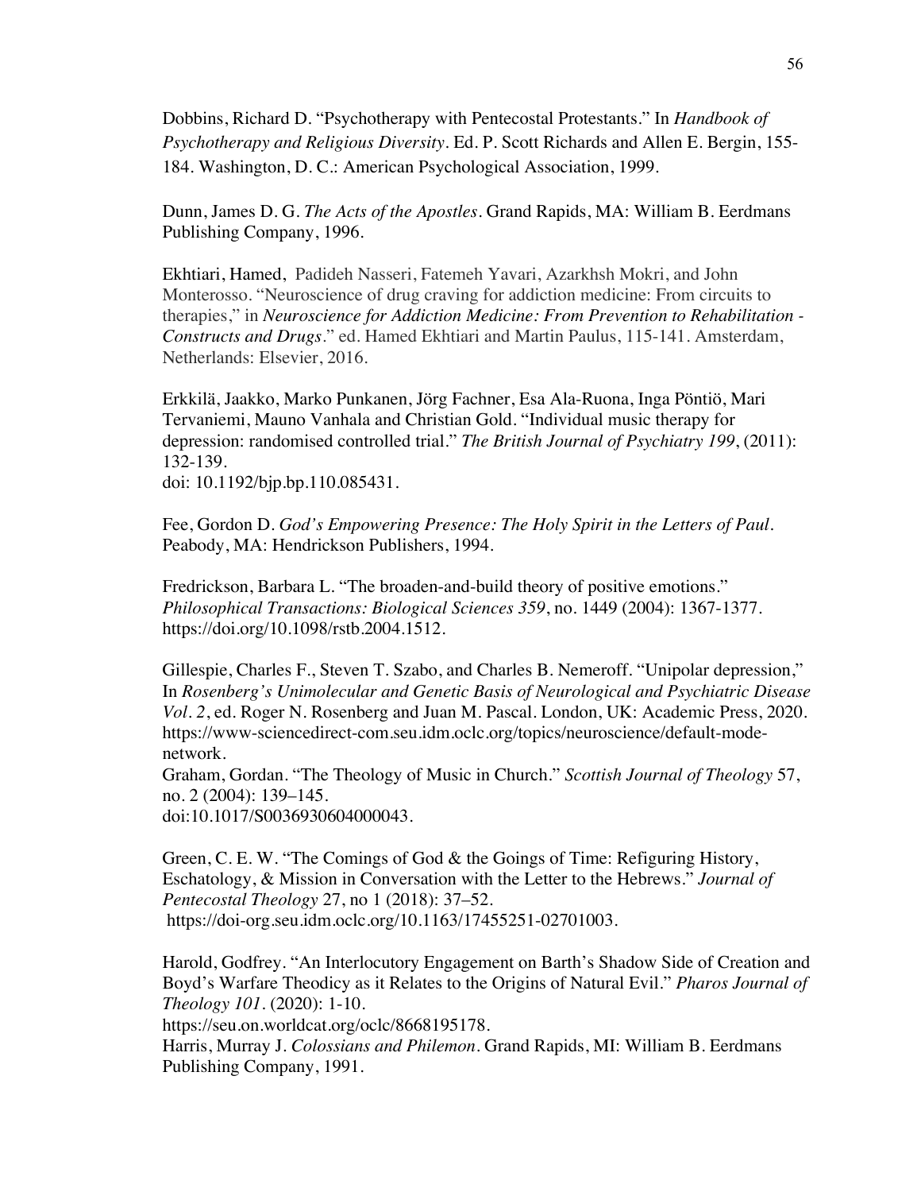Dobbins, Richard D. "Psychotherapy with Pentecostal Protestants." In *Handbook of Psychotherapy and Religious Diversity*. Ed. P. Scott Richards and Allen E. Bergin, 155-184. Washington, D. C.: American Psychological Association, 1999.

Dunn, James D. G. *The Acts of the Apostles*. Grand Rapids, MA: William B. Eerdmans Publishing Company, 1996.

Ekhtiari, Hamed, Padideh Nasseri, Fatemeh Yavari, Azarkhsh Mokri, and John Monterosso. "Neuroscience of drug craving for addiction medicine: From circuits to therapies," in *Neuroscience for Addiction Medicine: From Prevention to Rehabilitation - Constructs and Drugs*." ed. Hamed Ekhtiari and Martin Paulus, 115-141. Amsterdam, Netherlands: Elsevier, 2016.

Erkkilä, Jaakko, Marko Punkanen, Jörg Fachner, Esa Ala-Ruona, Inga Pöntiö, Mari Tervaniemi, Mauno Vanhala and Christian Gold. "Individual music therapy for depression: randomised controlled trial." *The British Journal of Psychiatry 199*, (2011): 132-139.
doi: 10.1192/bjp.bp.110.085431.

Fee, Gordon D. *God's Empowering Presence: The Holy Spirit in the Letters of Paul*. Peabody, MA: Hendrickson Publishers, 1994.

Fredrickson, Barbara L. "The broaden-and-build theory of positive emotions." *Philosophical Transactions: Biological Sciences 359*, no. 1449 (2004): 1367-1377. https://doi.org/10.1098/rstb.2004.1512.

Gillespie, Charles F., Steven T. Szabo, and Charles B. Nemeroff. "Unipolar depression," In *Rosenberg's Unimolecular and Genetic Basis of Neurological and Psychiatric Disease Vol. 2*, ed. Roger N. Rosenberg and Juan M. Pascal. London, UK: Academic Press, 2020. https://www-sciencedirect-com.seu.idm.oclc.org/topics/neuroscience/default-mode-network.
Graham, Gordan. "The Theology of Music in Church." *Scottish Journal of Theology* 57, no. 2 (2004): 139–145.
doi:10.1017/S0036930604000043.

Green, C. E. W. "The Comings of God & the Goings of Time: Refiguring History, Eschatology, & Mission in Conversation with the Letter to the Hebrews." *Journal of Pentecostal Theology* 27, no 1 (2018): 37–52.
https://doi-org.seu.idm.oclc.org/10.1163/17455251-02701003.

Harold, Godfrey. "An Interlocutory Engagement on Barth's Shadow Side of Creation and Boyd's Warfare Theodicy as it Relates to the Origins of Natural Evil." *Pharos Journal of Theology 101*. (2020): 1-10.
https://seu.on.worldcat.org/oclc/8668195178.
Harris, Murray J. *Colossians and Philemon*. Grand Rapids, MI: William B. Eerdmans Publishing Company, 1991.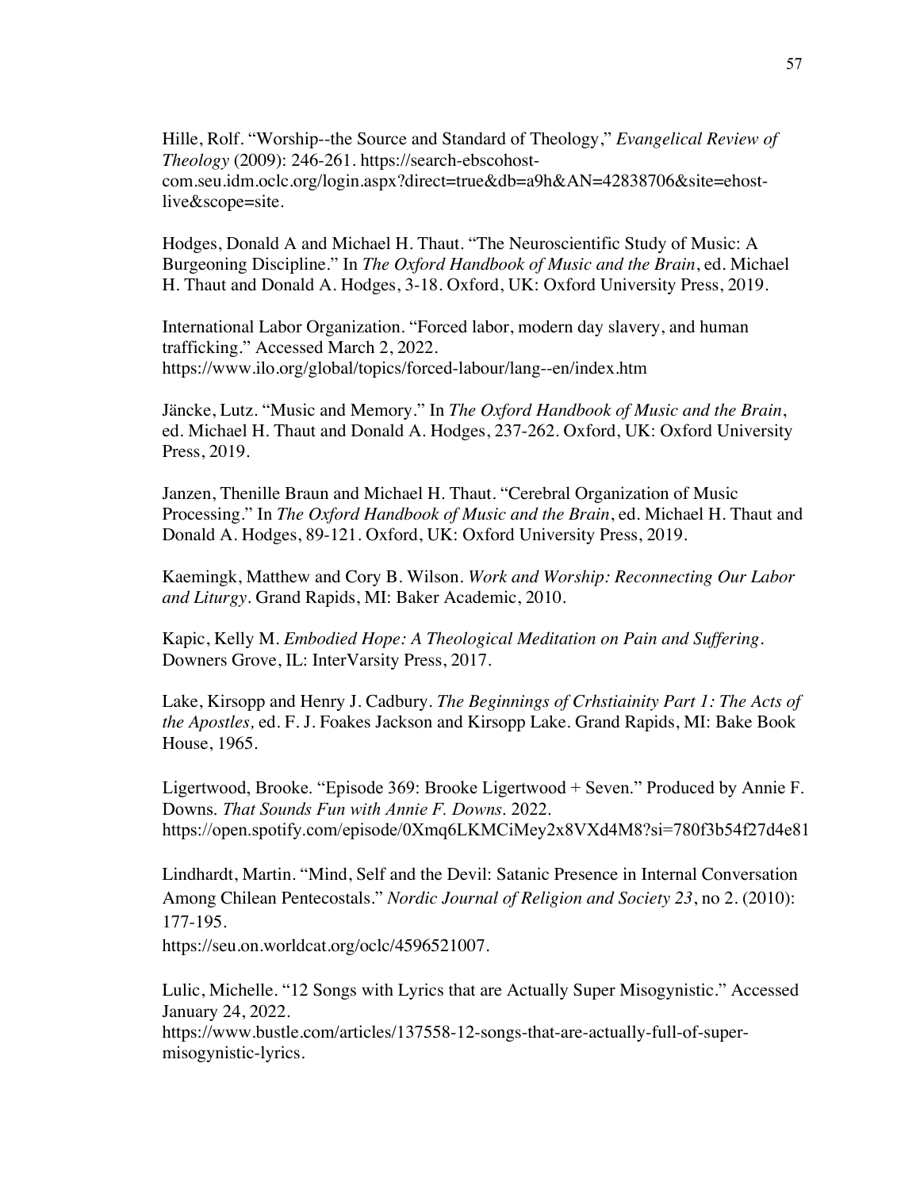Hille, Rolf. "Worship--the Source and Standard of Theology," *Evangelical Review of Theology* (2009): 246-261. https://search-ebscohost-com.seu.idm.oclc.org/login.aspx?direct=true&db=a9h&AN=42838706&site=ehost-live&scope=site.

Hodges, Donald A and Michael H. Thaut. "The Neuroscientific Study of Music: A Burgeoning Discipline." In *The Oxford Handbook of Music and the Brain*, ed. Michael H. Thaut and Donald A. Hodges, 3-18. Oxford, UK: Oxford University Press, 2019.

International Labor Organization. "Forced labor, modern day slavery, and human trafficking." Accessed March 2, 2022. https://www.ilo.org/global/topics/forced-labour/lang--en/index.htm

Jäncke, Lutz. "Music and Memory." In *The Oxford Handbook of Music and the Brain*, ed. Michael H. Thaut and Donald A. Hodges, 237-262. Oxford, UK: Oxford University Press, 2019.

Janzen, Thenille Braun and Michael H. Thaut. "Cerebral Organization of Music Processing." In *The Oxford Handbook of Music and the Brain*, ed. Michael H. Thaut and Donald A. Hodges, 89-121. Oxford, UK: Oxford University Press, 2019.

Kaemingk, Matthew and Cory B. Wilson. *Work and Worship: Reconnecting Our Labor and Liturgy*. Grand Rapids, MI: Baker Academic, 2010.

Kapic, Kelly M. *Embodied Hope: A Theological Meditation on Pain and Suffering*. Downers Grove, IL: InterVarsity Press, 2017.

Lake, Kirsopp and Henry J. Cadbury. *The Beginnings of Crhstiainity Part 1: The Acts of the Apostles,* ed. F. J. Foakes Jackson and Kirsopp Lake. Grand Rapids, MI: Bake Book House, 1965.

Ligertwood, Brooke. "Episode 369: Brooke Ligertwood + Seven." Produced by Annie F. Downs. *That Sounds Fun with Annie F. Downs.* 2022. https://open.spotify.com/episode/0Xmq6LKMCiMey2x8VXd4M8?si=780f3b54f27d4e81

Lindhardt, Martin. "Mind, Self and the Devil: Satanic Presence in Internal Conversation Among Chilean Pentecostals." *Nordic Journal of Religion and Society 23*, no 2. (2010): 177-195.
https://seu.on.worldcat.org/oclc/4596521007.

Lulic, Michelle. "12 Songs with Lyrics that are Actually Super Misogynistic." Accessed January 24, 2022.
https://www.bustle.com/articles/137558-12-songs-that-are-actually-full-of-super-misogynistic-lyrics.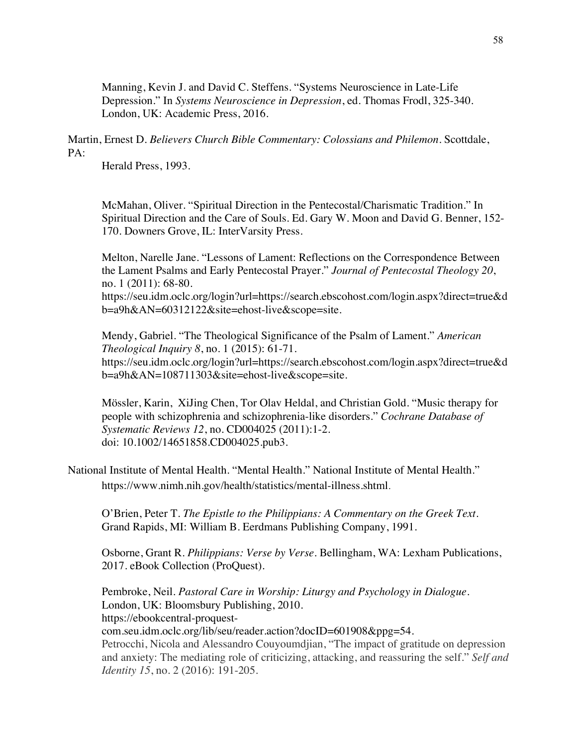Manning, Kevin J. and David C. Steffens. "Systems Neuroscience in Late-Life Depression." In *Systems Neuroscience in Depression*, ed. Thomas Frodl, 325-340. London, UK: Academic Press, 2016.

Martin, Ernest D. *Believers Church Bible Commentary: Colossians and Philemon*. Scottdale, PA:
Herald Press, 1993.

McMahan, Oliver. "Spiritual Direction in the Pentecostal/Charismatic Tradition." In Spiritual Direction and the Care of Souls. Ed. Gary W. Moon and David G. Benner, 152-170. Downers Grove, IL: InterVarsity Press.

Melton, Narelle Jane. "Lessons of Lament: Reflections on the Correspondence Between the Lament Psalms and Early Pentecostal Prayer." *Journal of Pentecostal Theology 20*, no. 1 (2011): 68-80. https://seu.idm.oclc.org/login?url=https://search.ebscohost.com/login.aspx?direct=true&db=a9h&AN=60312122&site=ehost-live&scope=site.

Mendy, Gabriel. "The Theological Significance of the Psalm of Lament." *American Theological Inquiry 8*, no. 1 (2015): 61-71. https://seu.idm.oclc.org/login?url=https://search.ebscohost.com/login.aspx?direct=true&db=a9h&AN=108711303&site=ehost-live&scope=site.

Mössler, Karin, XiJing Chen, Tor Olav Heldal, and Christian Gold. "Music therapy for people with schizophrenia and schizophrenia-like disorders." *Cochrane Database of Systematic Reviews 12*, no. CD004025 (2011):1-2. doi: 10.1002/14651858.CD004025.pub3.

National Institute of Mental Health. "Mental Health." National Institute of Mental Health." https://www.nimh.nih.gov/health/statistics/mental-illness.shtml.

O'Brien, Peter T. *The Epistle to the Philippians: A Commentary on the Greek Text*. Grand Rapids, MI: William B. Eerdmans Publishing Company, 1991.

Osborne, Grant R. *Philippians: Verse by Verse*. Bellingham, WA: Lexham Publications, 2017. eBook Collection (ProQuest).

Pembroke, Neil. *Pastoral Care in Worship: Liturgy and Psychology in Dialogue*. London, UK: Bloomsbury Publishing, 2010. https://ebookcentral-proquest-com.seu.idm.oclc.org/lib/seu/reader.action?docID=601908&ppg=54.

Petrocchi, Nicola and Alessandro Couyoumdjian, "The impact of gratitude on depression and anxiety: The mediating role of criticizing, attacking, and reassuring the self." *Self and Identity 15*, no. 2 (2016): 191-205.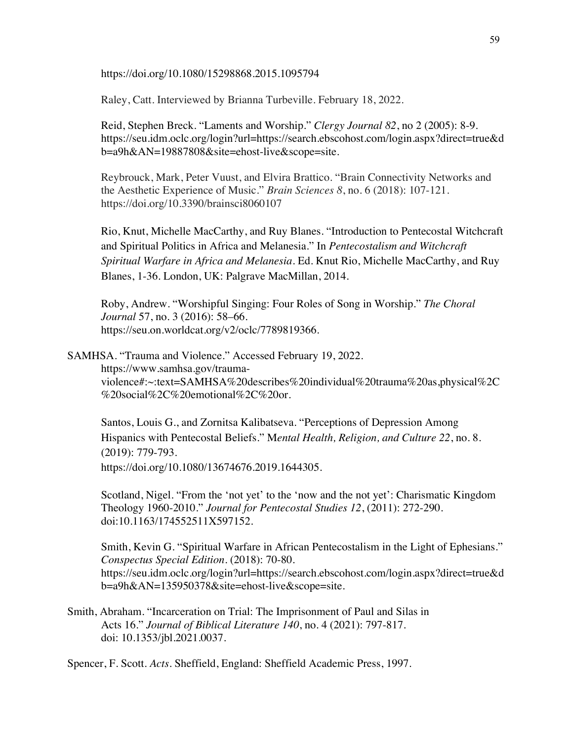https://doi.org/10.1080/15298868.2015.1095794

Raley, Catt. Interviewed by Brianna Turbeville. February 18, 2022.

Reid, Stephen Breck. "Laments and Worship." *Clergy Journal 82*, no 2 (2005): 8-9. https://seu.idm.oclc.org/login?url=https://search.ebscohost.com/login.aspx?direct=true&db=a9h&AN=19887808&site=ehost-live&scope=site.

Reybrouck, Mark, Peter Vuust, and Elvira Brattico. "Brain Connectivity Networks and the Aesthetic Experience of Music." *Brain Sciences 8*, no. 6 (2018): 107-121. https://doi.org/10.3390/brainsci8060107

Rio, Knut, Michelle MacCarthy, and Ruy Blanes. "Introduction to Pentecostal Witchcraft and Spiritual Politics in Africa and Melanesia." In *Pentecostalism and Witchcraft Spiritual Warfare in Africa and Melanesia*. Ed. Knut Rio, Michelle MacCarthy, and Ruy Blanes, 1-36. London, UK: Palgrave MacMillan, 2014.

Roby, Andrew. "Worshipful Singing: Four Roles of Song in Worship." *The Choral Journal* 57, no. 3 (2016): 58–66. https://seu.on.worldcat.org/v2/oclc/7789819366.

SAMHSA. "Trauma and Violence." Accessed February 19, 2022. https://www.samhsa.gov/trauma-violence#:~:text=SAMHSA%20describes%20individual%20trauma%20as,physical%2C%20social%2C%20emotional%2C%20or.

Santos, Louis G., and Zornitsa Kalibatseva. "Perceptions of Depression Among Hispanics with Pentecostal Beliefs." M*ental Health, Religion, and Culture 22*, no. 8. (2019): 779-793. https://doi.org/10.1080/13674676.2019.1644305.

Scotland, Nigel. "From the 'not yet' to the 'now and the not yet': Charismatic Kingdom Theology 1960-2010." *Journal for Pentecostal Studies 12*, (2011): 272-290. doi:10.1163/174552511X597152.

Smith, Kevin G. "Spiritual Warfare in African Pentecostalism in the Light of Ephesians." *Conspectus Special Edition*. (2018): 70-80. https://seu.idm.oclc.org/login?url=https://search.ebscohost.com/login.aspx?direct=true&db=a9h&AN=135950378&site=ehost-live&scope=site.

Smith, Abraham. "Incarceration on Trial: The Imprisonment of Paul and Silas in Acts 16." *Journal of Biblical Literature 140*, no. 4 (2021): 797-817. doi: 10.1353/jbl.2021.0037.

Spencer, F. Scott. *Acts*. Sheffield, England: Sheffield Academic Press, 1997.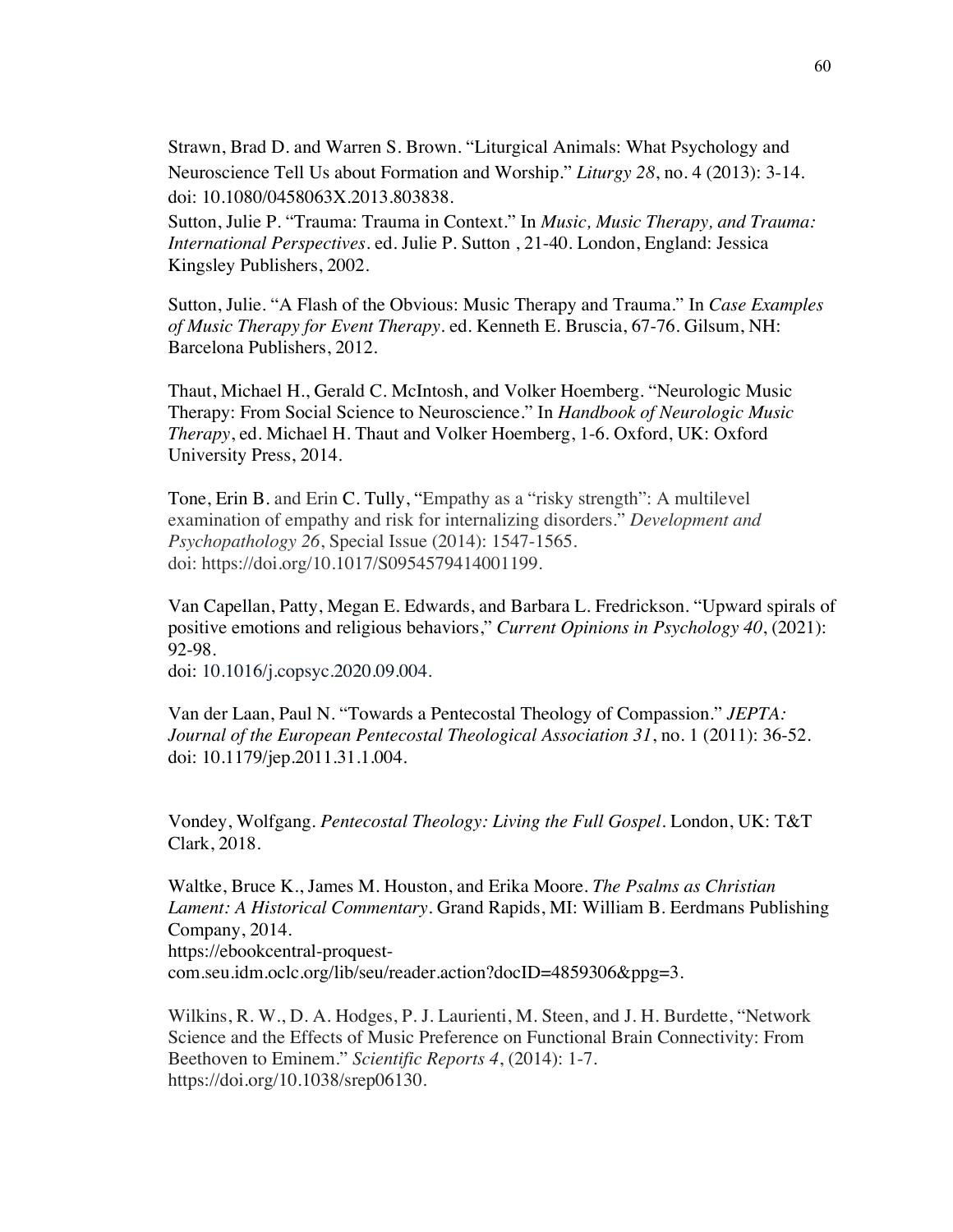Strawn, Brad D. and Warren S. Brown. "Liturgical Animals: What Psychology and Neuroscience Tell Us about Formation and Worship." *Liturgy 28*, no. 4 (2013): 3-14. doi: 10.1080/0458063X.2013.803838.

Sutton, Julie P. "Trauma: Trauma in Context." In *Music, Music Therapy, and Trauma: International Perspectives*. ed. Julie P. Sutton , 21-40. London, England: Jessica Kingsley Publishers, 2002.

Sutton, Julie. "A Flash of the Obvious: Music Therapy and Trauma." In *Case Examples of Music Therapy for Event Therapy*. ed. Kenneth E. Bruscia, 67-76. Gilsum, NH: Barcelona Publishers, 2012.

Thaut, Michael H., Gerald C. McIntosh, and Volker Hoemberg. "Neurologic Music Therapy: From Social Science to Neuroscience." In *Handbook of Neurologic Music Therapy*, ed. Michael H. Thaut and Volker Hoemberg, 1-6. Oxford, UK: Oxford University Press, 2014.

Tone, Erin B. and Erin C. Tully, "Empathy as a "risky strength": A multilevel examination of empathy and risk for internalizing disorders." *Development and Psychopathology 26*, Special Issue (2014): 1547-1565. doi: https://doi.org/10.1017/S0954579414001199.

Van Capellan, Patty, Megan E. Edwards, and Barbara L. Fredrickson. "Upward spirals of positive emotions and religious behaviors," *Current Opinions in Psychology 40*, (2021): 92-98. doi: 10.1016/j.copsyc.2020.09.004.

Van der Laan, Paul N. "Towards a Pentecostal Theology of Compassion." *JEPTA: Journal of the European Pentecostal Theological Association 31*, no. 1 (2011): 36-52. doi: 10.1179/jep.2011.31.1.004.

Vondey, Wolfgang. *Pentecostal Theology: Living the Full Gospel*. London, UK: T&T Clark, 2018.

Waltke, Bruce K., James M. Houston, and Erika Moore. *The Psalms as Christian Lament: A Historical Commentary*. Grand Rapids, MI: William B. Eerdmans Publishing Company, 2014. https://ebookcentral-proquest-com.seu.idm.oclc.org/lib/seu/reader.action?docID=4859306&ppg=3.

Wilkins, R. W., D. A. Hodges, P. J. Laurienti, M. Steen, and J. H. Burdette, "Network Science and the Effects of Music Preference on Functional Brain Connectivity: From Beethoven to Eminem." *Scientific Reports 4*, (2014): 1-7. https://doi.org/10.1038/srep06130.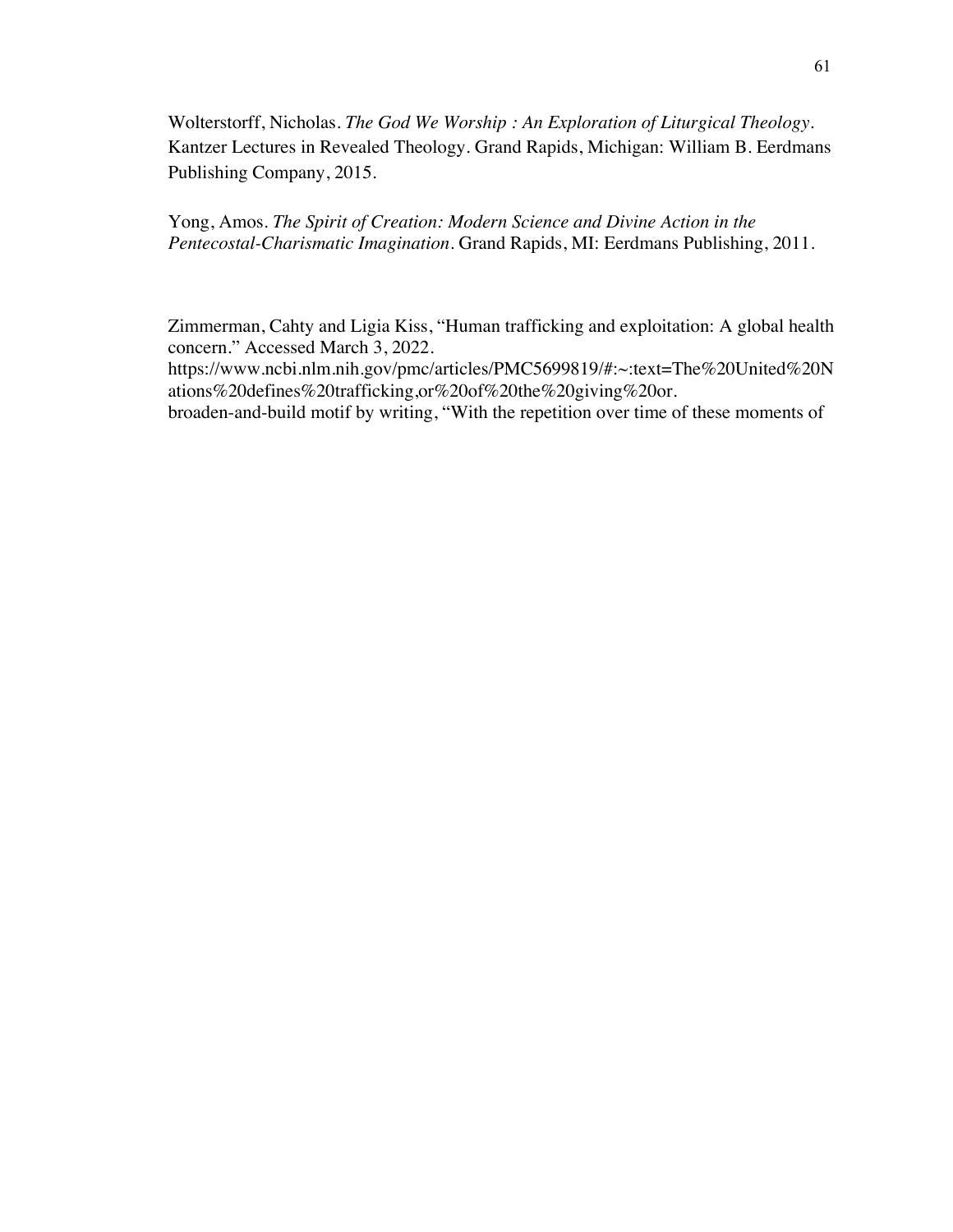Wolterstorff, Nicholas. *The God We Worship : An Exploration of Liturgical Theology*. Kantzer Lectures in Revealed Theology. Grand Rapids, Michigan: William B. Eerdmans Publishing Company, 2015.

Yong, Amos. *The Spirit of Creation: Modern Science and Divine Action in the Pentecostal-Charismatic Imagination*. Grand Rapids, MI: Eerdmans Publishing, 2011.

Zimmerman, Cahty and Ligia Kiss, "Human trafficking and exploitation: A global health concern." Accessed March 3, 2022. https://www.ncbi.nlm.nih.gov/pmc/articles/PMC5699819/#:~:text=The%20United%20Nations%20defines%20trafficking,or%20of%20the%20giving%20or.
broaden-and-build motif by writing, "With the repetition over time of these moments of